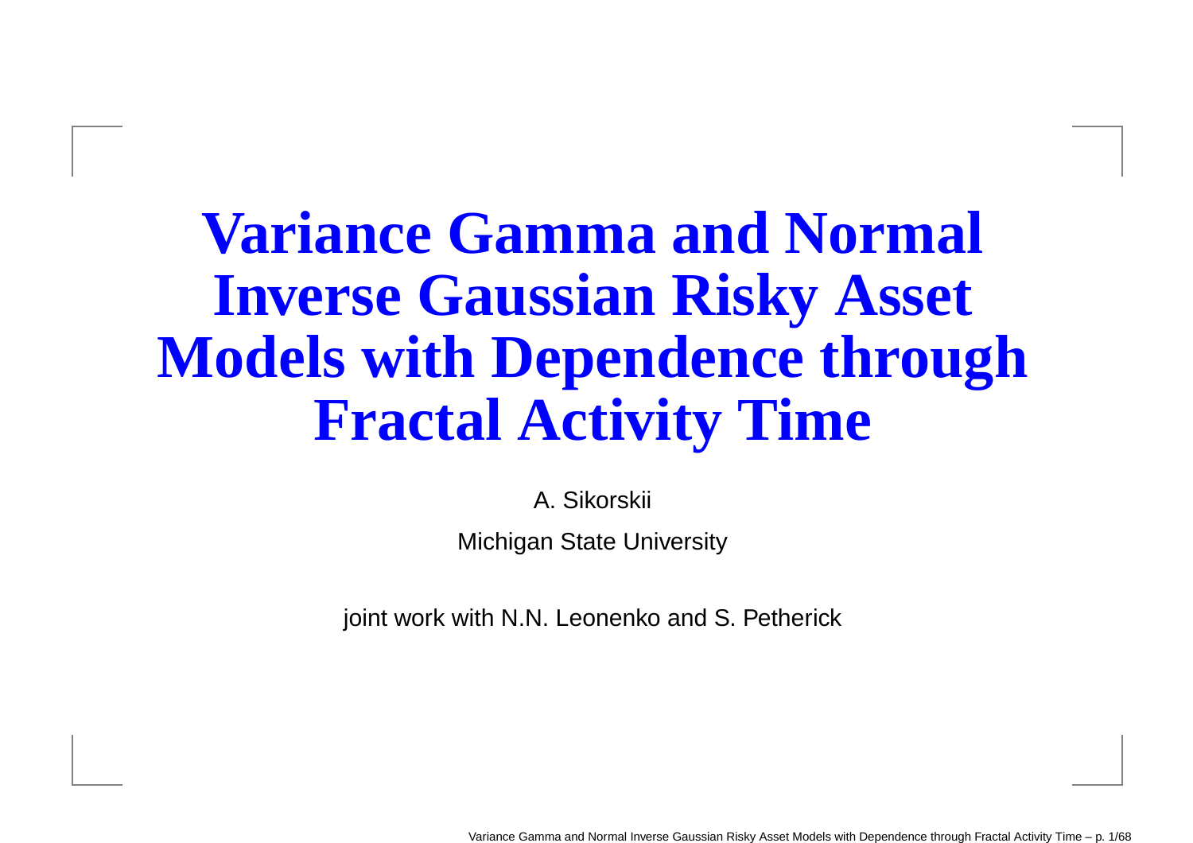# Variance Gamma and Normal Inverse Gaussian Risky Asset Models with Dependence through Fractal Activity Time

A. Sikorskii

Michigan State University

joint work with N.N. Leonenko and S. Petherick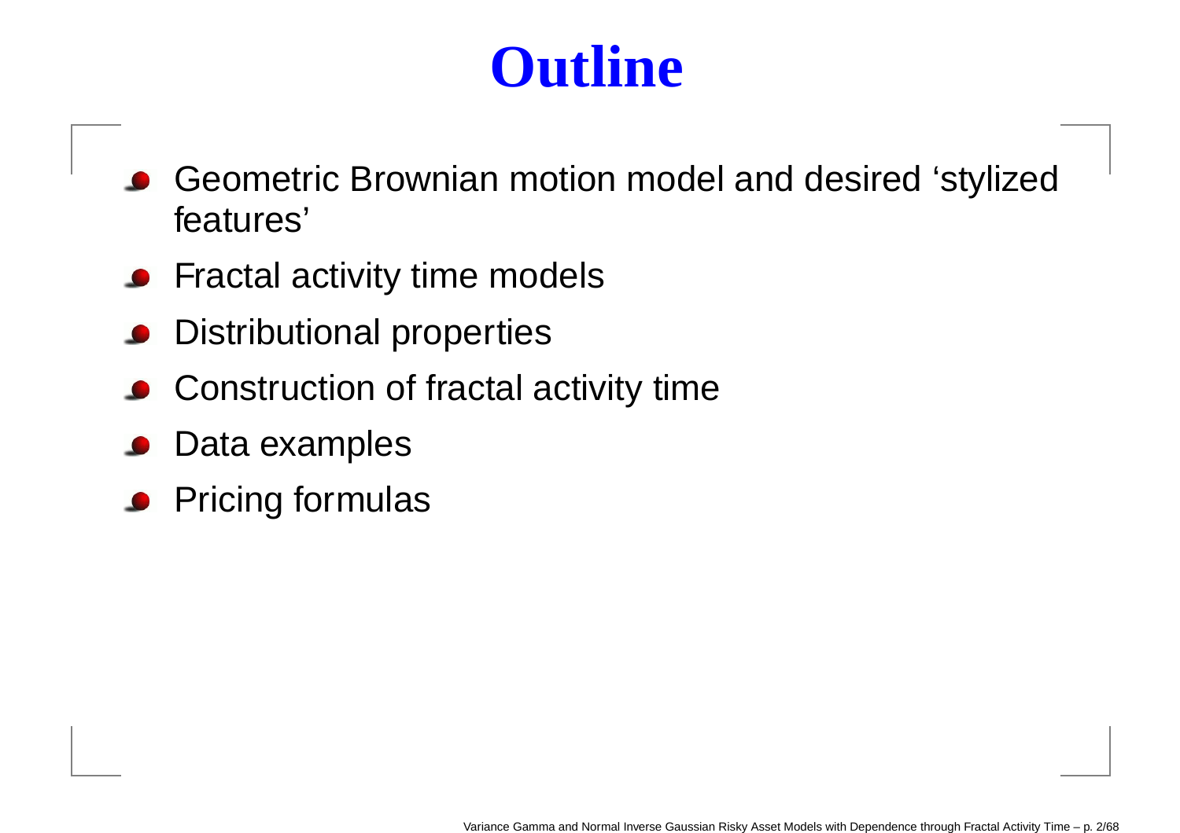# Outline

- Geometric Brownian motion model and desired ‘stylized features’
- Fractal activity time models
- Distributional properties
- Construction of fractal activity time
- Data examples
- Pricing formulas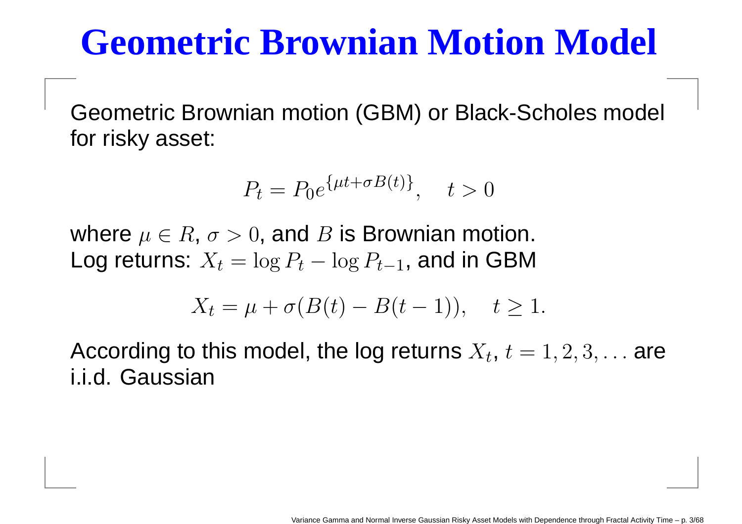# Geometric Brownian Motion Model

Geometric Brownian motion (GBM) or Black-Scholes model for risky asset:

$$P_t = P_0 e^{\{\mu t + \sigma B(t)\}}, \quad t > 0$$

where $\mu \in R$, $\sigma > 0$, and $B$ is Brownian motion.
Log returns: $X_t = \log P_t - \log P_{t-1}$, and in GBM

$$X_t = \mu + \sigma(B(t) - B(t-1)), \quad t \geq 1.$$

According to this model, the log returns $X_t$, $t = 1, 2, 3, \ldots$ are i.i.d. Gaussian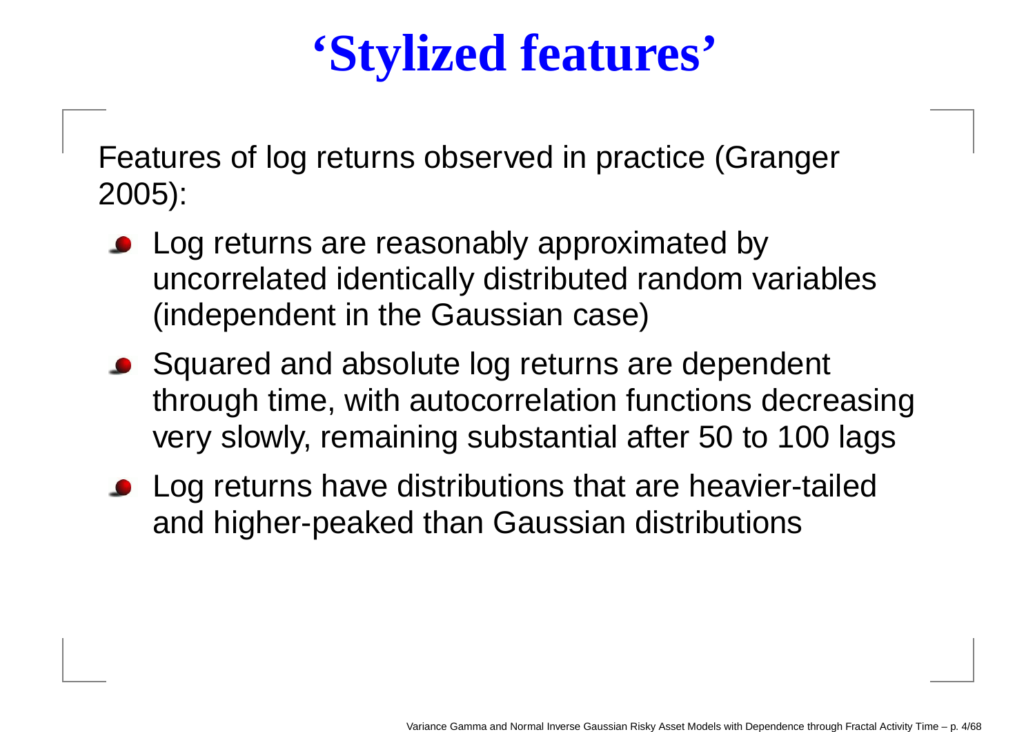# ‘Stylized features’

Features of log returns observed in practice (Granger 2005):

- Log returns are reasonably approximated by uncorrelated identically distributed random variables (independent in the Gaussian case)
- Squared and absolute log returns are dependent through time, with autocorrelation functions decreasing very slowly, remaining substantial after 50 to 100 lags
- Log returns have distributions that are heavier-tailed and higher-peaked than Gaussian distributions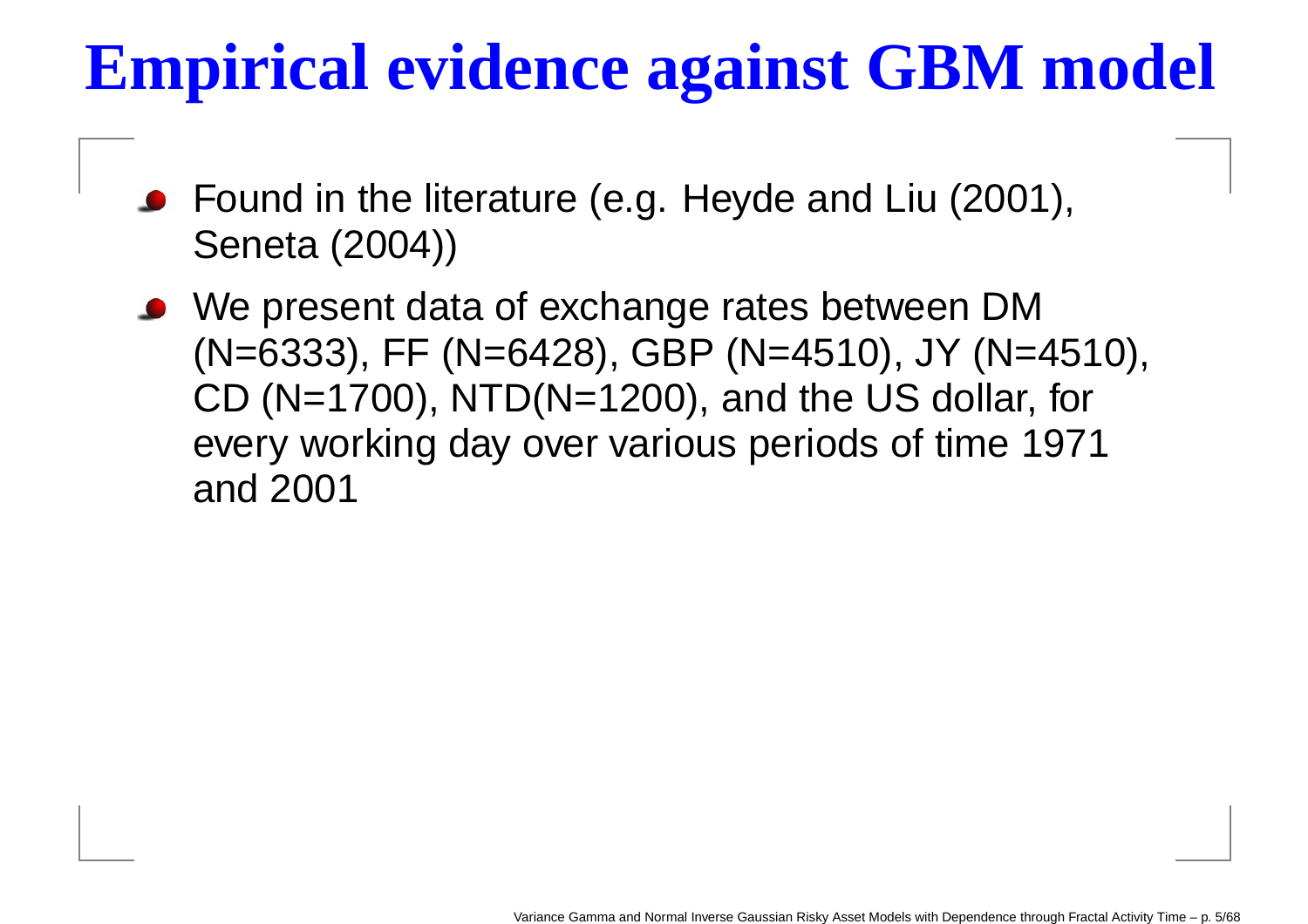# Empirical evidence against GBM model

- Found in the literature (e.g. Heyde and Liu (2001), Seneta (2004))
- We present data of exchange rates between DM (N=6333), FF (N=6428), GBP (N=4510), JY (N=4510), CD (N=1700), NTD(N=1200), and the US dollar, for every working day over various periods of time 1971 and 2001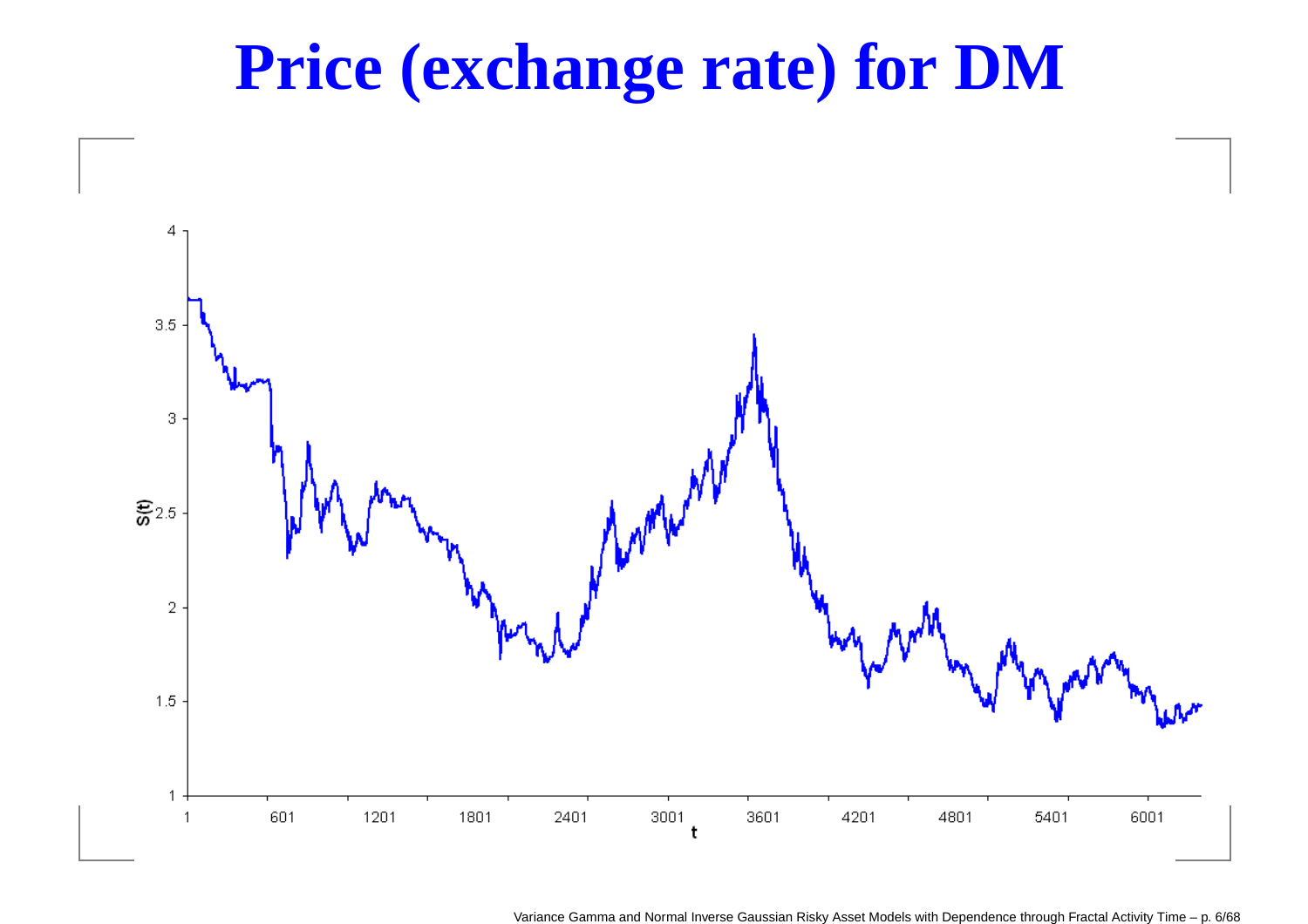# Price (exchange rate) for DM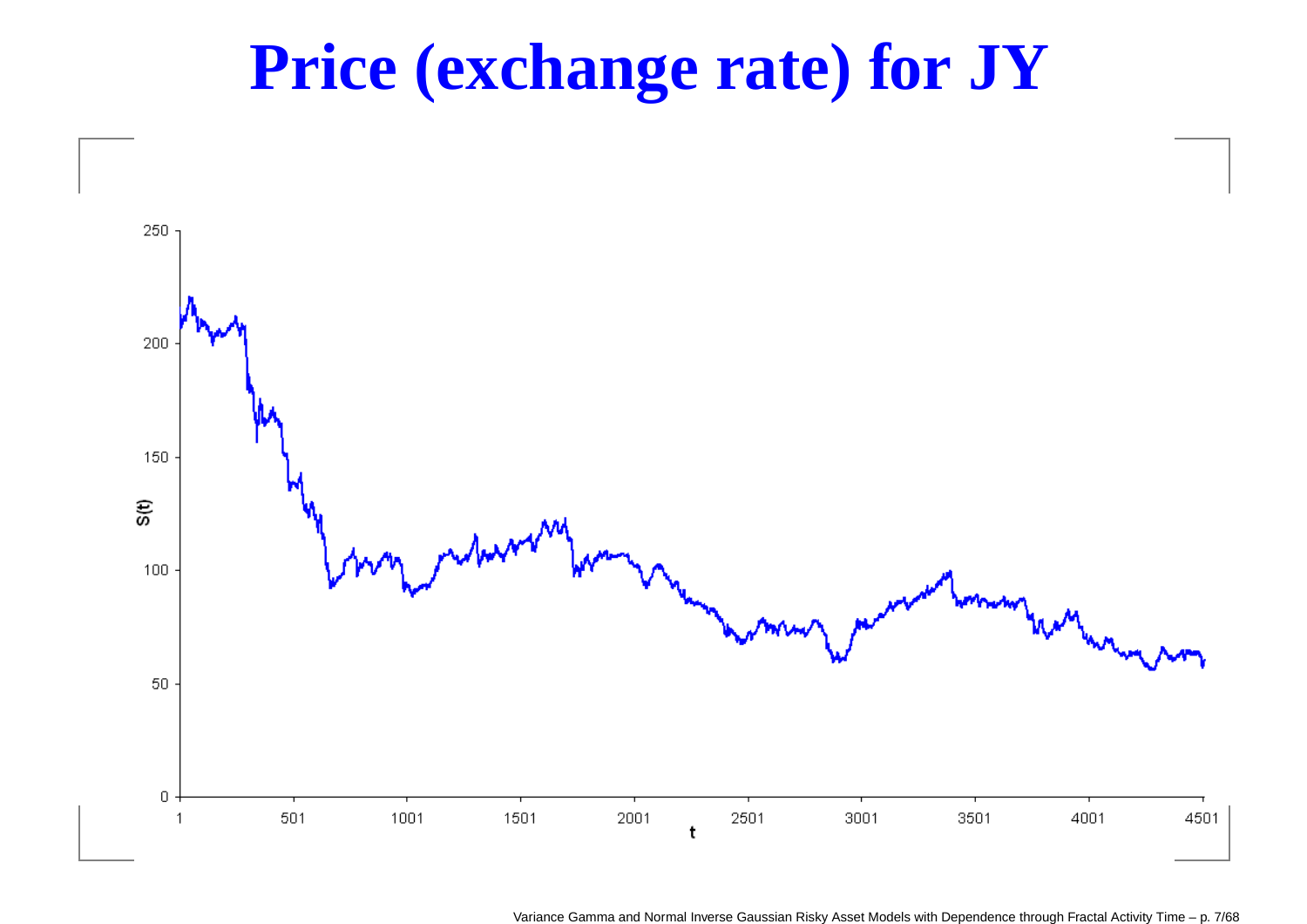# Price (exchange rate) for JY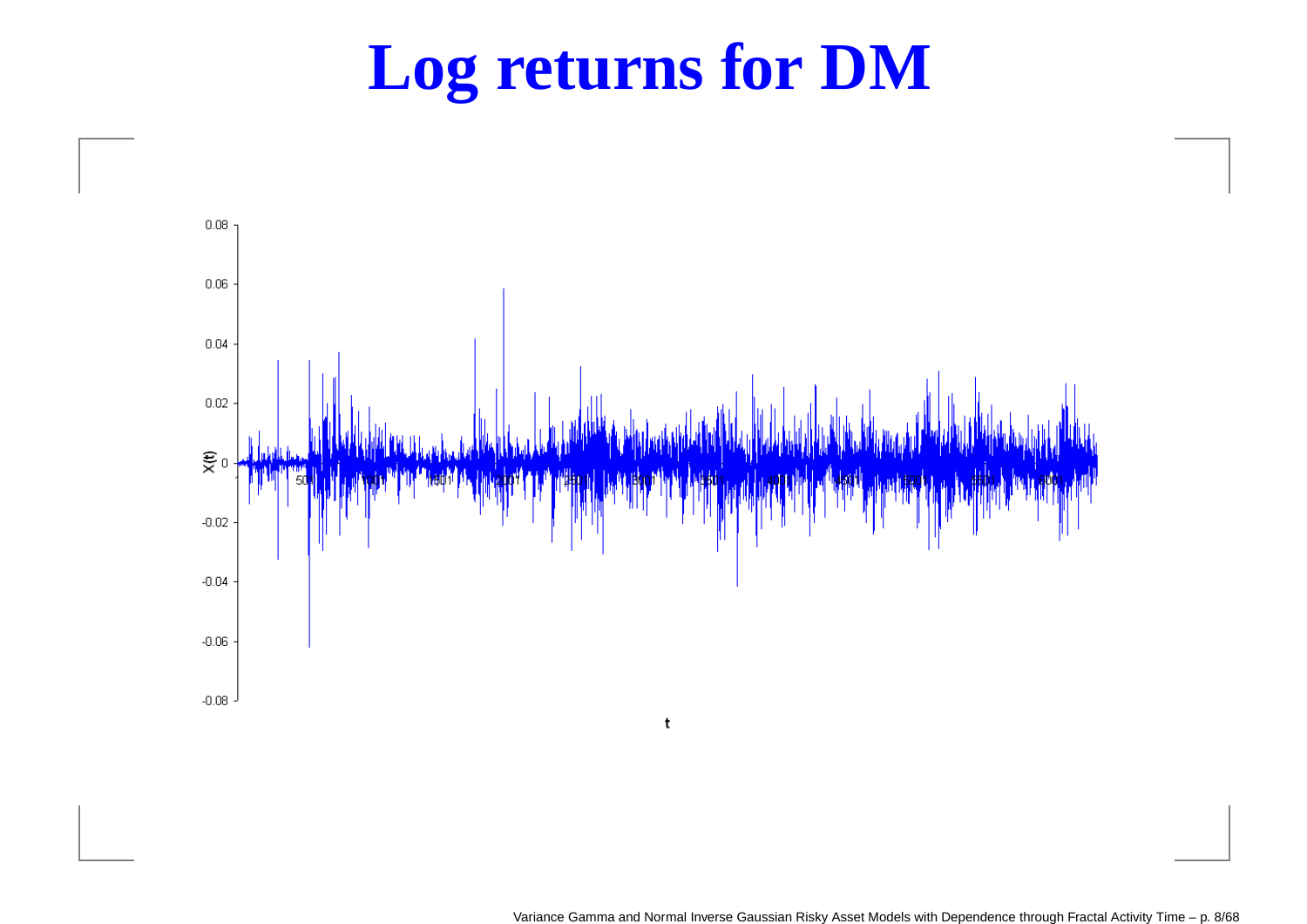# Log returns for DM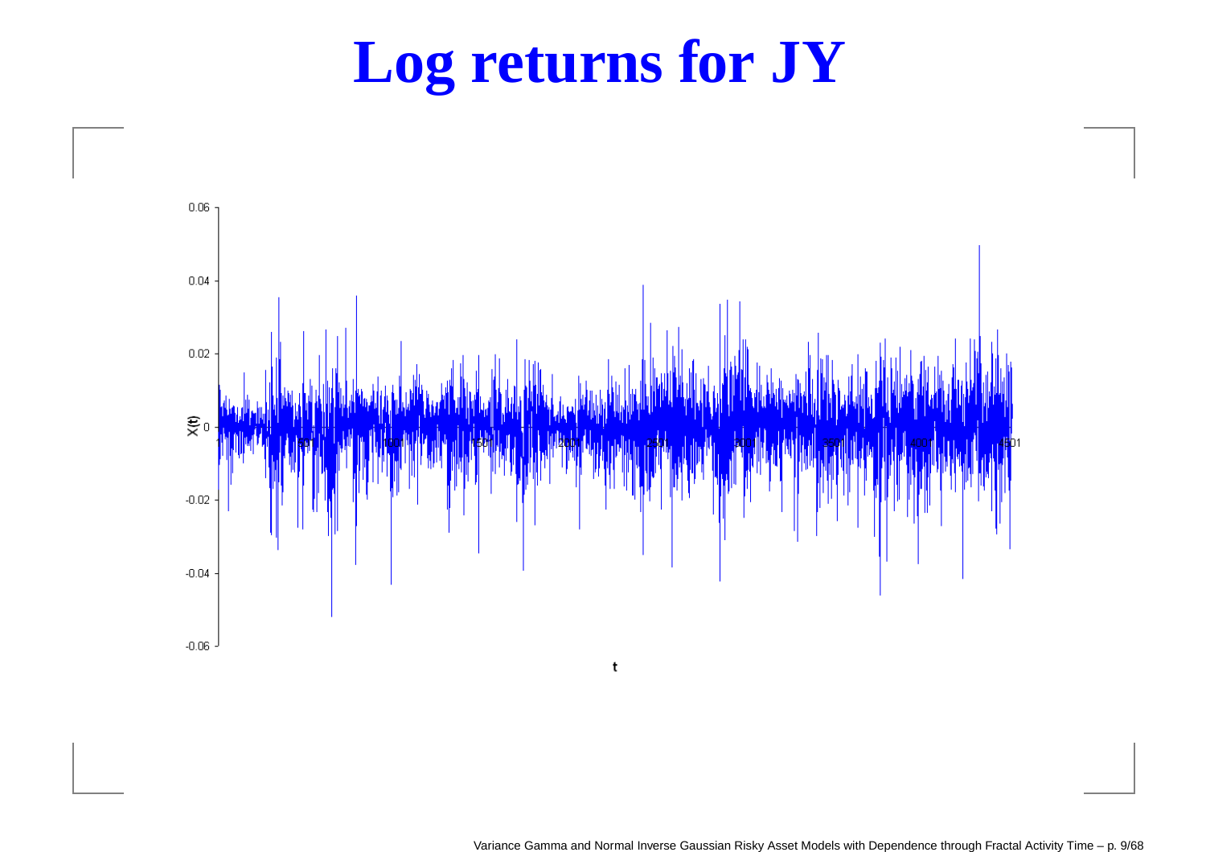# Log returns for JY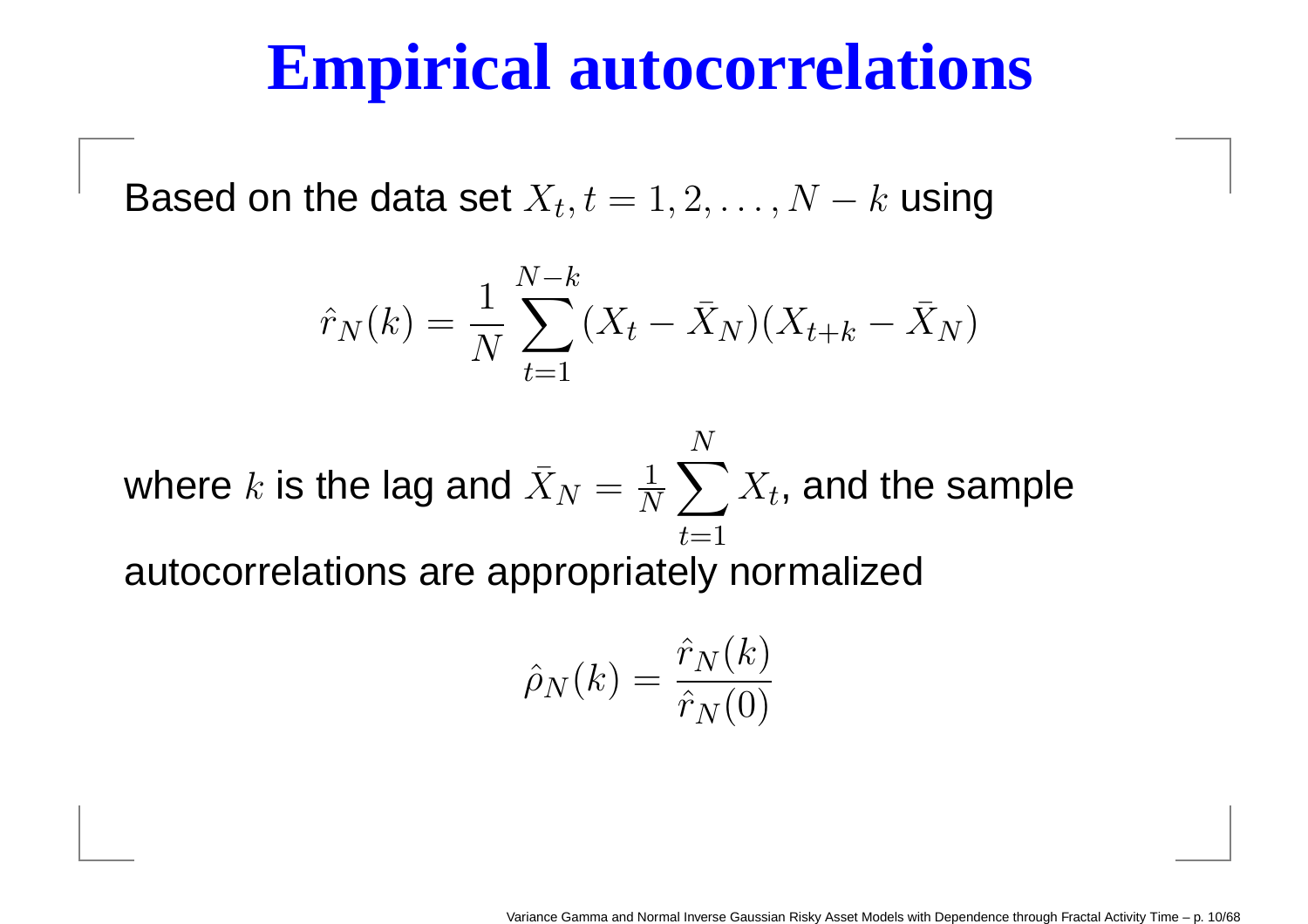# Empirical autocorrelations

Based on the data set $X_t, t = 1, 2, \ldots, N - k$ using

$$\hat{r}_N(k) = \frac{1}{N} \sum_{t=1}^{N-k} (X_t - \bar{X}_N)(X_{t+k} - \bar{X}_N)$$

where $k$ is the lag and $\bar{X}_N = \frac{1}{N} \sum_{t=1}^{N} X_t$, and the sample autocorrelations are appropriately normalized

$$\hat{\rho}_N(k) = \frac{\hat{r}_N(k)}{\hat{r}_N(0)}$$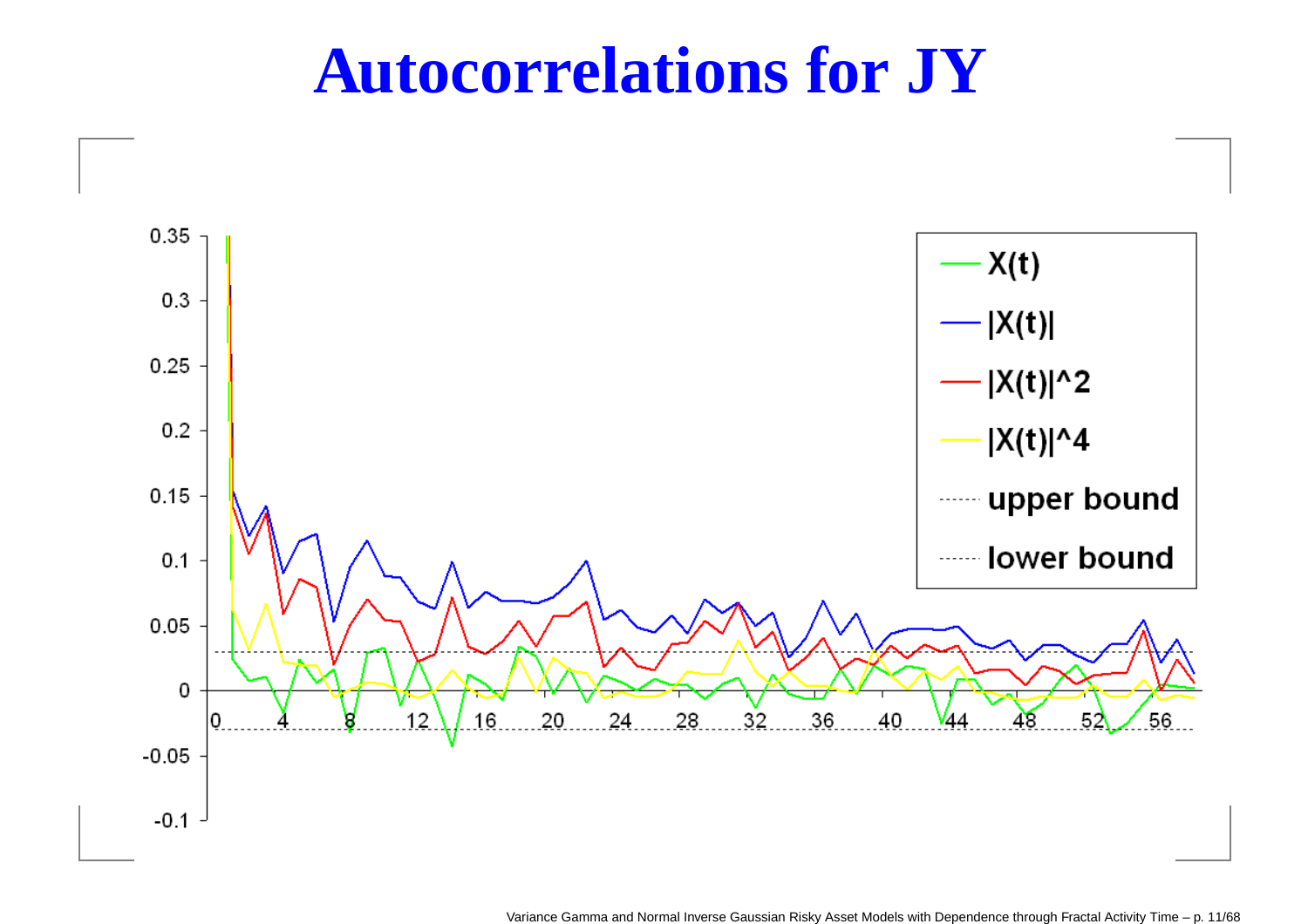# Autocorrelations for JY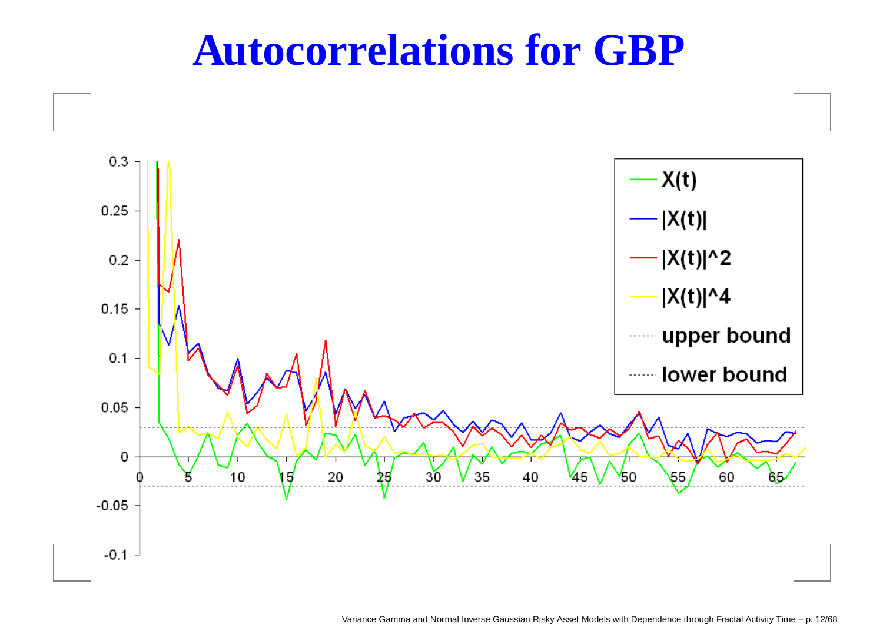# Autocorrelations for GBP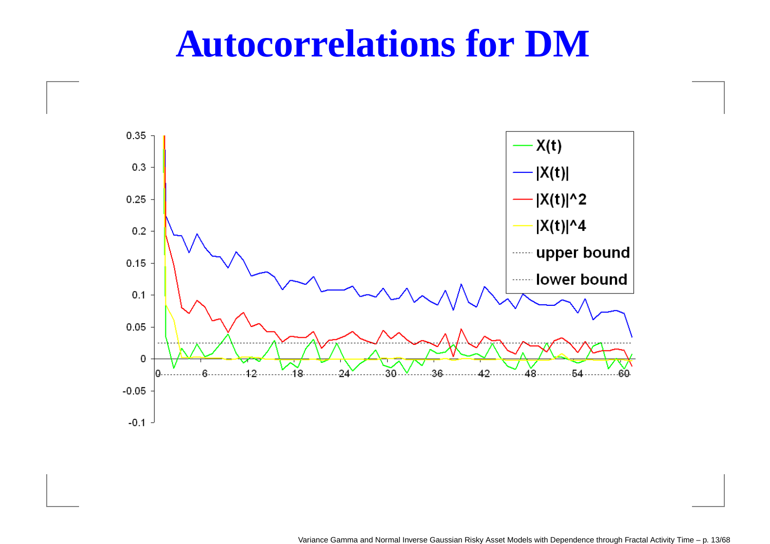# Autocorrelations for DM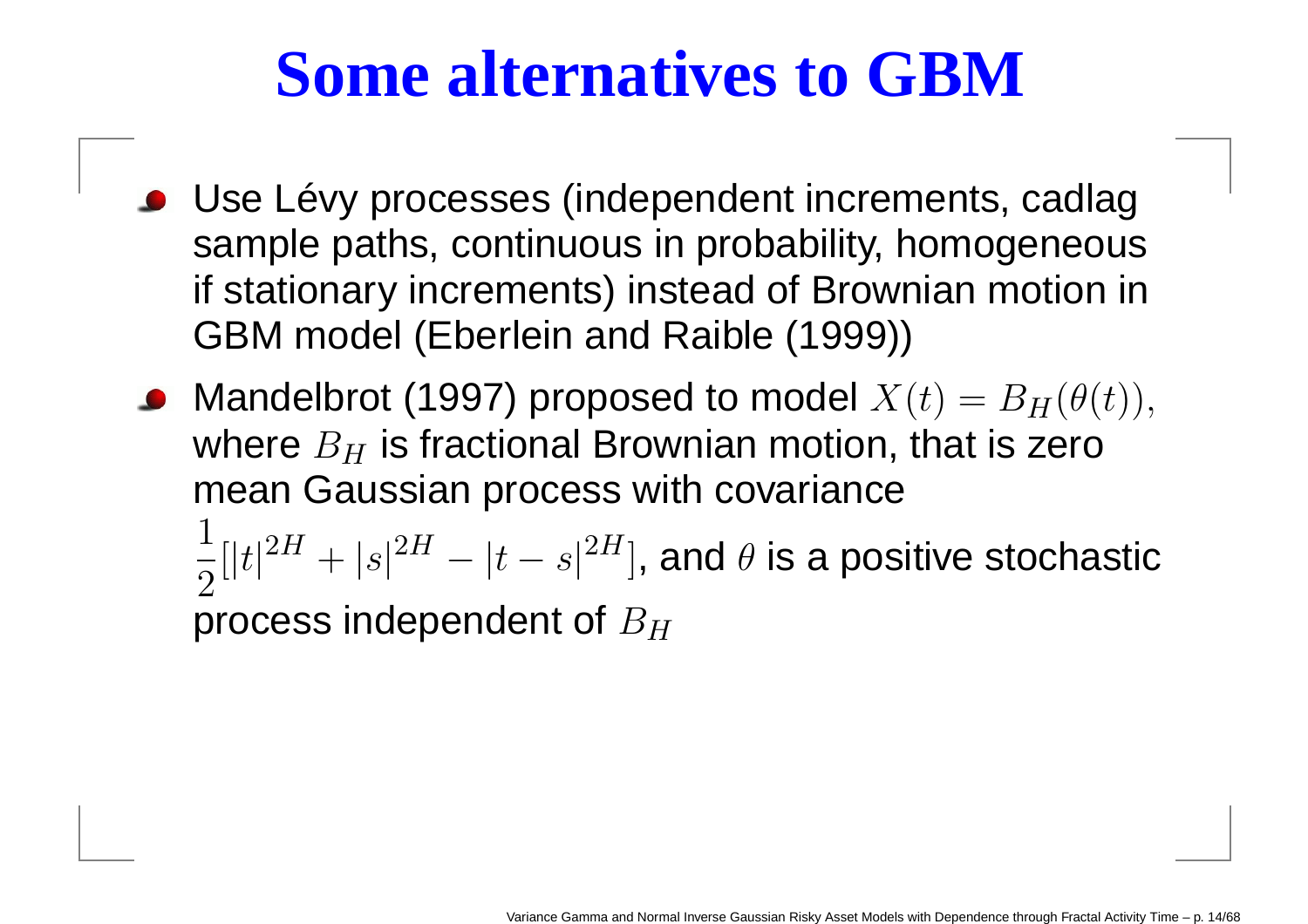# Some alternatives to GBM

- Use Lévy processes (independent increments, cadlag sample paths, continuous in probability, homogeneous if stationary increments) instead of Brownian motion in GBM model (Eberlein and Raible (1999))
- Mandelbrot (1997) proposed to model $X(t) = B_H(\theta(t))$, where $B_H$ is fractional Brownian motion, that is zero mean Gaussian process with covariance $\frac{1}{2}[|t|^{2H} + |s|^{2H} - |t-s|^{2H}]$, and $\theta$ is a positive stochastic process independent of $B_H$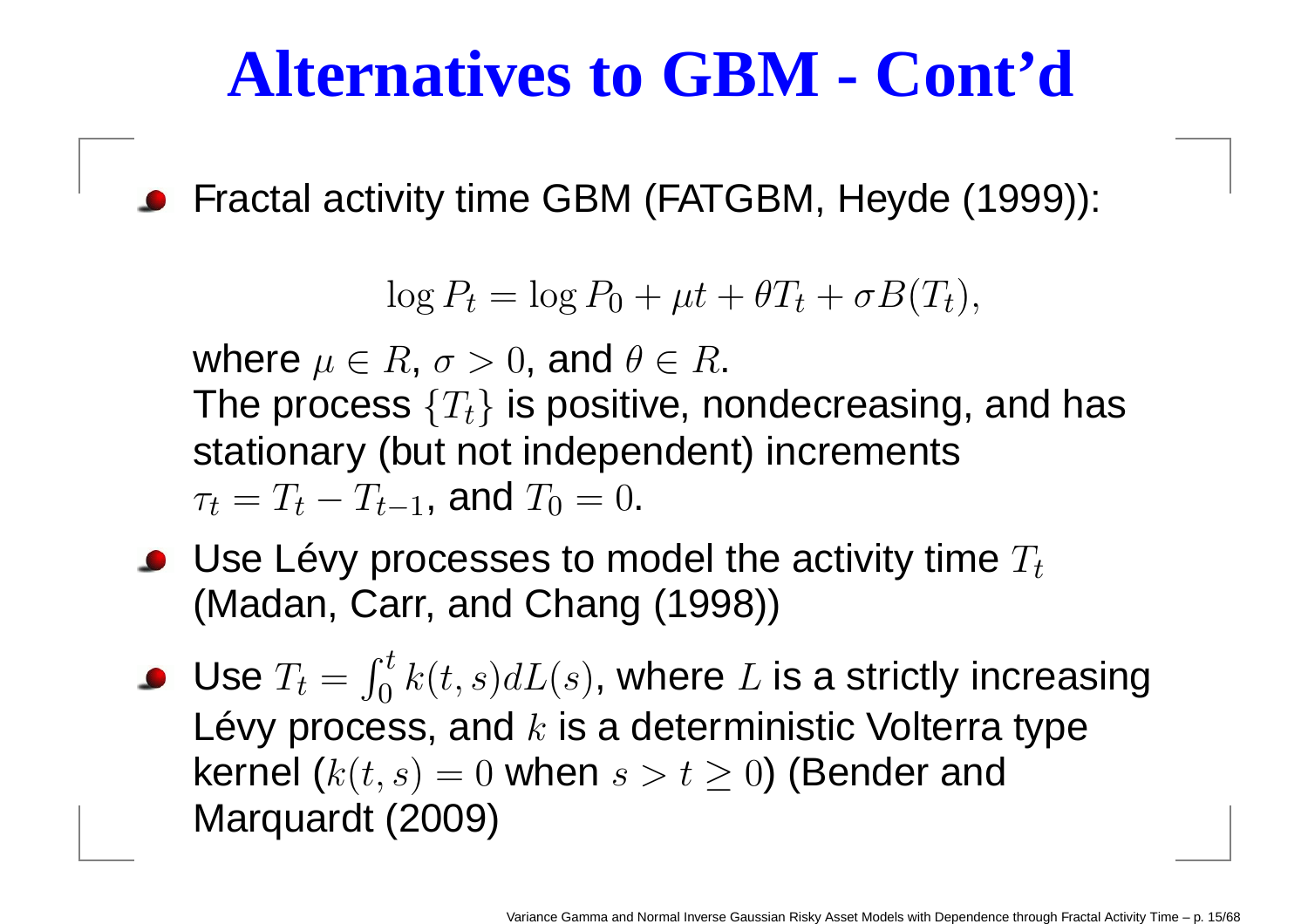# Alternatives to GBM - Cont'd

- Fractal activity time GBM (FATGBM, Heyde (1999)):

  $$\log P_t = \log P_0 + \mu t + \theta T_t + \sigma B(T_t),$$

  where $\mu \in R$, $\sigma > 0$, and $\theta \in R$.
  The process $\{T_t\}$ is positive, nondecreasing, and has stationary (but not independent) increments $\tau_t = T_t - T_{t-1}$, and $T_0 = 0$.

- Use Lévy processes to model the activity time $T_t$ (Madan, Carr, and Chang (1998))

- Use $T_t = \int_0^t k(t,s)dL(s)$, where $L$ is a strictly increasing Lévy process, and $k$ is a deterministic Volterra type kernel ($k(t,s) = 0$ when $s > t \geq 0$) (Bender and Marquardt (2009)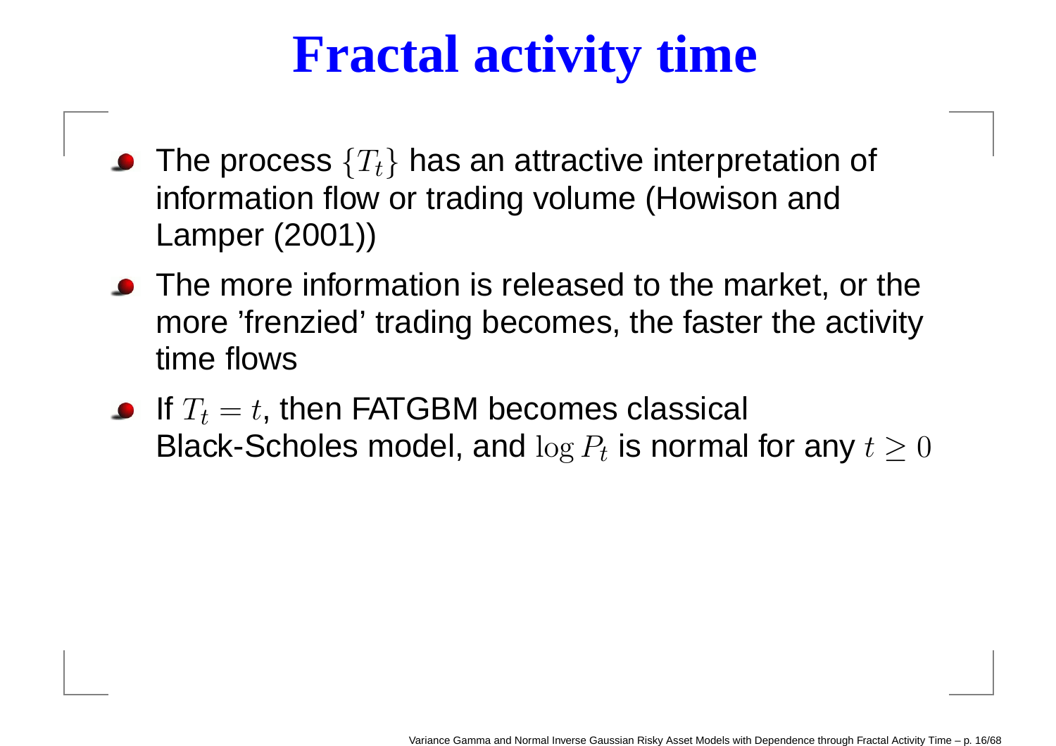# Fractal activity time

- The process $\{T_t\}$ has an attractive interpretation of information flow or trading volume (Howison and Lamper (2001))
- The more information is released to the market, or the more 'frenzied' trading becomes, the faster the activity time flows
- If $T_t = t$, then FATGBM becomes classical Black-Scholes model, and $\log P_t$ is normal for any $t \geq 0$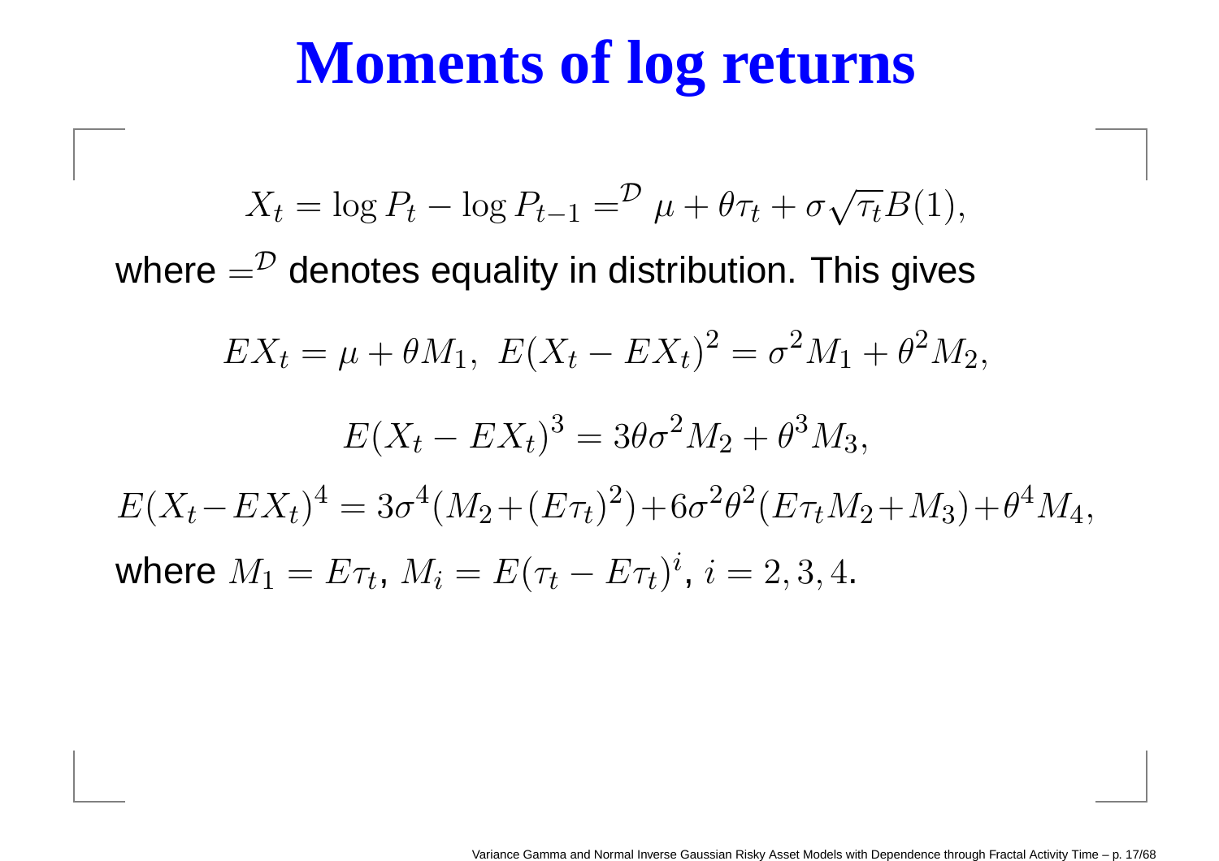# Moments of log returns

$$X_t = \log P_t - \log P_{t-1} =^{\mathcal{D}} \mu + \theta\tau_t + \sigma\sqrt{\tau_t}B(1),$$

where $=^{\mathcal{D}}$ denotes equality in distribution. This gives

$$EX_t = \mu + \theta M_1,\ E(X_t - EX_t)^2 = \sigma^2 M_1 + \theta^2 M_2,$$

$$E(X_t - EX_t)^3 = 3\theta\sigma^2 M_2 + \theta^3 M_3,$$

$$E(X_t - EX_t)^4 = 3\sigma^4(M_2 + (E\tau_t)^2) + 6\sigma^2\theta^2(E\tau_t M_2 + M_3) + \theta^4 M_4,$$

where $M_1 = E\tau_t$, $M_i = E(\tau_t - E\tau_t)^i$, $i = 2, 3, 4$.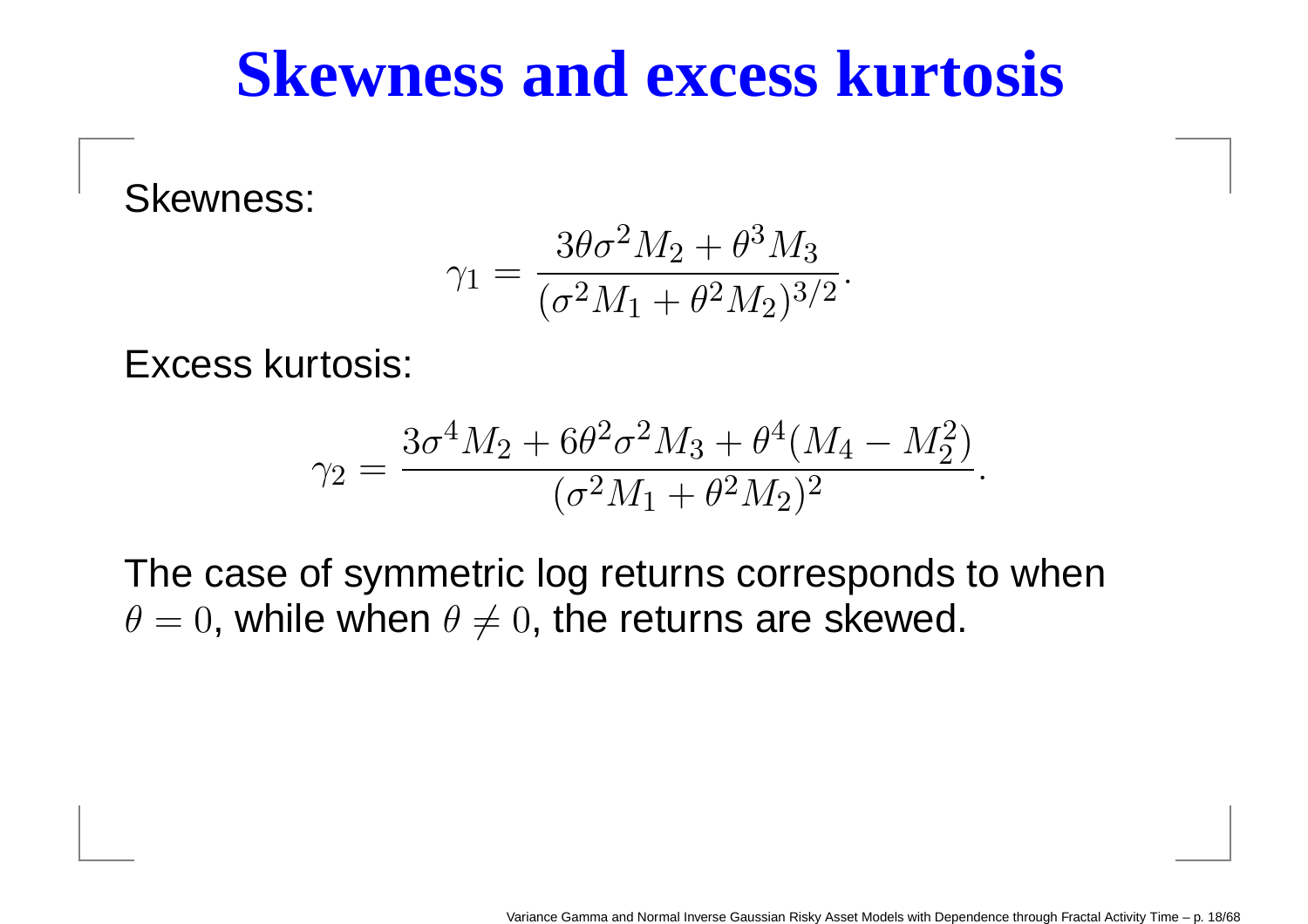# Skewness and excess kurtosis

Skewness:

$$\gamma_1 = \frac{3\theta\sigma^2 M_2 + \theta^3 M_3}{(\sigma^2 M_1 + \theta^2 M_2)^{3/2}}.$$

Excess kurtosis:

$$\gamma_2 = \frac{3\sigma^4 M_2 + 6\theta^2\sigma^2 M_3 + \theta^4(M_4 - M_2^2)}{(\sigma^2 M_1 + \theta^2 M_2)^2}.$$

The case of symmetric log returns corresponds to when $\theta = 0$, while when $\theta \neq 0$, the returns are skewed.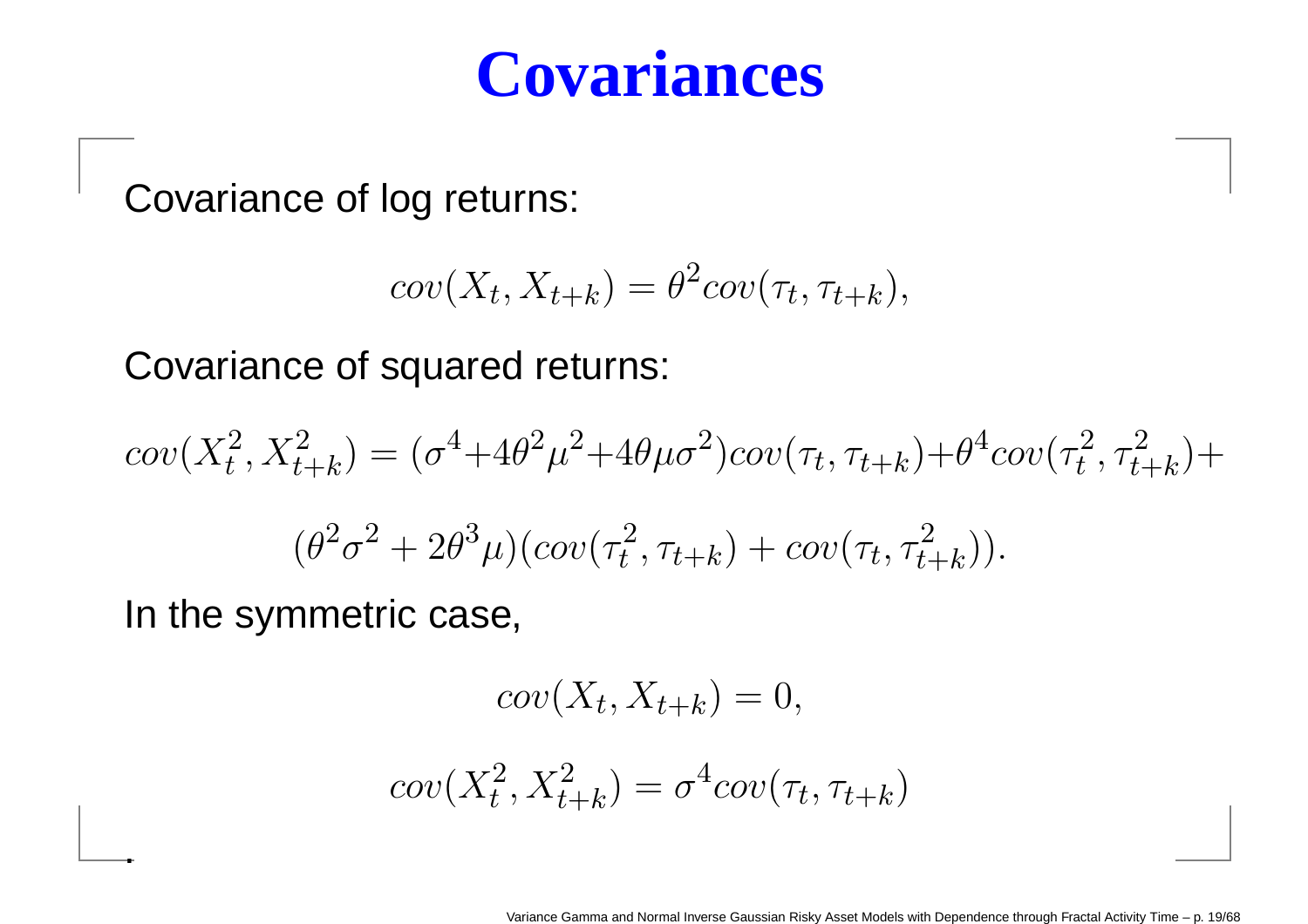# Covariances

Covariance of log returns:

$$cov(X_t, X_{t+k}) = \theta^2 cov(\tau_t, \tau_{t+k}),$$

Covariance of squared returns:

$$cov(X_t^2, X_{t+k}^2) = (\sigma^4 + 4\theta^2\mu^2 + 4\theta\mu\sigma^2) cov(\tau_t, \tau_{t+k}) + \theta^4 cov(\tau_t^2, \tau_{t+k}^2) +$$

$$(\theta^2\sigma^2 + 2\theta^3\mu)(cov(\tau_t^2, \tau_{t+k}) + cov(\tau_t, \tau_{t+k}^2)).$$

In the symmetric case,

$$cov(X_t, X_{t+k}) = 0,$$

$$cov(X_t^2, X_{t+k}^2) = \sigma^4 cov(\tau_t, \tau_{t+k})$$

.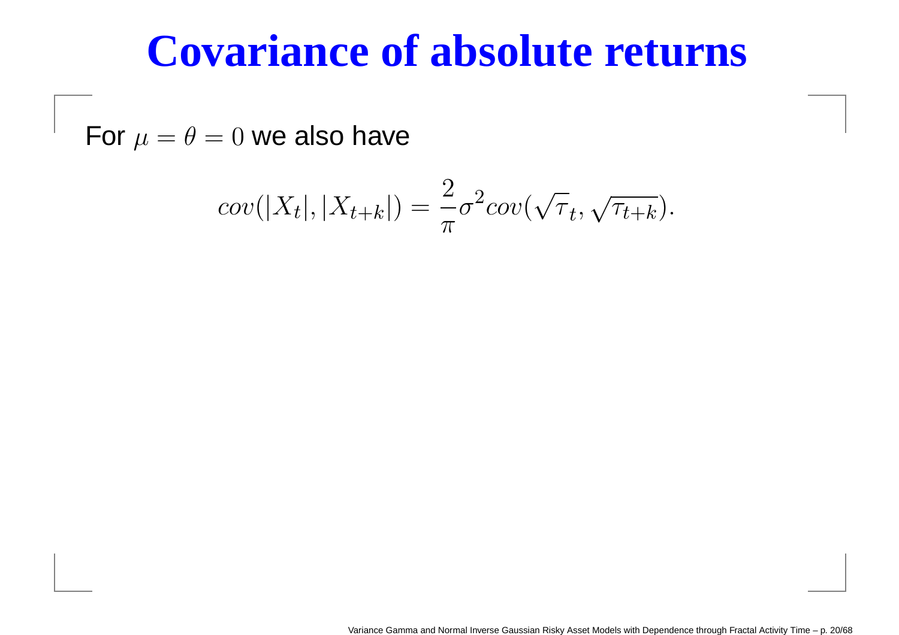# Covariance of absolute returns

For $\mu = \theta = 0$ we also have

$$cov(|X_t|, |X_{t+k}|) = \frac{2}{\pi}\sigma^2 cov(\sqrt{\tau}_t, \sqrt{\tau_{t+k}}).$$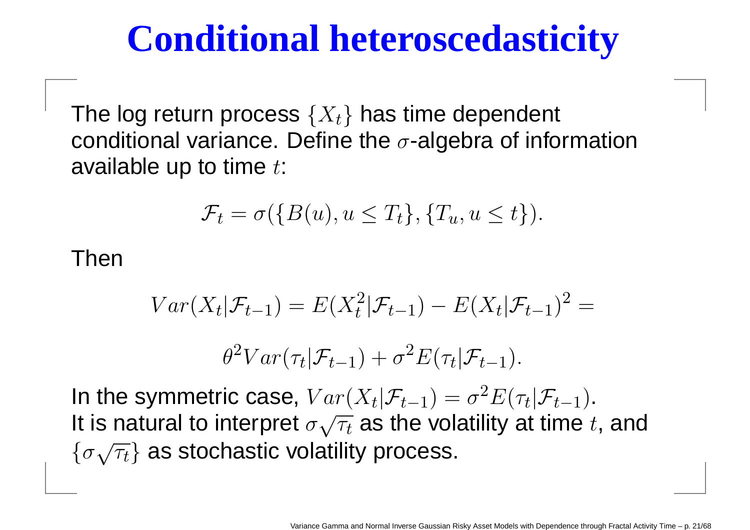# Conditional heteroscedasticity

The log return process $\{X_t\}$ has time dependent conditional variance. Define the $\sigma$-algebra of information available up to time $t$:

$$\mathcal{F}_t = \sigma(\{B(u), u \leq T_t\}, \{T_u, u \leq t\}).$$

Then

$$Var(X_t|\mathcal{F}_{t-1}) = E(X_t^2|\mathcal{F}_{t-1}) - E(X_t|\mathcal{F}_{t-1})^2 =$$

$$\theta^2 Var(\tau_t|\mathcal{F}_{t-1}) + \sigma^2 E(\tau_t|\mathcal{F}_{t-1}).$$

In the symmetric case, $Var(X_t|\mathcal{F}_{t-1}) = \sigma^2 E(\tau_t|\mathcal{F}_{t-1})$. It is natural to interpret $\sigma\sqrt{\tau_t}$ as the volatility at time $t$, and $\{\sigma\sqrt{\tau_t}\}$ as stochastic volatility process.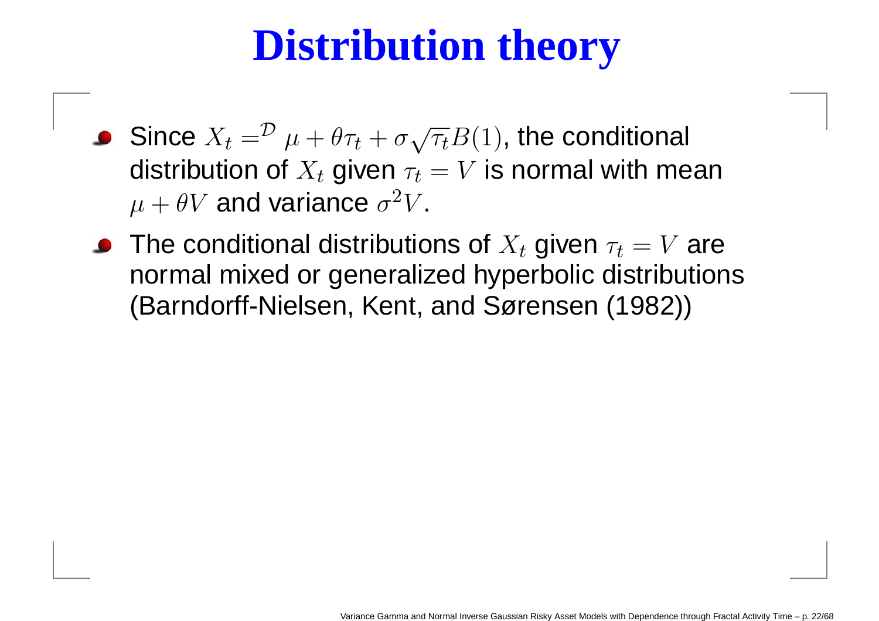# Distribution theory

- Since $X_t =^{\mathcal{D}} \mu + \theta\tau_t + \sigma\sqrt{\tau_t}B(1)$, the conditional distribution of $X_t$ given $\tau_t = V$ is normal with mean $\mu + \theta V$ and variance $\sigma^2 V$.
- The conditional distributions of $X_t$ given $\tau_t = V$ are normal mixed or generalized hyperbolic distributions (Barndorff-Nielsen, Kent, and Sørensen (1982))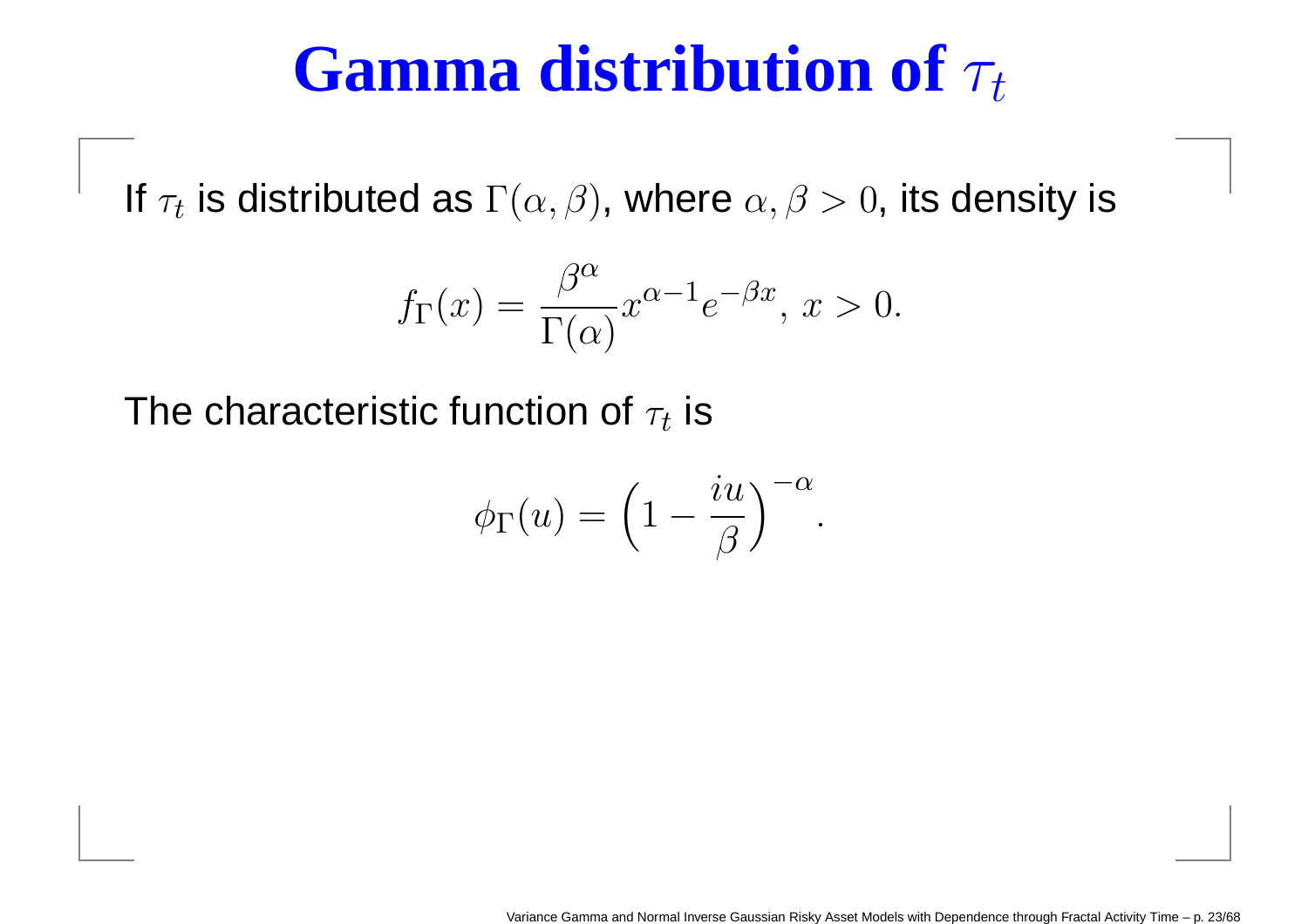# Gamma distribution of $\tau_t$

If $\tau_t$ is distributed as $\Gamma(\alpha, \beta)$, where $\alpha, \beta > 0$, its density is

$$f_\Gamma(x) = \frac{\beta^\alpha}{\Gamma(\alpha)} x^{\alpha - 1} e^{-\beta x}, \; x > 0.$$

The characteristic function of $\tau_t$ is

$$\phi_\Gamma(u) = \left(1 - \frac{iu}{\beta}\right)^{-\alpha}.$$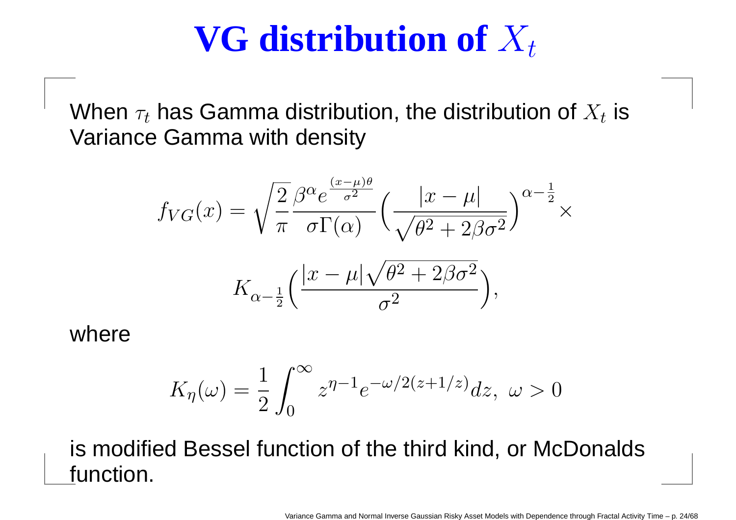# VG distribution of $X_t$

When $\tau_t$ has Gamma distribution, the distribution of $X_t$ is Variance Gamma with density

$$
f_{VG}(x) = \sqrt{\frac{2}{\pi}} \frac{\beta^{\alpha} e^{\frac{(x-\mu)\theta}{\sigma^2}}}{\sigma \Gamma(\alpha)} \Big( \frac{|x-\mu|}{\sqrt{\theta^2 + 2\beta\sigma^2}} \Big)^{\alpha - \frac{1}{2}} \times
$$

$$
K_{\alpha - \frac{1}{2}} \Big( \frac{|x-\mu| \sqrt{\theta^2 + 2\beta\sigma^2}}{\sigma^2} \Big),
$$

where

$$
K_{\eta}(\omega) = \frac{1}{2} \int_0^{\infty} z^{\eta - 1} e^{-\omega/2(z + 1/z)} dz, \ \omega > 0
$$

is modified Bessel function of the third kind, or McDonalds function.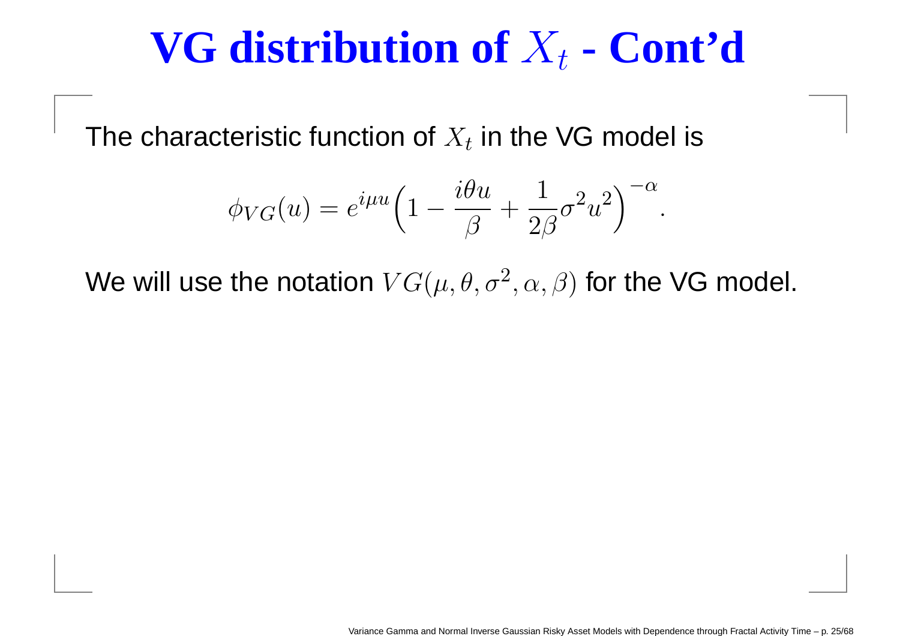# VG distribution of $X_t$ - Cont'd

The characteristic function of $X_t$ in the VG model is

$$\phi_{VG}(u) = e^{i\mu u}\Big(1 - \frac{i\theta u}{\beta} + \frac{1}{2\beta}\sigma^2 u^2\Big)^{-\alpha}.$$

We will use the notation $VG(\mu, \theta, \sigma^2, \alpha, \beta)$ for the VG model.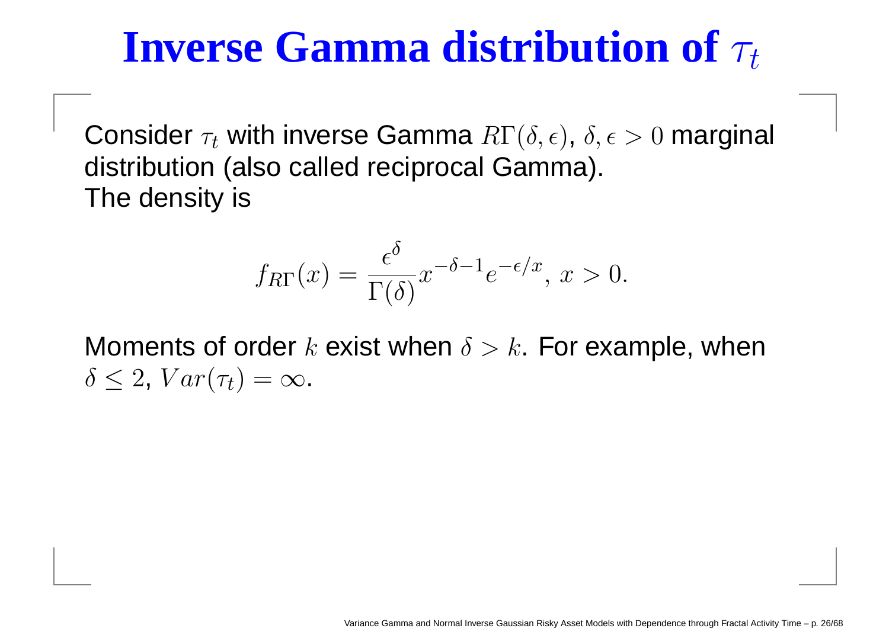# Inverse Gamma distribution of $\tau_t$

Consider $\tau_t$ with inverse Gamma $R\Gamma(\delta, \epsilon)$, $\delta, \epsilon > 0$ marginal distribution (also called reciprocal Gamma).
The density is

$$f_{R\Gamma}(x) = \frac{\epsilon^{\delta}}{\Gamma(\delta)} x^{-\delta-1} e^{-\epsilon/x}, \; x > 0.$$

Moments of order $k$ exist when $\delta > k$. For example, when $\delta \leq 2$, $Var(\tau_t) = \infty$.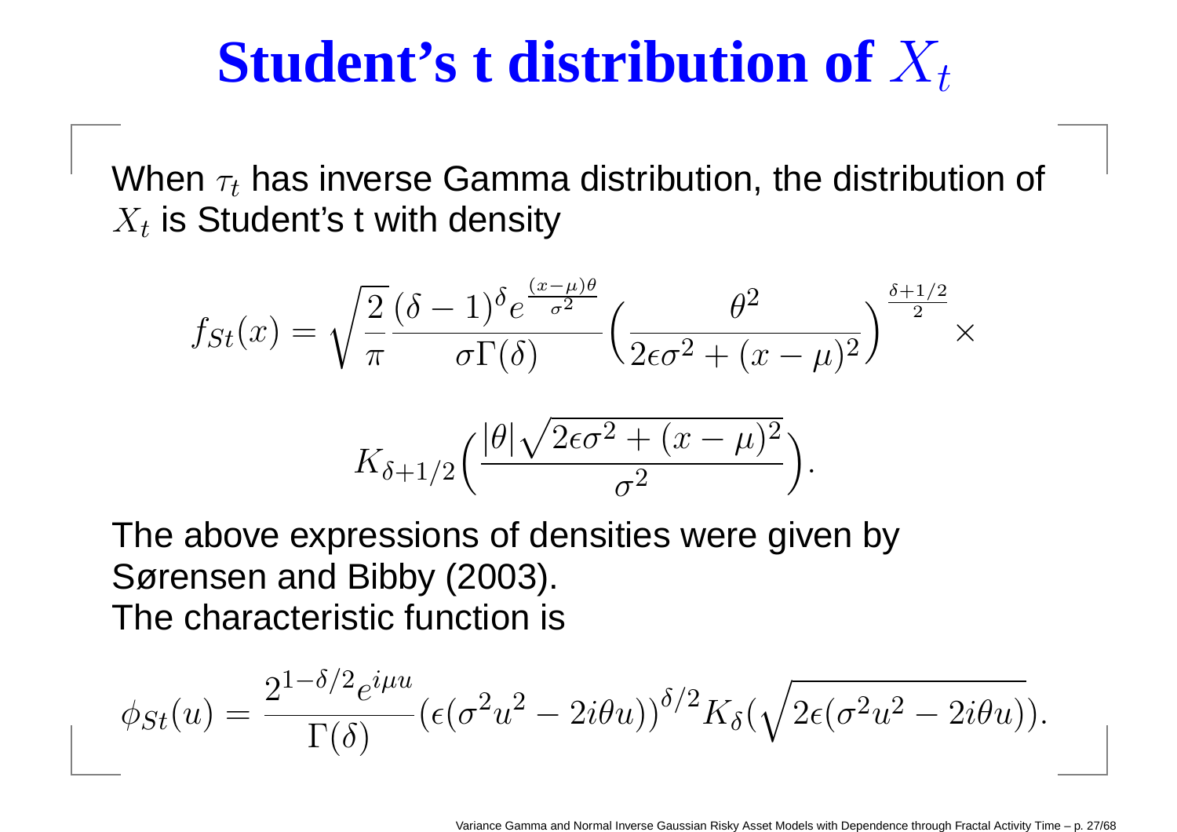# Student's t distribution of $X_t$

When $\tau_t$ has inverse Gamma distribution, the distribution of $X_t$ is Student's t with density

$$
f_{St}(x) = \sqrt{\frac{2}{\pi}} \frac{(\delta-1)^{\delta} e^{\frac{(x-\mu)\theta}{\sigma^2}}}{\sigma \Gamma(\delta)} \Big( \frac{\theta^2}{2\epsilon\sigma^2 + (x-\mu)^2} \Big)^{\frac{\delta+1/2}{2}} \times
$$

$$
K_{\delta+1/2}\Big( \frac{|\theta| \sqrt{2\epsilon\sigma^2 + (x-\mu)^2}}{\sigma^2} \Big).
$$

The above expressions of densities were given by Sørensen and Bibby (2003).
The characteristic function is

$$
\phi_{St}(u) = \frac{2^{1-\delta/2} e^{i\mu u}}{\Gamma(\delta)} (\epsilon(\sigma^2 u^2 - 2i\theta u))^{\delta/2} K_{\delta}(\sqrt{2\epsilon(\sigma^2 u^2 - 2i\theta u)}).
$$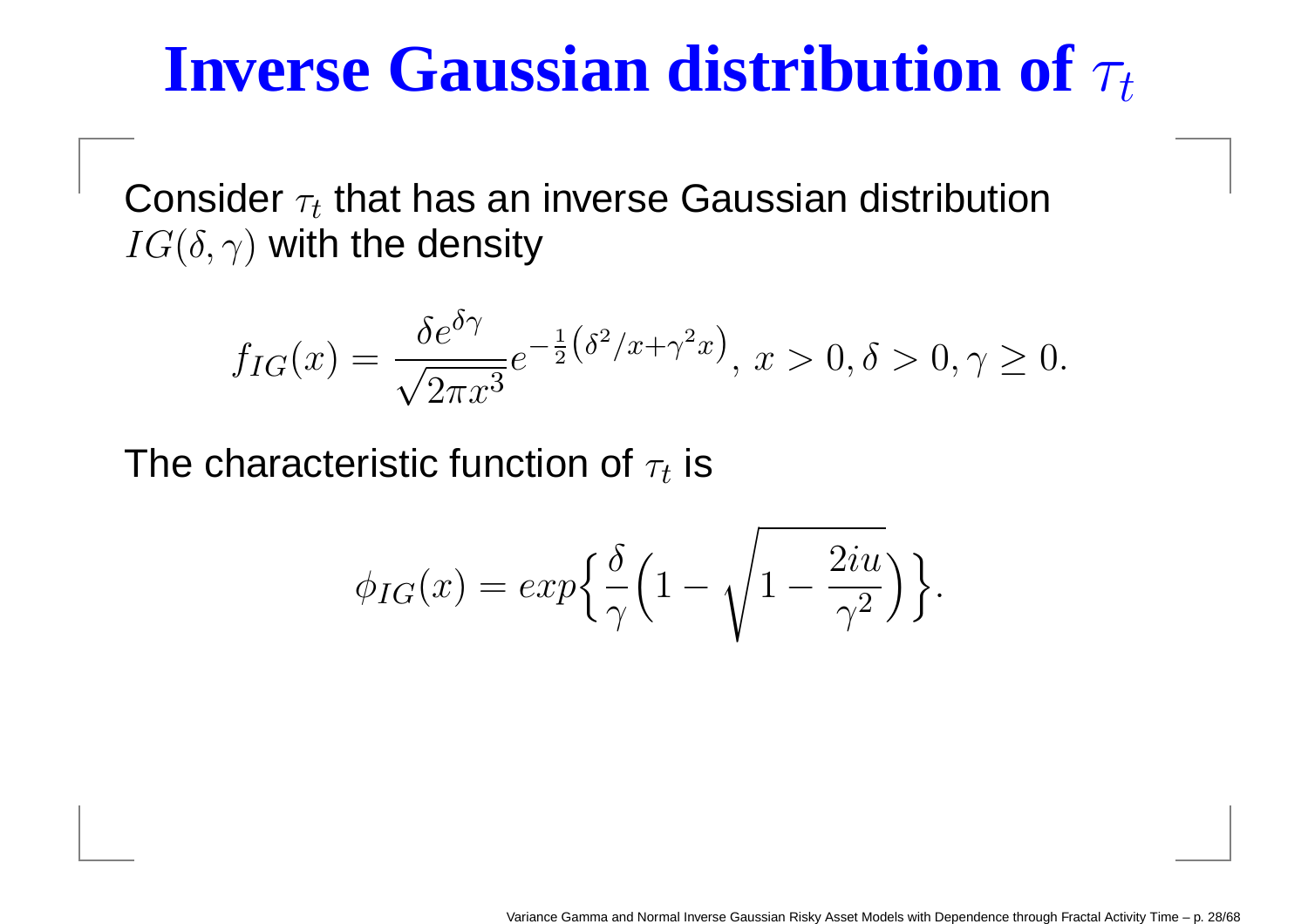# Inverse Gaussian distribution of $\tau_t$

Consider $\tau_t$ that has an inverse Gaussian distribution $IG(\delta, \gamma)$ with the density

$$f_{IG}(x) = \frac{\delta e^{\delta\gamma}}{\sqrt{2\pi x^3}} e^{-\frac{1}{2}\left(\delta^2/x + \gamma^2 x\right)}, \; x > 0, \delta > 0, \gamma \geq 0.$$

The characteristic function of $\tau_t$ is

$$\phi_{IG}(x) = exp\Big\{ \frac{\delta}{\gamma}\Big(1 - \sqrt{1 - \frac{2iu}{\gamma^2}}\Big) \Big\}.$$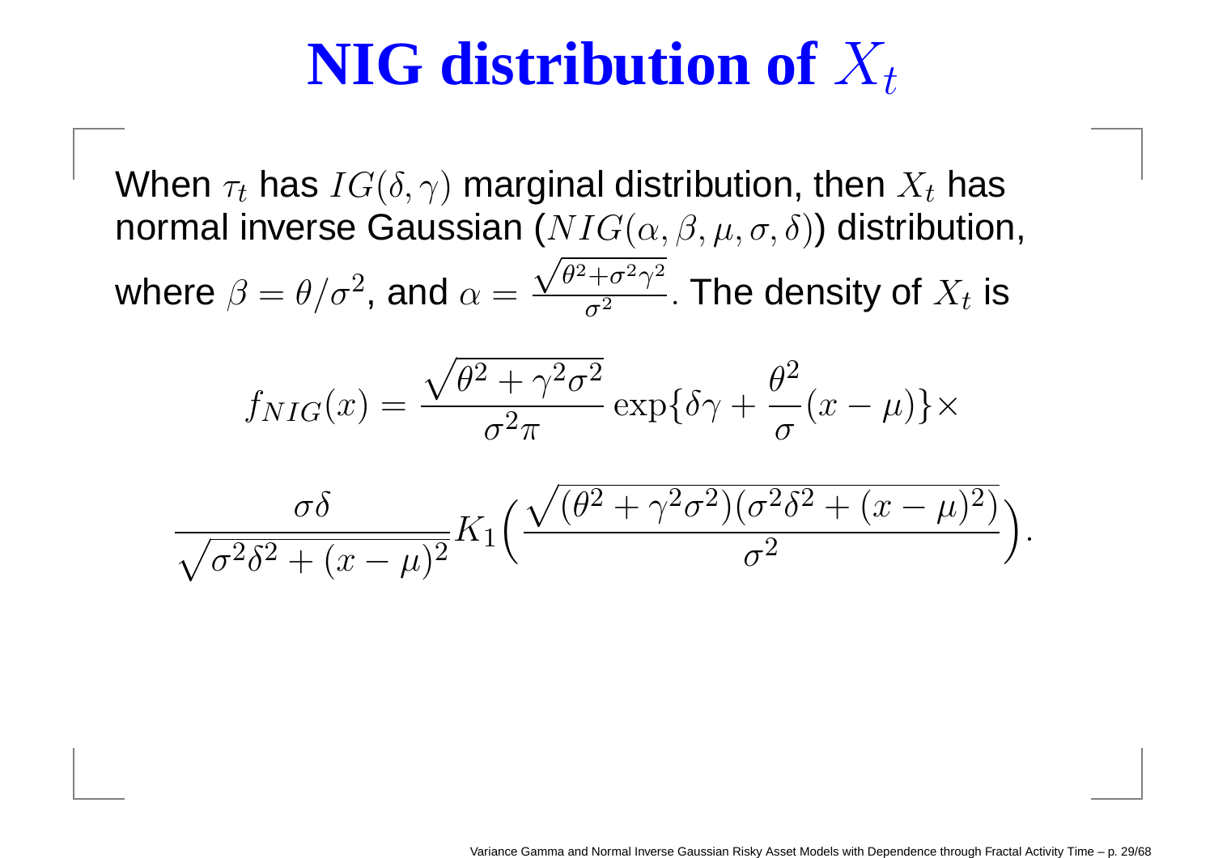# NIG distribution of $X_t$

When $\tau_t$ has $IG(\delta, \gamma)$ marginal distribution, then $X_t$ has normal inverse Gaussian ($NIG(\alpha, \beta, \mu, \sigma, \delta)$) distribution, where $\beta = \theta/\sigma^2$, and $\alpha = \frac{\sqrt{\theta^2+\sigma^2\gamma^2}}{\sigma^2}$. The density of $X_t$ is

$$f_{NIG}(x) = \frac{\sqrt{\theta^2 + \gamma^2\sigma^2}}{\sigma^2 \pi} \exp\{\delta\gamma + \frac{\theta^2}{\sigma}(x-\mu)\} \times$$

$$\frac{\sigma\delta}{\sqrt{\sigma^2\delta^2 + (x-\mu)^2}} K_1\Big(\frac{\sqrt{(\theta^2 + \gamma^2\sigma^2)(\sigma^2\delta^2 + (x-\mu)^2)}}{\sigma^2}\Big).$$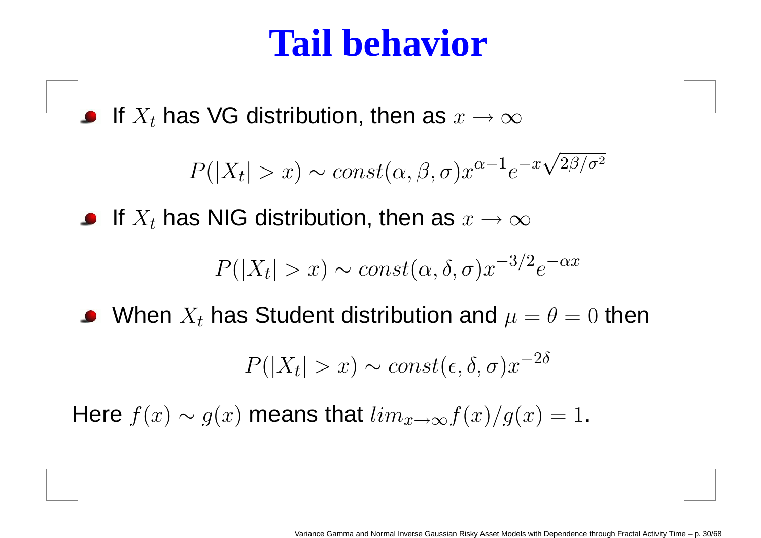# Tail behavior

- If $X_t$ has VG distribution, then as $x \to \infty$

$$P(|X_t| > x) \sim const(\alpha, \beta, \sigma) x^{\alpha - 1} e^{-x\sqrt{2\beta/\sigma^2}}$$

- If $X_t$ has NIG distribution, then as $x \to \infty$

$$P(|X_t| > x) \sim const(\alpha, \delta, \sigma) x^{-3/2} e^{-\alpha x}$$

- When $X_t$ has Student distribution and $\mu = \theta = 0$ then

$$P(|X_t| > x) \sim const(\epsilon, \delta, \sigma) x^{-2\delta}$$

Here $f(x) \sim g(x)$ means that $lim_{x \to \infty} f(x)/g(x) = 1$.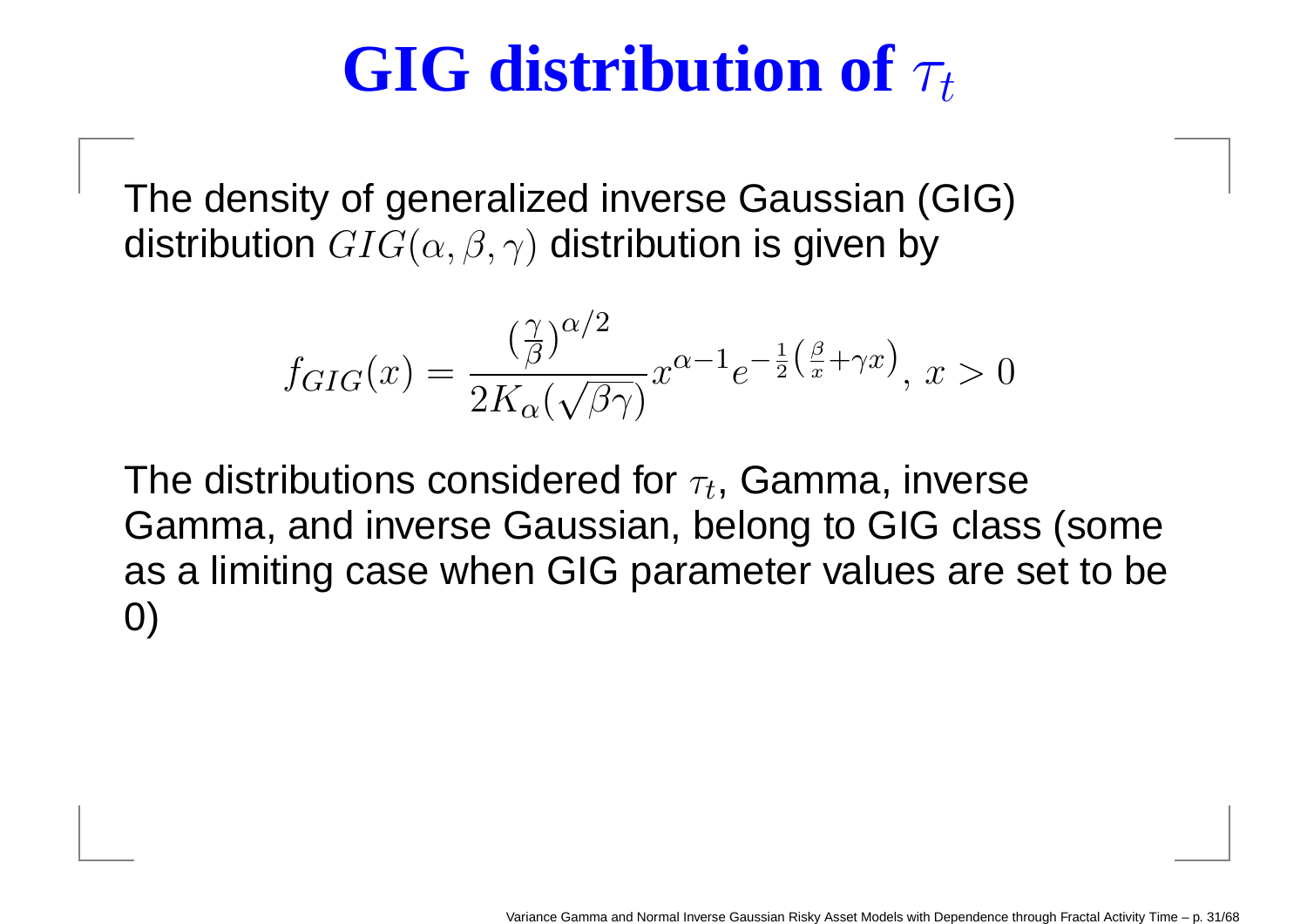# GIG distribution of $\tau_t$

The density of generalized inverse Gaussian (GIG) distribution $GIG(\alpha, \beta, \gamma)$ distribution is given by

$$f_{GIG}(x) = \frac{\left(\frac{\gamma}{\beta}\right)^{\alpha/2}}{2K_\alpha(\sqrt{\beta\gamma})} x^{\alpha-1} e^{-\frac{1}{2}\left(\frac{\beta}{x}+\gamma x\right)},\ x > 0$$

The distributions considered for $\tau_t$, Gamma, inverse Gamma, and inverse Gaussian, belong to GIG class (some as a limiting case when GIG parameter values are set to be 0)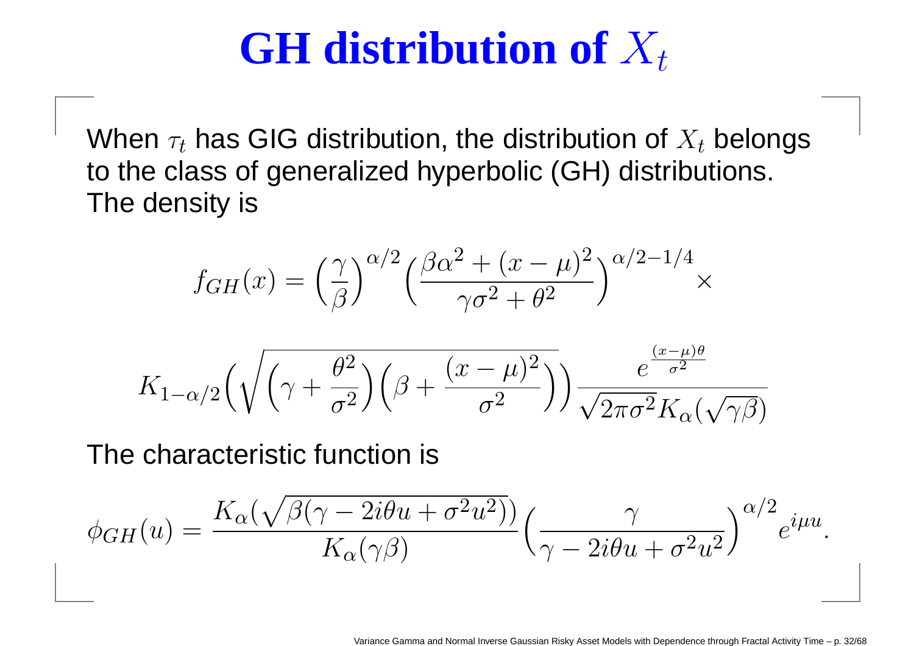# GH distribution of $X_t$

When $\tau_t$ has GIG distribution, the distribution of $X_t$ belongs to the class of generalized hyperbolic (GH) distributions. The density is

$$f_{GH}(x) = \Big(\frac{\gamma}{\beta}\Big)^{\alpha/2}\Big(\frac{\beta\alpha^2 + (x-\mu)^2}{\gamma\sigma^2 + \theta^2}\Big)^{\alpha/2-1/4} \times$$

$$K_{1-\alpha/2}\Big(\sqrt{\Big(\gamma + \frac{\theta^2}{\sigma^2}\Big)\Big(\beta + \frac{(x-\mu)^2}{\sigma^2}\Big)}\Big)\frac{e^{\frac{(x-\mu)\theta}{\sigma^2}}}{\sqrt{2\pi\sigma^2}K_\alpha(\sqrt{\gamma\beta})}$$

The characteristic function is

$$\phi_{GH}(u) = \frac{K_\alpha(\sqrt{\beta(\gamma - 2i\theta u + \sigma^2 u^2)})}{K_\alpha(\gamma\beta)}\Big(\frac{\gamma}{\gamma - 2i\theta u + \sigma^2 u^2}\Big)^{\alpha/2} e^{i\mu u}.$$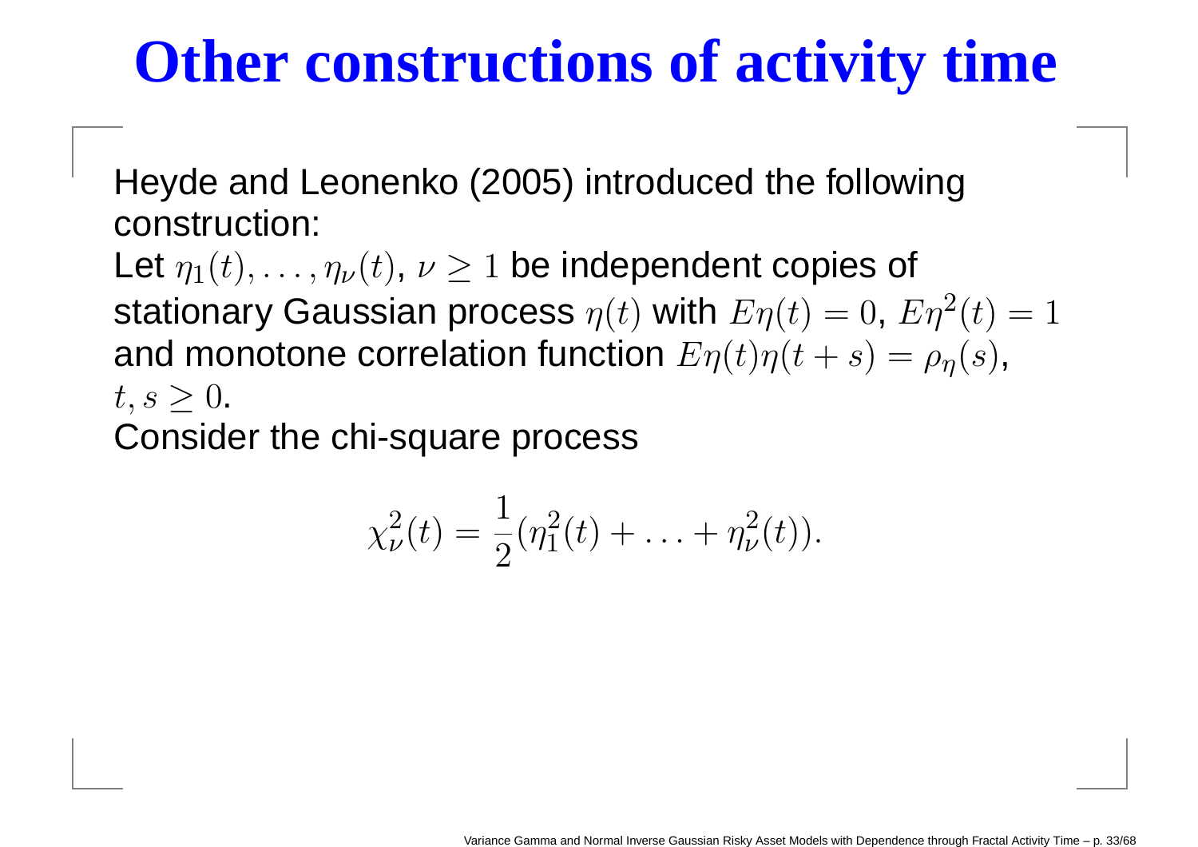# Other constructions of activity time

Heyde and Leonenko (2005) introduced the following construction:

Let $\eta_1(t), \ldots, \eta_\nu(t)$, $\nu \geq 1$ be independent copies of stationary Gaussian process $\eta(t)$ with $E\eta(t) = 0$, $E\eta^2(t) = 1$ and monotone correlation function $E\eta(t)\eta(t+s) = \rho_\eta(s)$, $t, s \geq 0$.

Consider the chi-square process

$$\chi_\nu^2(t) = \frac{1}{2}(\eta_1^2(t) + \ldots + \eta_\nu^2(t)).$$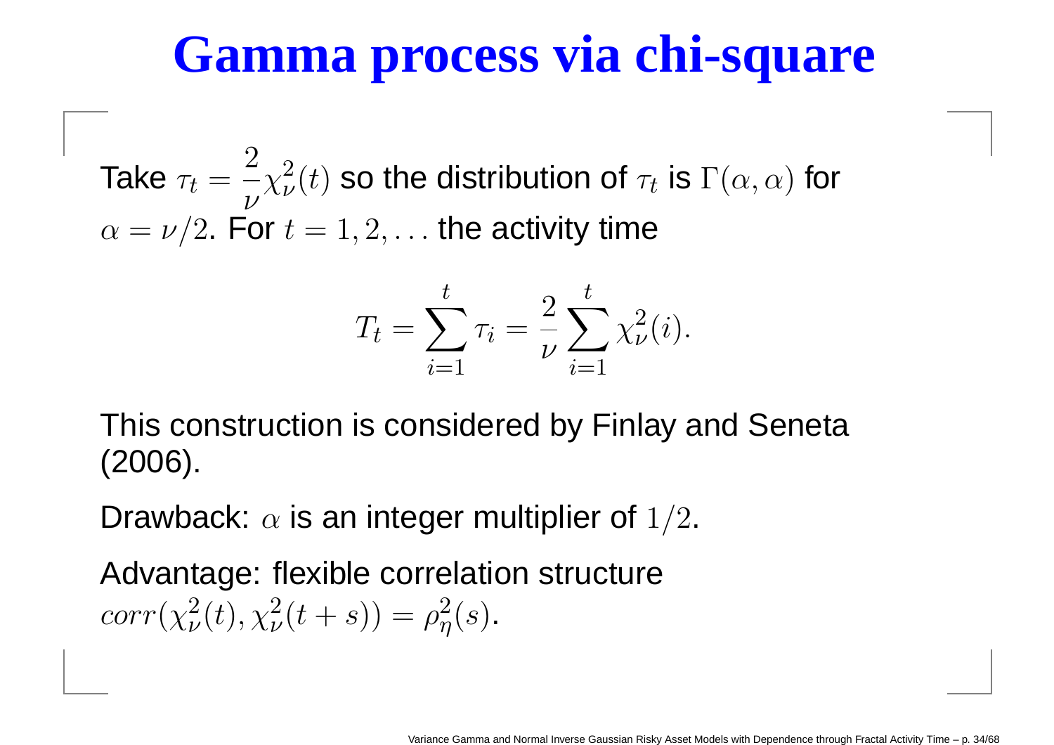# Gamma process via chi-square

Take $\tau_t = \frac{2}{\nu}\chi^2_\nu(t)$ so the distribution of $\tau_t$ is $\Gamma(\alpha, \alpha)$ for $\alpha = \nu/2$. For $t = 1, 2, \ldots$ the activity time

$$T_t = \sum_{i=1}^{t} \tau_i = \frac{2}{\nu} \sum_{i=1}^{t} \chi^2_\nu(i).$$

This construction is considered by Finlay and Seneta (2006).

Drawback: $\alpha$ is an integer multiplier of $1/2$.

Advantage: flexible correlation structure $corr(\chi^2_\nu(t), \chi^2_\nu(t+s)) = \rho^2_\eta(s)$.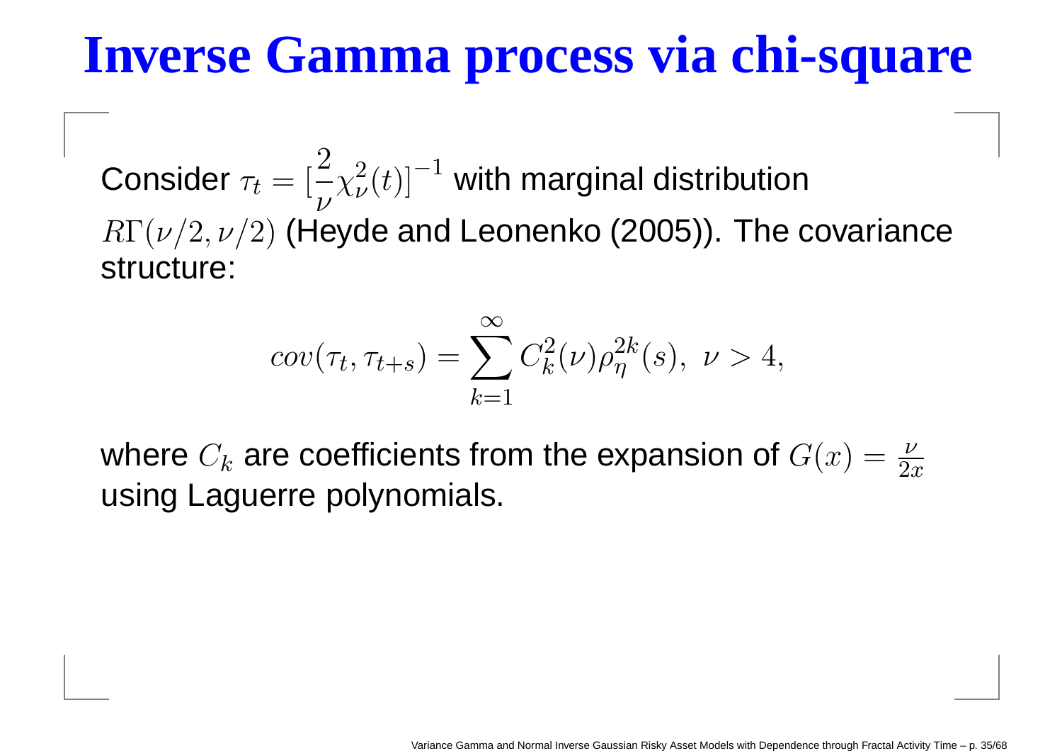# Inverse Gamma process via chi-square

Consider $\tau_t = [\frac{2}{\nu}\chi^2_\nu(t)]^{-1}$ with marginal distribution $R\Gamma(\nu/2, \nu/2)$ (Heyde and Leonenko (2005)). The covariance structure:

$$cov(\tau_t, \tau_{t+s}) = \sum_{k=1}^{\infty} C_k^2(\nu)\rho_\eta^{2k}(s), \ \nu > 4,$$

where $C_k$ are coefficients from the expansion of $G(x) = \frac{\nu}{2x}$ using Laguerre polynomials.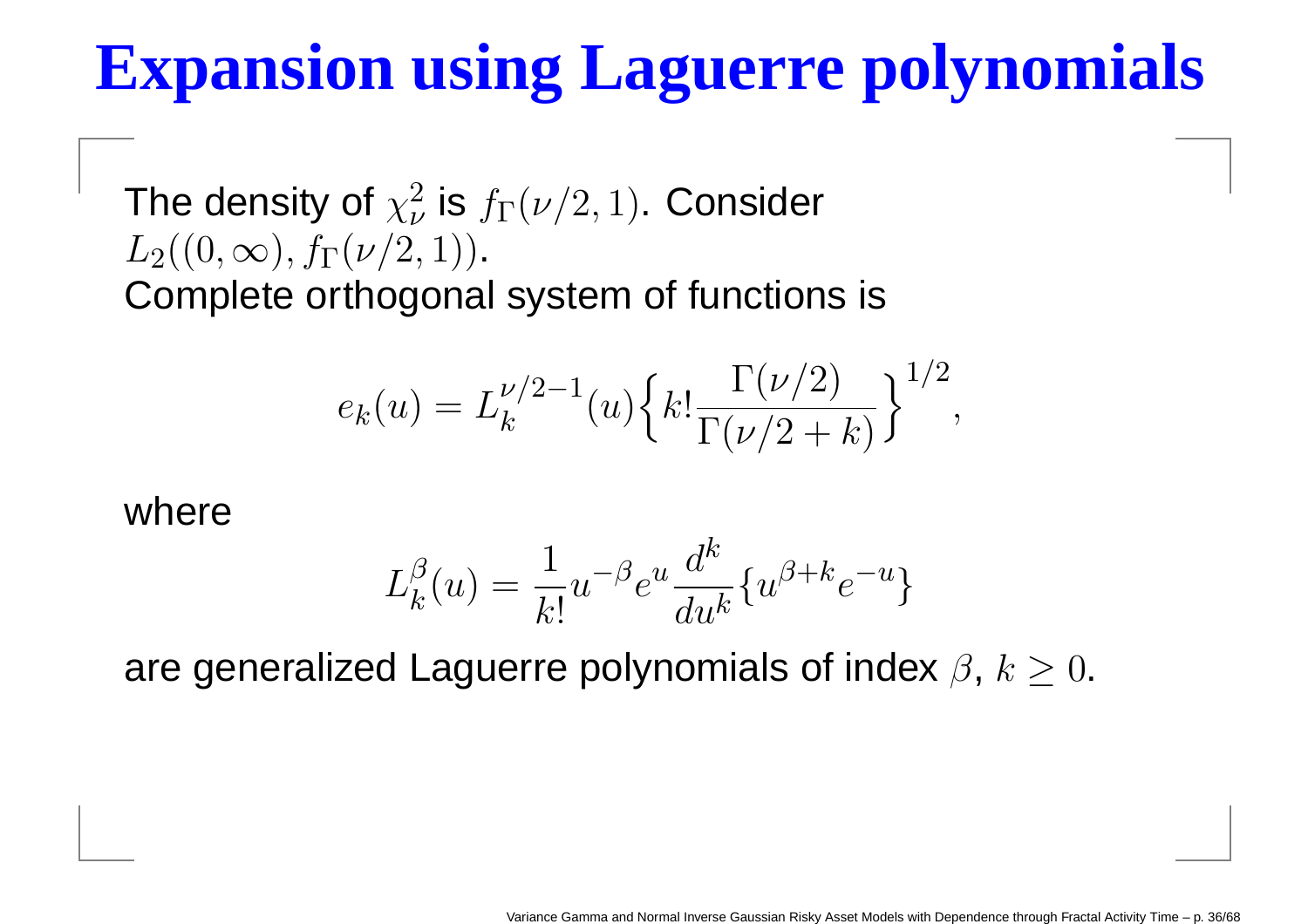# Expansion using Laguerre polynomials

The density of $\chi^2_\nu$ is $f_\Gamma(\nu/2, 1)$. Consider $L_2((0,\infty), f_\Gamma(\nu/2,1))$.
Complete orthogonal system of functions is

$$e_k(u) = L_k^{\nu/2-1}(u)\Big\{k!\frac{\Gamma(\nu/2)}{\Gamma(\nu/2+k)}\Big\}^{1/2},$$

where

$$L_k^{\beta}(u) = \frac{1}{k!}u^{-\beta}e^u\frac{d^k}{du^k}\{u^{\beta+k}e^{-u}\}$$

are generalized Laguerre polynomials of index $\beta$, $k \geq 0$.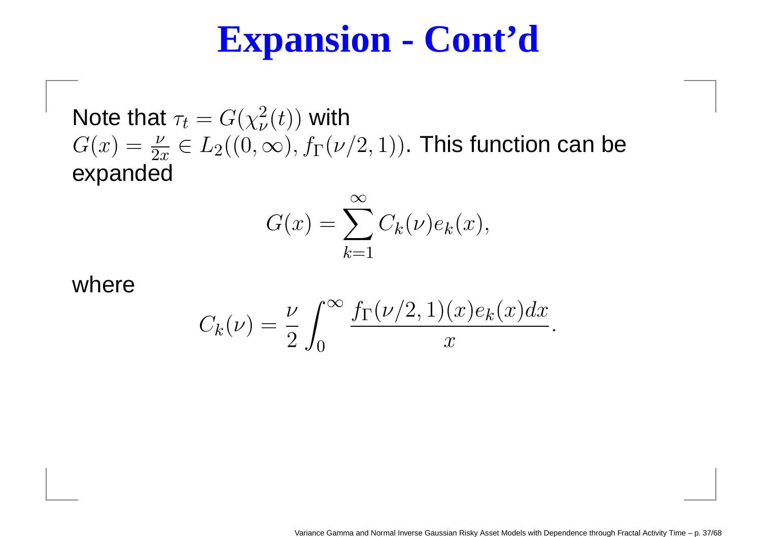# Expansion - Cont'd

Note that $\tau_t = G(\chi^2_\nu(t))$ with $G(x) = \frac{\nu}{2x} \in L_2((0,\infty), f_\Gamma(\nu/2,1))$. This function can be expanded

$$G(x) = \sum_{k=1}^{\infty} C_k(\nu) e_k(x),$$

where

$$C_k(\nu) = \frac{\nu}{2} \int_0^\infty \frac{f_\Gamma(\nu/2,1)(x) e_k(x) dx}{x}.$$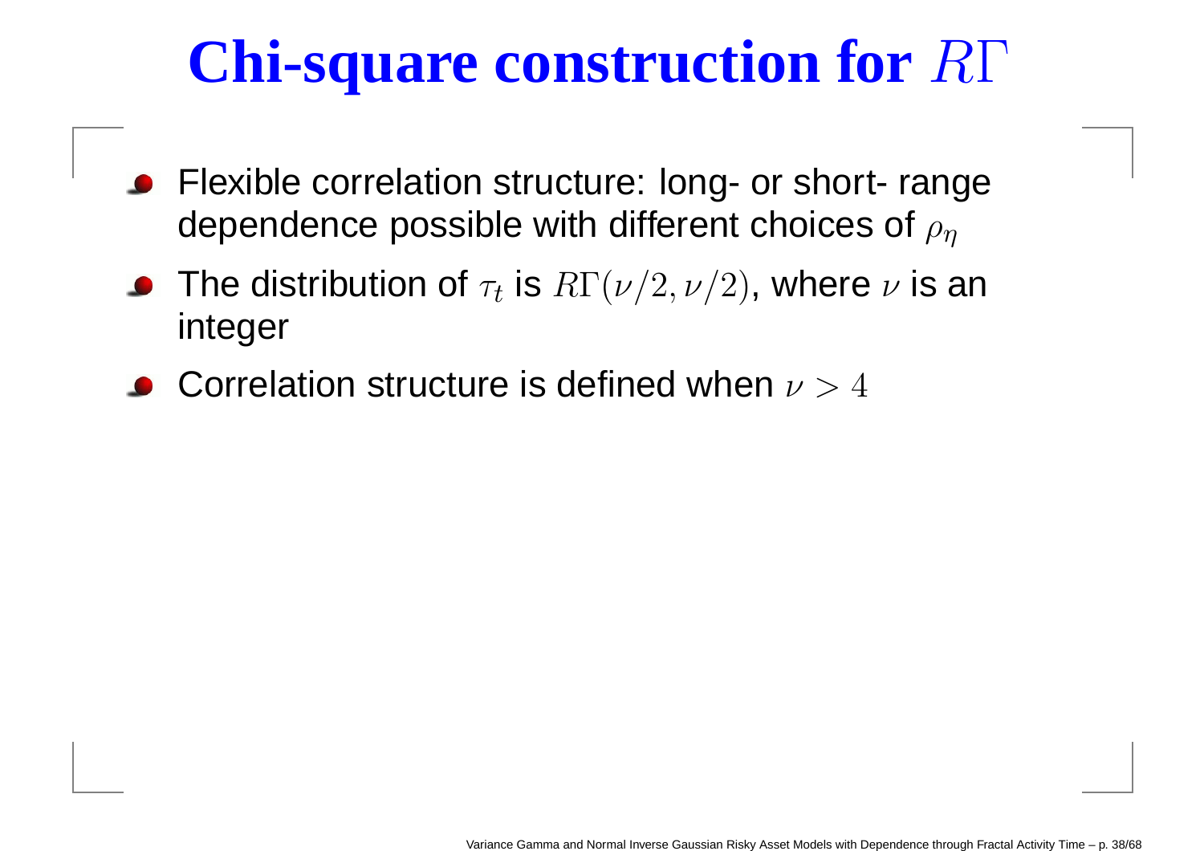# Chi-square construction for $R\Gamma$

- Flexible correlation structure: long- or short- range dependence possible with different choices of $\rho_\eta$
- The distribution of $\tau_t$ is $R\Gamma(\nu/2, \nu/2)$, where $\nu$ is an integer
- Correlation structure is defined when $\nu > 4$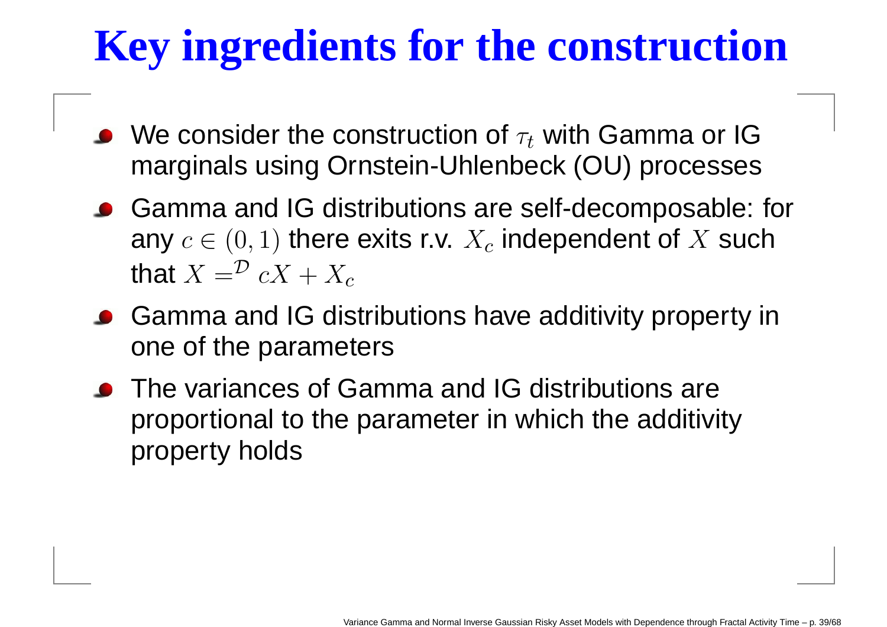# Key ingredients for the construction

- We consider the construction of $\tau_t$ with Gamma or IG marginals using Ornstein-Uhlenbeck (OU) processes
- Gamma and IG distributions are self-decomposable: for any $c \in (0,1)$ there exits r.v. $X_c$ independent of $X$ such that $X =^{\mathcal{D}} cX + X_c$
- Gamma and IG distributions have additivity property in one of the parameters
- The variances of Gamma and IG distributions are proportional to the parameter in which the additivity property holds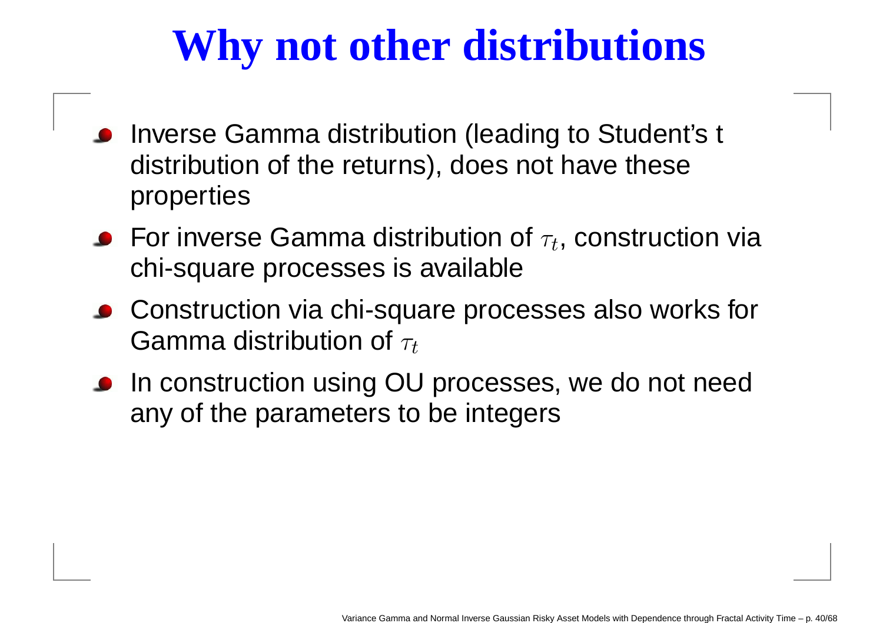# Why not other distributions

- Inverse Gamma distribution (leading to Student's t distribution of the returns), does not have these properties
- For inverse Gamma distribution of $\tau_t$, construction via chi-square processes is available
- Construction via chi-square processes also works for Gamma distribution of $\tau_t$
- In construction using OU processes, we do not need any of the parameters to be integers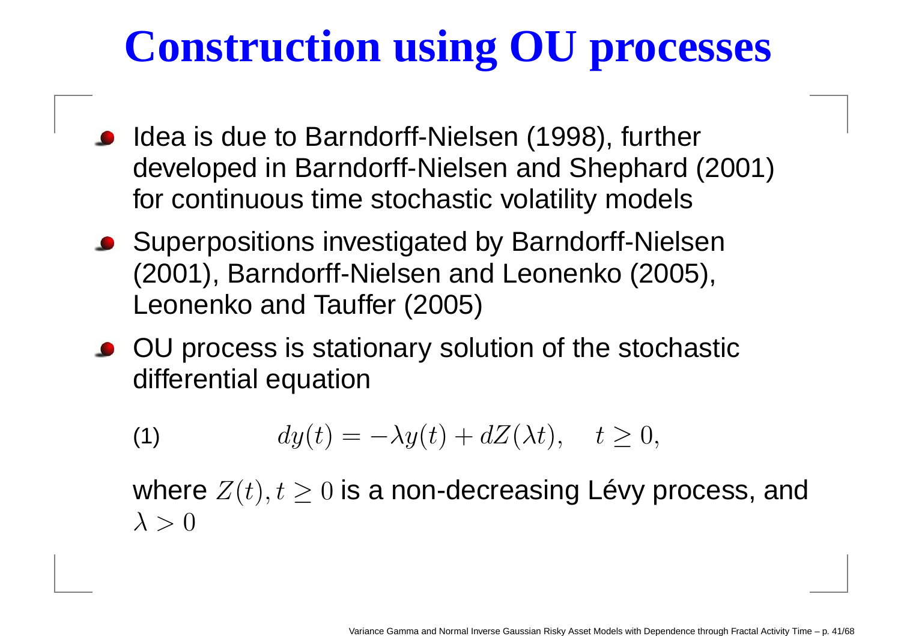# Construction using OU processes

- Idea is due to Barndorff-Nielsen (1998), further developed in Barndorff-Nielsen and Shephard (2001) for continuous time stochastic volatility models
- Superpositions investigated by Barndorff-Nielsen (2001), Barndorff-Nielsen and Leonenko (2005), Leonenko and Tauffer (2005)
- OU process is stationary solution of the stochastic differential equation

  $$dy(t) = -\lambda y(t) + dZ(\lambda t), \quad t \geq 0, \tag{1}$$

  where $Z(t), t \geq 0$ is a non-decreasing Lévy process, and $\lambda > 0$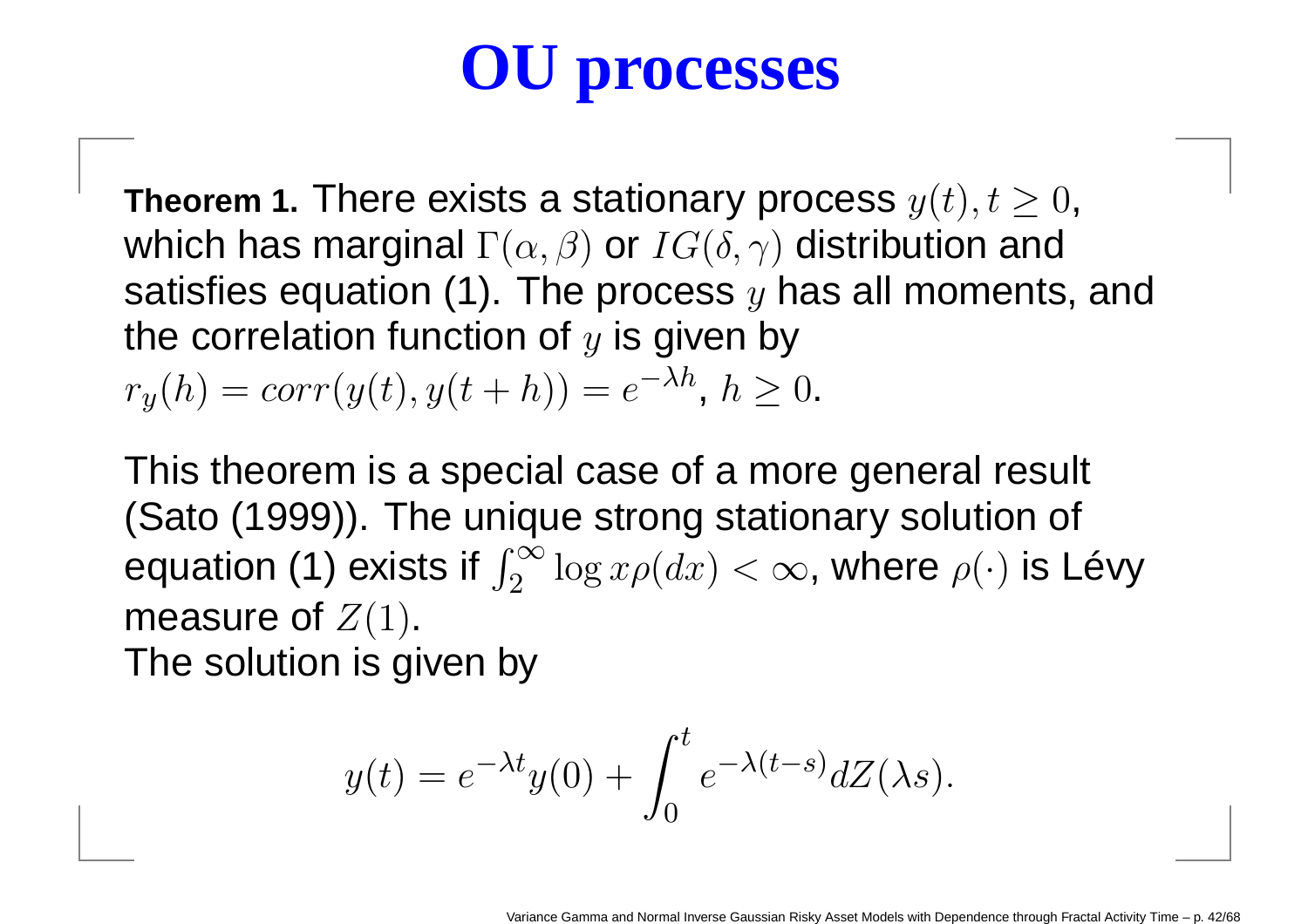# OU processes

**Theorem 1.** There exists a stationary process $y(t), t \geq 0$, which has marginal $\Gamma(\alpha, \beta)$ or $IG(\delta, \gamma)$ distribution and satisfies equation (1). The process $y$ has all moments, and the correlation function of $y$ is given by
$r_y(h) = corr(y(t), y(t+h)) = e^{-\lambda h}$, $h \geq 0$.

This theorem is a special case of a more general result (Sato (1999)). The unique strong stationary solution of equation (1) exists if $\int_2^\infty \log x \rho(dx) < \infty$, where $\rho(\cdot)$ is Lévy measure of $Z(1)$.
The solution is given by

$$y(t) = e^{-\lambda t} y(0) + \int_0^t e^{-\lambda(t-s)} dZ(\lambda s).$$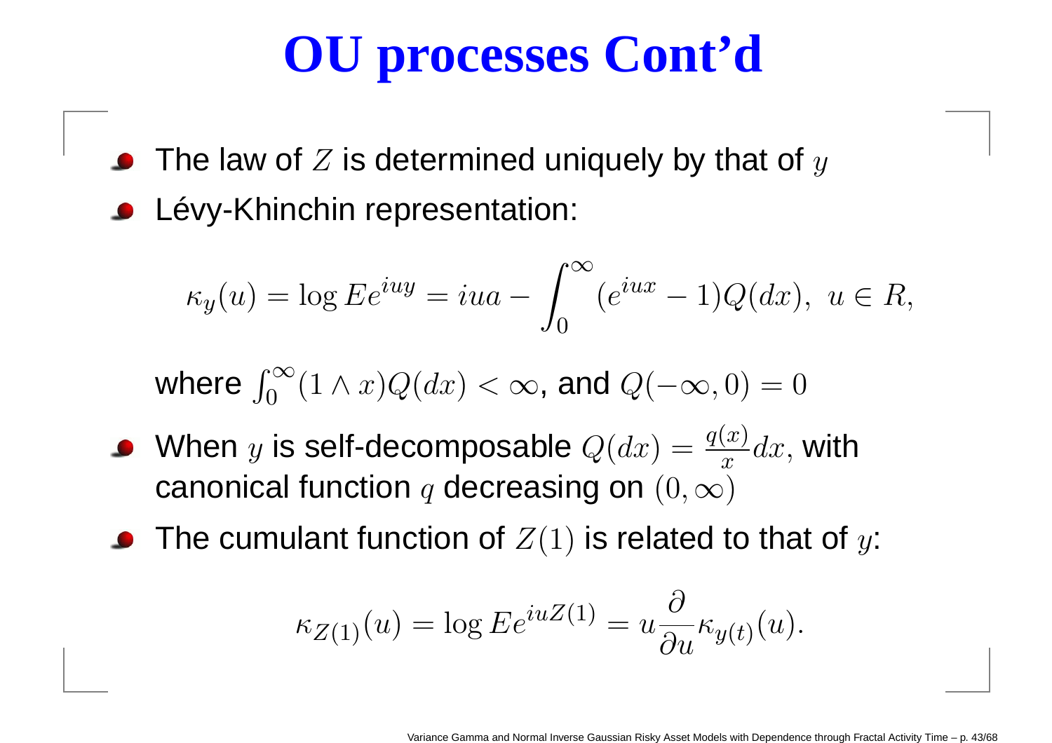# OU processes Cont'd

- The law of $Z$ is determined uniquely by that of $y$
- Lévy-Khinchin representation:

$$\kappa_y(u) = \log Ee^{iuy} = iua - \int_0^\infty (e^{iux} - 1)Q(dx),\ u \in R,$$

  where $\int_0^\infty (1 \wedge x)Q(dx) < \infty$, and $Q(-\infty, 0) = 0$

- When $y$ is self-decomposable $Q(dx) = \frac{q(x)}{x}dx$, with canonical function $q$ decreasing on $(0, \infty)$
- The cumulant function of $Z(1)$ is related to that of $y$:

$$\kappa_{Z(1)}(u) = \log Ee^{iuZ(1)} = u\frac{\partial}{\partial u}\kappa_{y(t)}(u).$$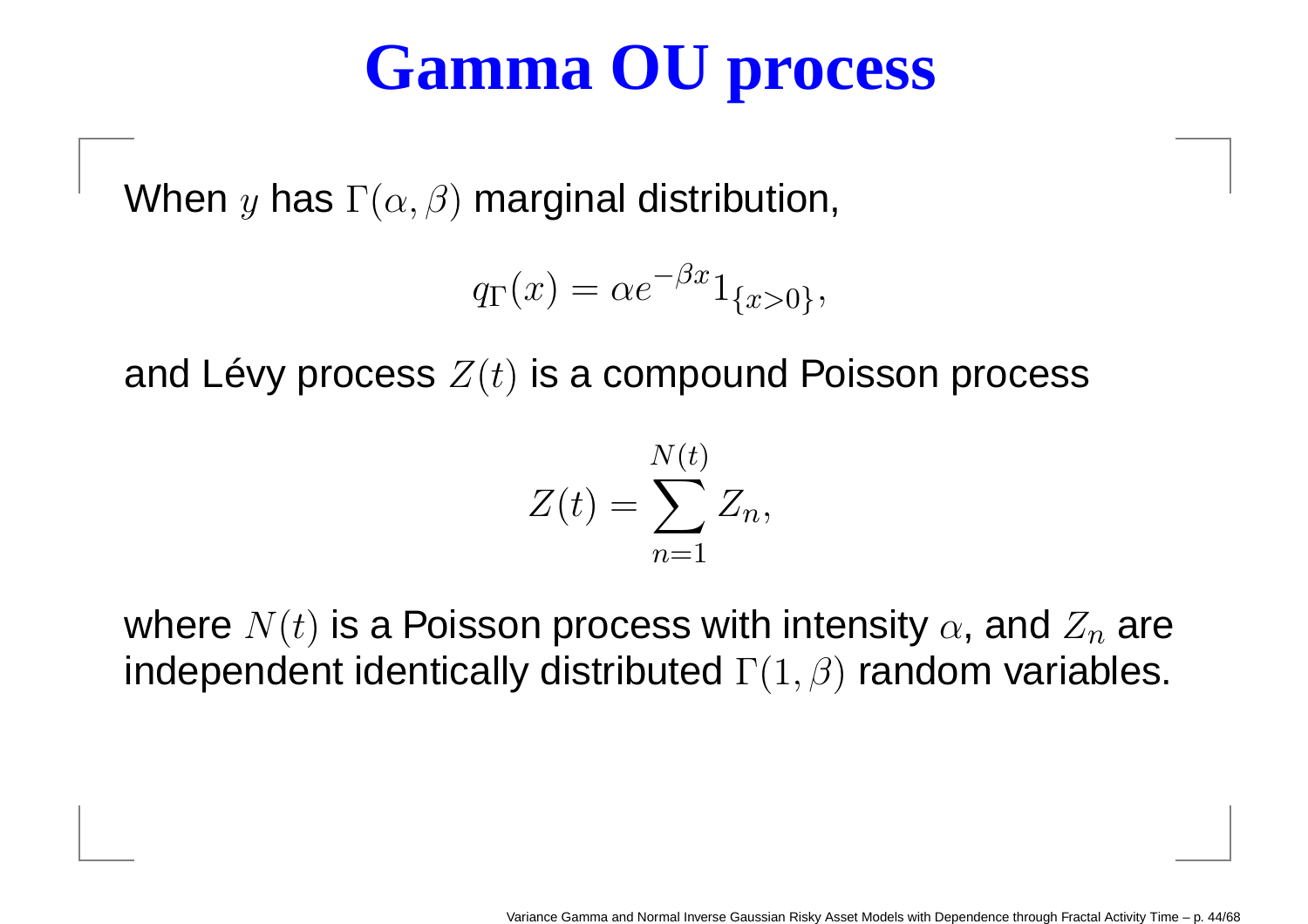# Gamma OU process

When $y$ has $\Gamma(\alpha, \beta)$ marginal distribution,

$$q_\Gamma(x) = \alpha e^{-\beta x} 1_{\{x>0\}},$$

and Lévy process $Z(t)$ is a compound Poisson process

$$Z(t) = \sum_{n=1}^{N(t)} Z_n,$$

where $N(t)$ is a Poisson process with intensity $\alpha$, and $Z_n$ are independent identically distributed $\Gamma(1, \beta)$ random variables.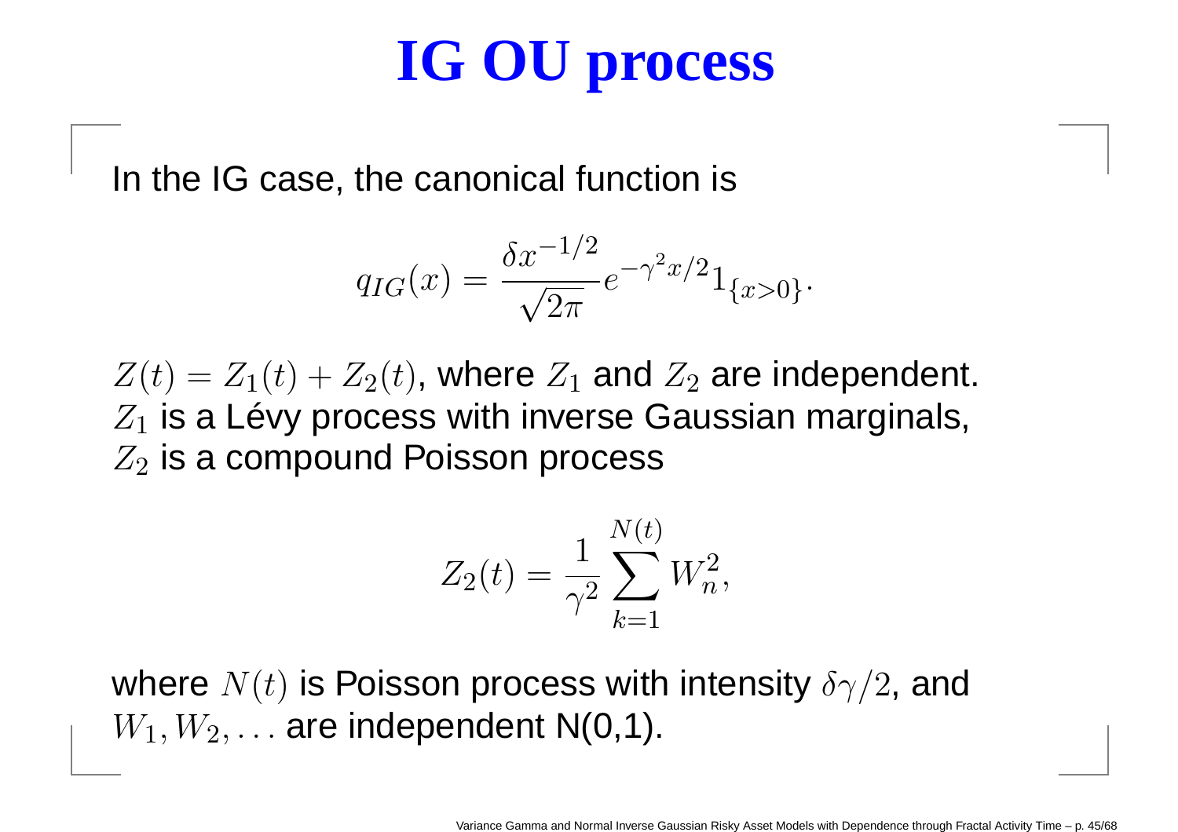# IG OU process

In the IG case, the canonical function is

$$q_{IG}(x) = \frac{\delta x^{-1/2}}{\sqrt{2\pi}} e^{-\gamma^2 x/2} 1_{\{x>0\}}.$$

$Z(t) = Z_1(t) + Z_2(t)$, where $Z_1$ and $Z_2$ are independent. $Z_1$ is a Lévy process with inverse Gaussian marginals, $Z_2$ is a compound Poisson process

$$Z_2(t) = \frac{1}{\gamma^2} \sum_{k=1}^{N(t)} W_n^2,$$

where $N(t)$ is Poisson process with intensity $\delta\gamma/2$, and $W_1, W_2, \ldots$ are independent N(0,1).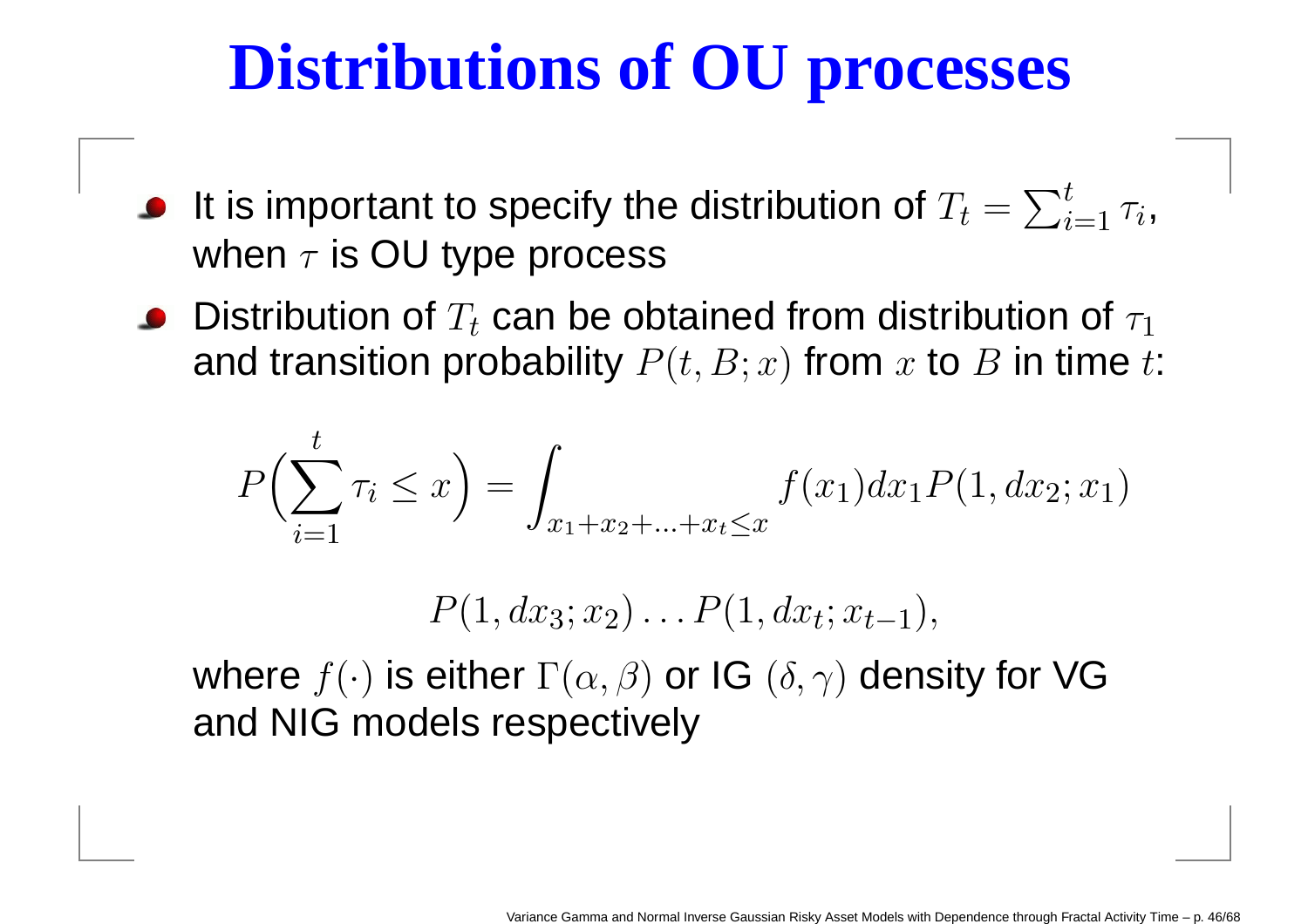# Distributions of OU processes

- It is important to specify the distribution of $T_t = \sum_{i=1}^{t} \tau_i$, when $\tau$ is OU type process
- Distribution of $T_t$ can be obtained from distribution of $\tau_1$ and transition probability $P(t, B; x)$ from $x$ to $B$ in time $t$:

$$P\Big(\sum_{i=1}^{t} \tau_i \leq x\Big) = \int_{x_1+x_2+\ldots+x_t \leq x} f(x_1)dx_1 P(1, dx_2; x_1)$$

$$P(1, dx_3; x_2) \ldots P(1, dx_t; x_{t-1}),$$

where $f(\cdot)$ is either $\Gamma(\alpha, \beta)$ or IG $(\delta, \gamma)$ density for VG and NIG models respectively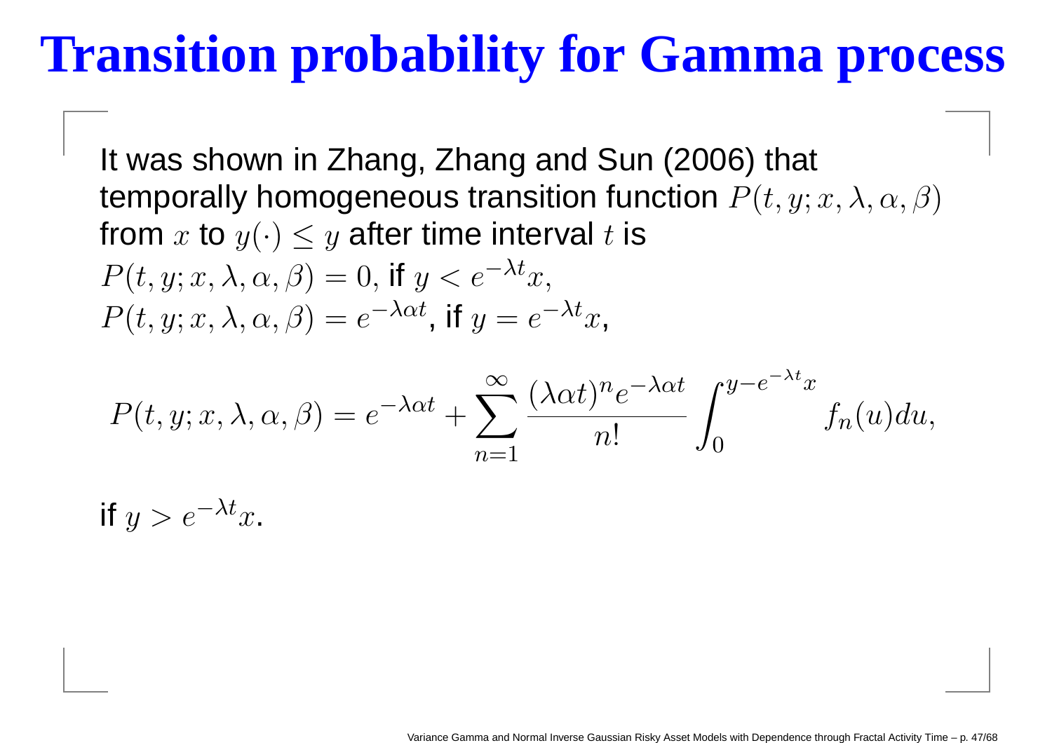# Transition probability for Gamma process

It was shown in Zhang, Zhang and Sun (2006) that temporally homogeneous transition function $P(t, y; x, \lambda, \alpha, \beta)$ from $x$ to $y(\cdot) \leq y$ after time interval $t$ is

$P(t, y; x, \lambda, \alpha, \beta) = 0$, if $y < e^{-\lambda t}x$,

$P(t, y; x, \lambda, \alpha, \beta) = e^{-\lambda \alpha t}$, if $y = e^{-\lambda t}x$,

$$P(t, y; x, \lambda, \alpha, \beta) = e^{-\lambda \alpha t} + \sum_{n=1}^{\infty} \frac{(\lambda \alpha t)^n e^{-\lambda \alpha t}}{n!} \int_0^{y - e^{-\lambda t}x} f_n(u) du,$$

if $y > e^{-\lambda t}x$.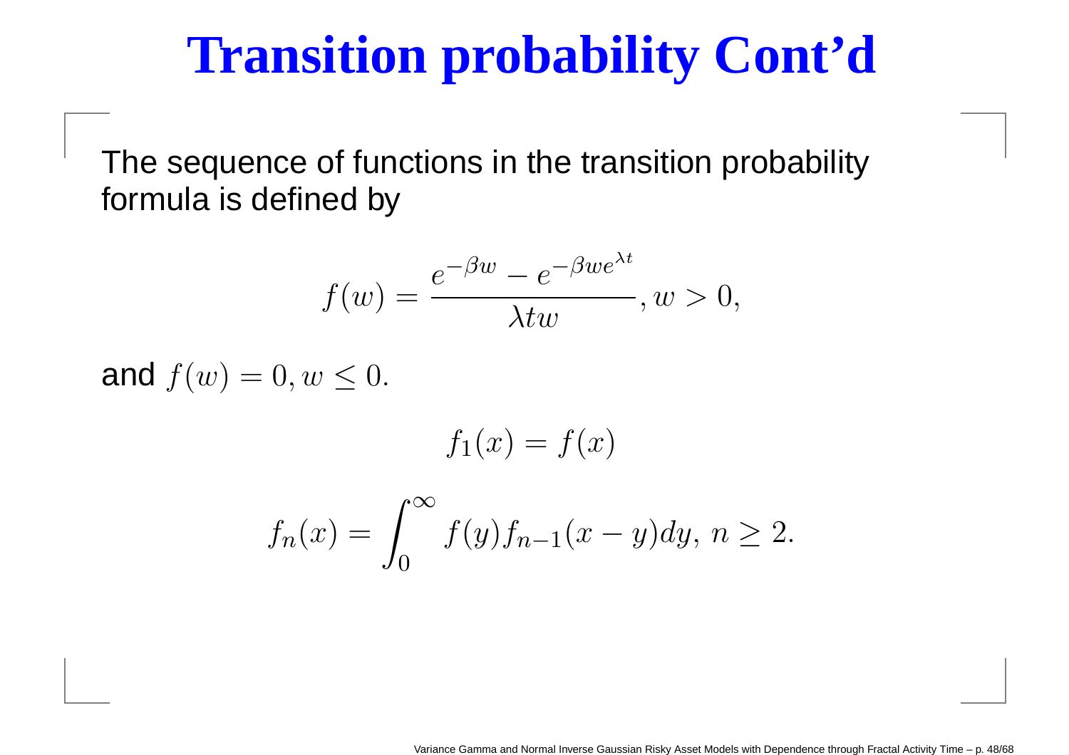# Transition probability Cont'd

The sequence of functions in the transition probability formula is defined by

$$f(w) = \frac{e^{-\beta w} - e^{-\beta w e^{\lambda t}}}{\lambda t w}, w > 0,$$

and $f(w) = 0, w \leq 0.$

$$f_1(x) = f(x)$$

$$f_n(x) = \int_0^\infty f(y) f_{n-1}(x-y) dy, \; n \geq 2.$$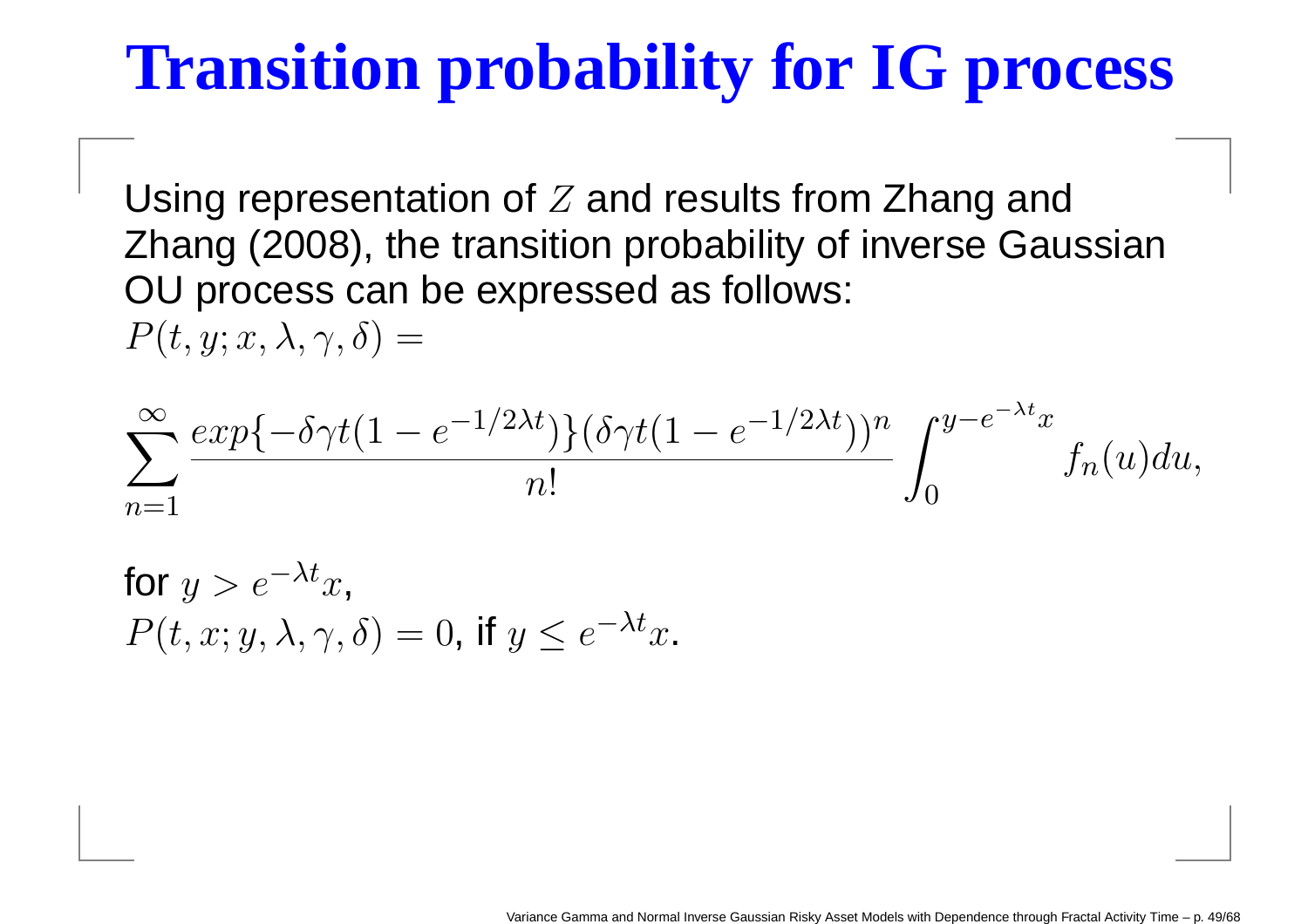# Transition probability for IG process

Using representation of $Z$ and results from Zhang and Zhang (2008), the transition probability of inverse Gaussian OU process can be expressed as follows:
$P(t, y; x, \lambda, \gamma, \delta) =$

$$\sum_{n=1}^{\infty} \frac{exp\{-\delta\gamma t(1-e^{-1/2\lambda t})\}(\delta\gamma t(1-e^{-1/2\lambda t}))^n}{n!} \int_0^{y-e^{-\lambda t}x} f_n(u)du,$$

for $y > e^{-\lambda t}x$,
$P(t, x; y, \lambda, \gamma, \delta) = 0$, if $y \leq e^{-\lambda t}x$.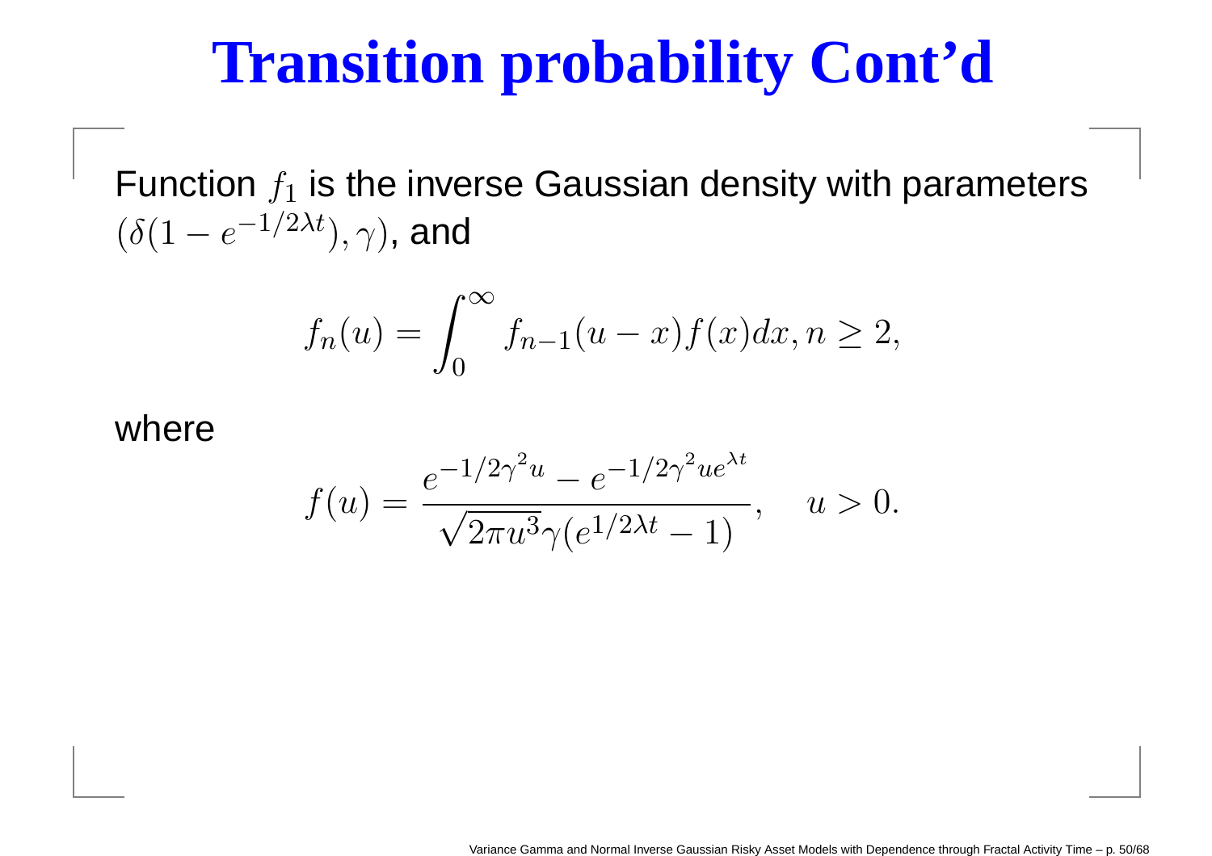# Transition probability Cont'd

Function $f_1$ is the inverse Gaussian density with parameters $(\delta(1 - e^{-1/2\lambda t}), \gamma)$, and

$$f_n(u) = \int_0^\infty f_{n-1}(u - x) f(x) dx, n \geq 2,$$

where

$$f(u) = \frac{e^{-1/2\gamma^2 u} - e^{-1/2\gamma^2 u e^{\lambda t}}}{\sqrt{2\pi u^3}\gamma(e^{1/2\lambda t} - 1)}, \quad u > 0.$$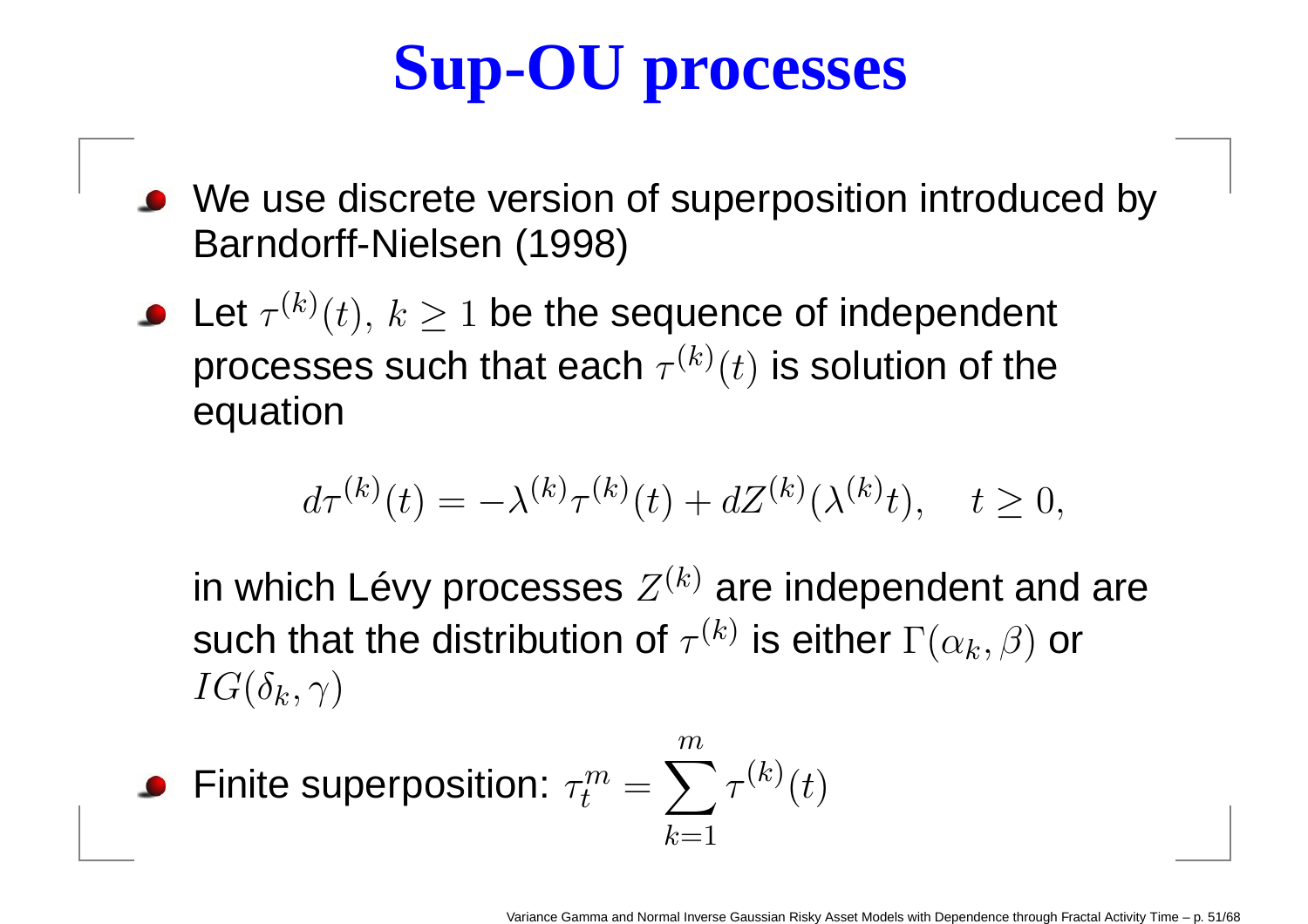# Sup-OU processes

- We use discrete version of superposition introduced by Barndorff-Nielsen (1998)
- Let $\tau^{(k)}(t),\ k \geq 1$ be the sequence of independent processes such that each $\tau^{(k)}(t)$ is solution of the equation

$$d\tau^{(k)}(t) = -\lambda^{(k)}\tau^{(k)}(t) + dZ^{(k)}(\lambda^{(k)}t), \quad t \geq 0,$$

  in which Lévy processes $Z^{(k)}$ are independent and are such that the distribution of $\tau^{(k)}$ is either $\Gamma(\alpha_k, \beta)$ or $IG(\delta_k, \gamma)$

- Finite superposition: $\tau_t^m = \sum_{k=1}^{m} \tau^{(k)}(t)$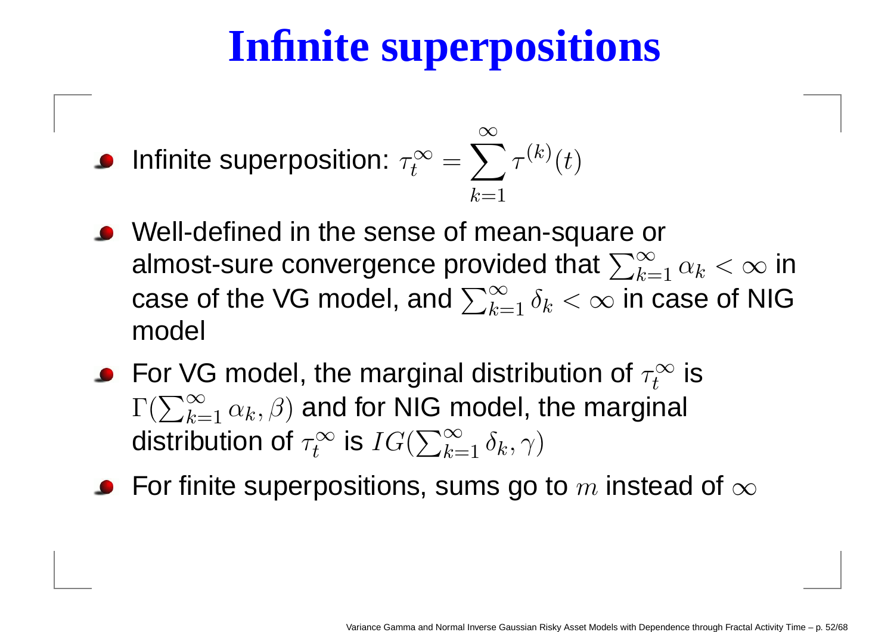# Infinite superpositions

- Infinite superposition: $\tau_t^\infty = \sum_{k=1}^{\infty} \tau^{(k)}(t)$
- Well-defined in the sense of mean-square or almost-sure convergence provided that $\sum_{k=1}^{\infty} \alpha_k < \infty$ in case of the VG model, and $\sum_{k=1}^{\infty} \delta_k < \infty$ in case of NIG model
- For VG model, the marginal distribution of $\tau_t^\infty$ is $\Gamma(\sum_{k=1}^{\infty} \alpha_k, \beta)$ and for NIG model, the marginal distribution of $\tau_t^\infty$ is $IG(\sum_{k=1}^{\infty} \delta_k, \gamma)$
- For finite superpositions, sums go to $m$ instead of $\infty$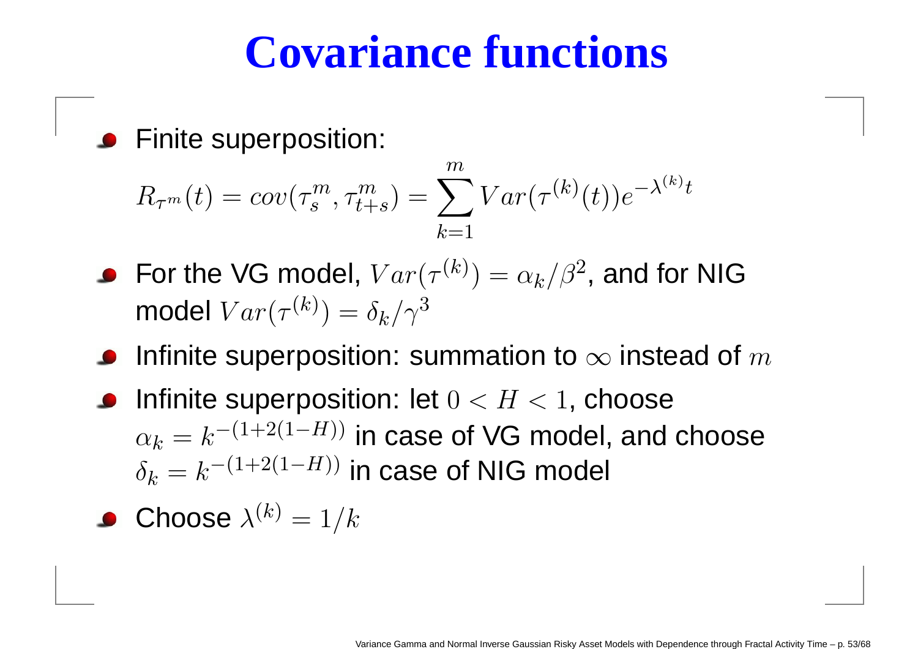# Covariance functions

- Finite superposition:

$$R_{\tau^m}(t) = cov(\tau_s^m, \tau_{t+s}^m) = \sum_{k=1}^{m} Var(\tau^{(k)}(t)) e^{-\lambda^{(k)} t}$$

- For the VG model, $Var(\tau^{(k)}) = \alpha_k / \beta^2$, and for NIG model $Var(\tau^{(k)}) = \delta_k / \gamma^3$
- Infinite superposition: summation to $\infty$ instead of $m$
- Infinite superposition: let $0 < H < 1$, choose $\alpha_k = k^{-(1+2(1-H))}$ in case of VG model, and choose $\delta_k = k^{-(1+2(1-H))}$ in case of NIG model
- Choose $\lambda^{(k)} = 1/k$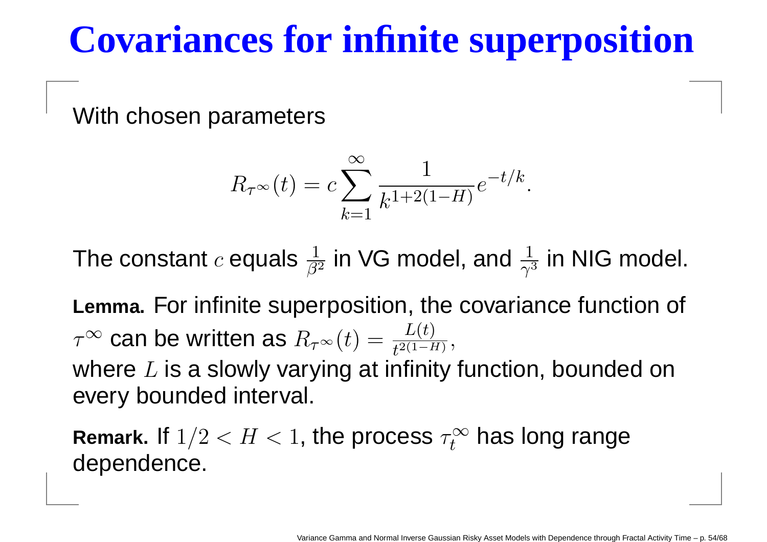# Covariances for infinite superposition

With chosen parameters

$$R_{\tau^\infty}(t) = c \sum_{k=1}^{\infty} \frac{1}{k^{1+2(1-H)}} e^{-t/k}.$$

The constant $c$ equals $\frac{1}{\beta^2}$ in VG model, and $\frac{1}{\gamma^3}$ in NIG model.

**Lemma.** For infinite superposition, the covariance function of $\tau^\infty$ can be written as $R_{\tau^\infty}(t) = \frac{L(t)}{t^{2(1-H)}}$,
where $L$ is a slowly varying at infinity function, bounded on every bounded interval.

**Remark.** If $1/2 < H < 1$, the process $\tau_t^\infty$ has long range dependence.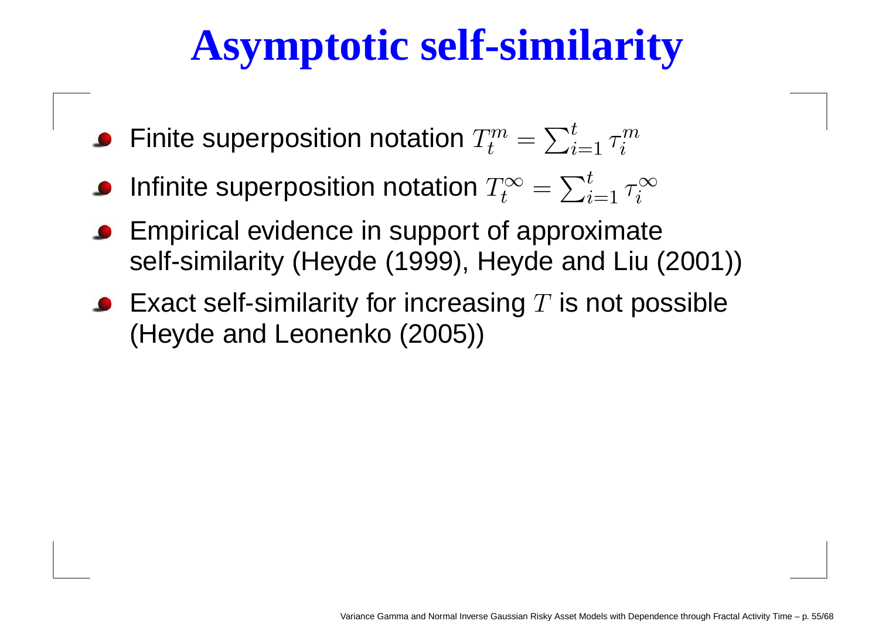# Asymptotic self-similarity

- Finite superposition notation $T_t^m = \sum_{i=1}^t \tau_i^m$
- Infinite superposition notation $T_t^\infty = \sum_{i=1}^t \tau_i^\infty$
- Empirical evidence in support of approximate self-similarity (Heyde (1999), Heyde and Liu (2001))
- Exact self-similarity for increasing $T$ is not possible (Heyde and Leonenko (2005))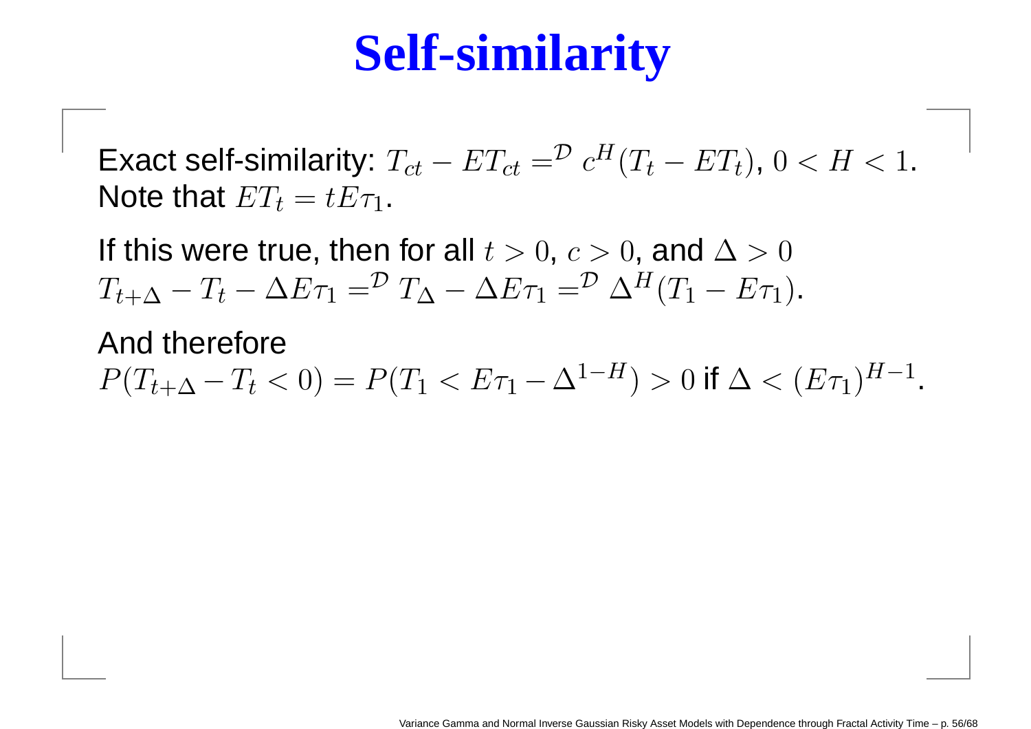# Self-similarity

Exact self-similarity: $T_{ct} - ET_{ct} =^{\mathcal{D}} c^H(T_t - ET_t)$, $0 < H < 1$.
Note that $ET_t = tE\tau_1$.

If this were true, then for all $t > 0$, $c > 0$, and $\Delta > 0$
$T_{t+\Delta} - T_t - \Delta E\tau_1 =^{\mathcal{D}} T_\Delta - \Delta E\tau_1 =^{\mathcal{D}} \Delta^H(T_1 - E\tau_1)$.

And therefore
$P(T_{t+\Delta} - T_t < 0) = P(T_1 < E\tau_1 - \Delta^{1-H}) > 0$ if $\Delta < (E\tau_1)^{H-1}$.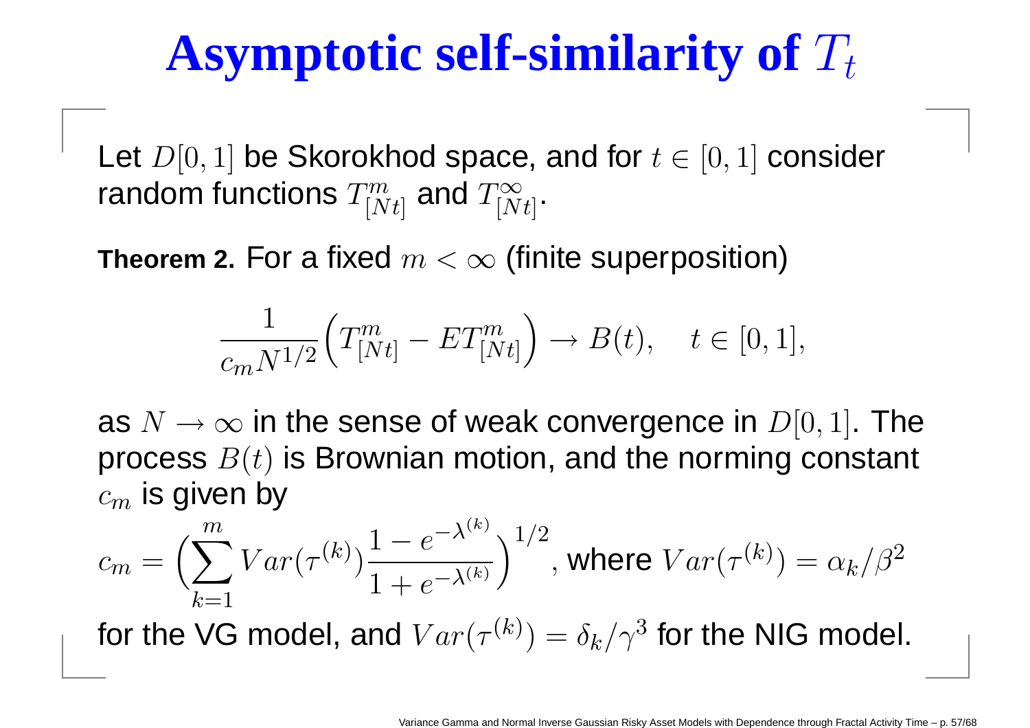# Asymptotic self-similarity of $T_t$

Let $D[0,1]$ be Skorokhod space, and for $t \in [0,1]$ consider random functions $T^m_{[Nt]}$ and $T^\infty_{[Nt]}$.

**Theorem 2.** For a fixed $m < \infty$ (finite superposition)

$$\frac{1}{c_m N^{1/2}}\Big(T^m_{[Nt]} - ET^m_{[Nt]}\Big) \to B(t), \quad t \in [0,1],$$

as $N \to \infty$ in the sense of weak convergence in $D[0,1]$. The process $B(t)$ is Brownian motion, and the norming constant $c_m$ is given by

$$c_m = \Big(\sum_{k=1}^{m} Var(\tau^{(k)}) \frac{1 - e^{-\lambda^{(k)}}}{1 + e^{-\lambda^{(k)}}}\Big)^{1/2},$$

where $Var(\tau^{(k)}) = \alpha_k/\beta^2$ for the VG model, and $Var(\tau^{(k)}) = \delta_k/\gamma^3$ for the NIG model.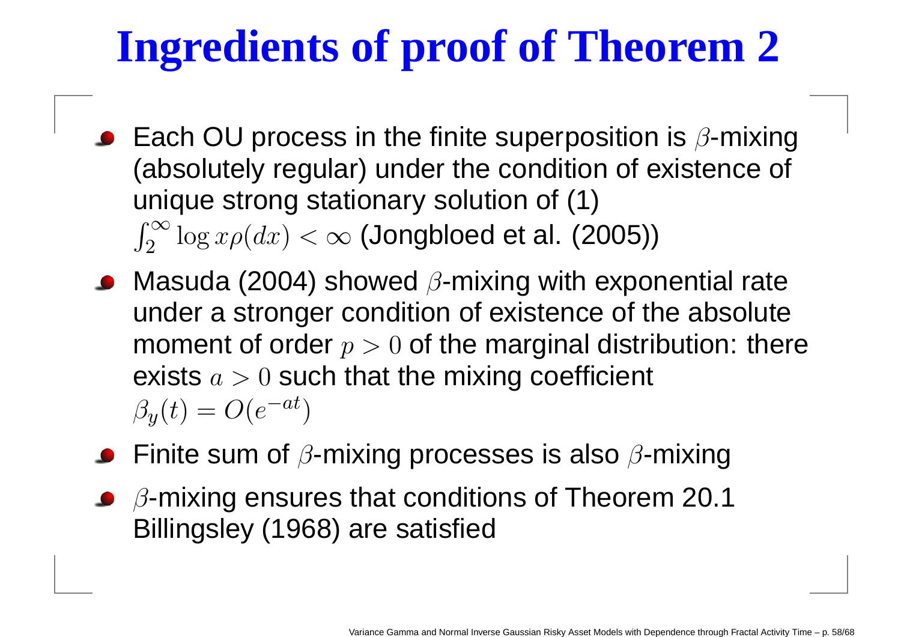# Ingredients of proof of Theorem 2

- Each OU process in the finite superposition is $\beta$-mixing (absolutely regular) under the condition of existence of unique strong stationary solution of (1) $\int_2^\infty \log x \rho(dx) < \infty$ (Jongbloed et al. (2005))
- Masuda (2004) showed $\beta$-mixing with exponential rate under a stronger condition of existence of the absolute moment of order $p > 0$ of the marginal distribution: there exists $a > 0$ such that the mixing coefficient $\beta_y(t) = O(e^{-at})$
- Finite sum of $\beta$-mixing processes is also $\beta$-mixing
- $\beta$-mixing ensures that conditions of Theorem 20.1 Billingsley (1968) are satisfied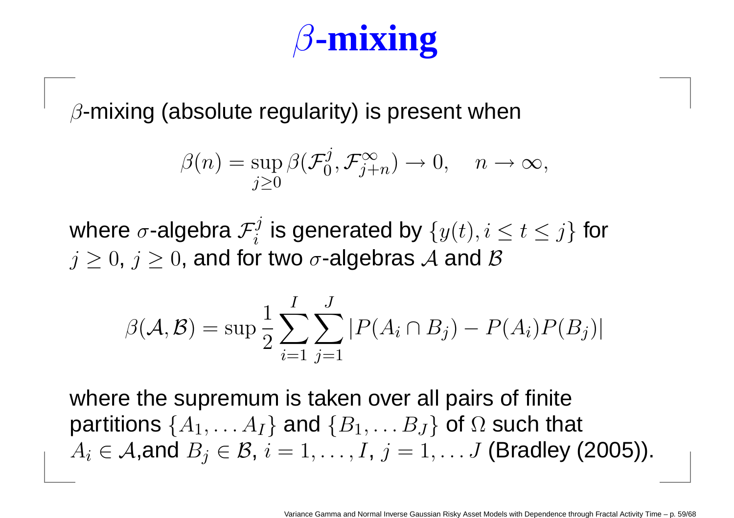# $\beta$-mixing

$\beta$-mixing (absolute regularity) is present when

$$\beta(n) = \sup_{j \geq 0} \beta(\mathcal{F}_0^j, \mathcal{F}_{j+n}^{\infty}) \to 0, \quad n \to \infty,$$

where $\sigma$-algebra $\mathcal{F}_i^j$ is generated by $\{y(t), i \leq t \leq j\}$ for $j \geq 0$, $j \geq 0$, and for two $\sigma$-algebras $\mathcal{A}$ and $\mathcal{B}$

$$\beta(\mathcal{A}, \mathcal{B}) = \sup \frac{1}{2} \sum_{i=1}^{I} \sum_{j=1}^{J} |P(A_i \cap B_j) - P(A_i)P(B_j)|$$

where the supremum is taken over all pairs of finite partitions $\{A_1, \ldots A_I\}$ and $\{B_1, \ldots B_J\}$ of $\Omega$ such that $A_i \in \mathcal{A}$,and $B_j \in \mathcal{B}$, $i = 1, \ldots, I$, $j = 1, \ldots J$ (Bradley (2005)).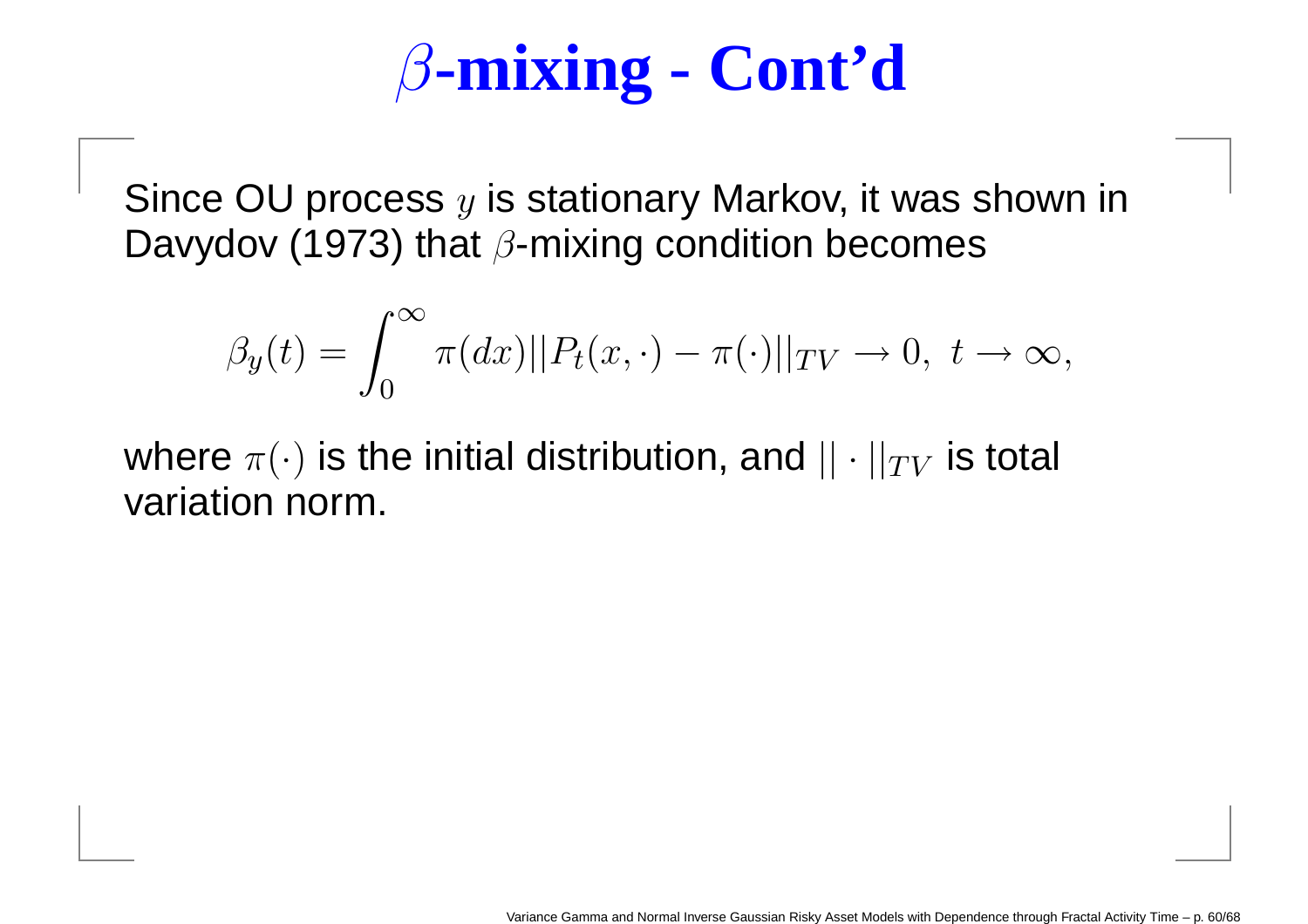# $\beta$-mixing - Cont'd

Since OU process $y$ is stationary Markov, it was shown in Davydov (1973) that $\beta$-mixing condition becomes

$$\beta_y(t) = \int_0^\infty \pi(dx)||P_t(x,\cdot) - \pi(\cdot)||_{TV} \to 0, \ t \to \infty,$$

where $\pi(\cdot)$ is the initial distribution, and $||\cdot||_{TV}$ is total variation norm.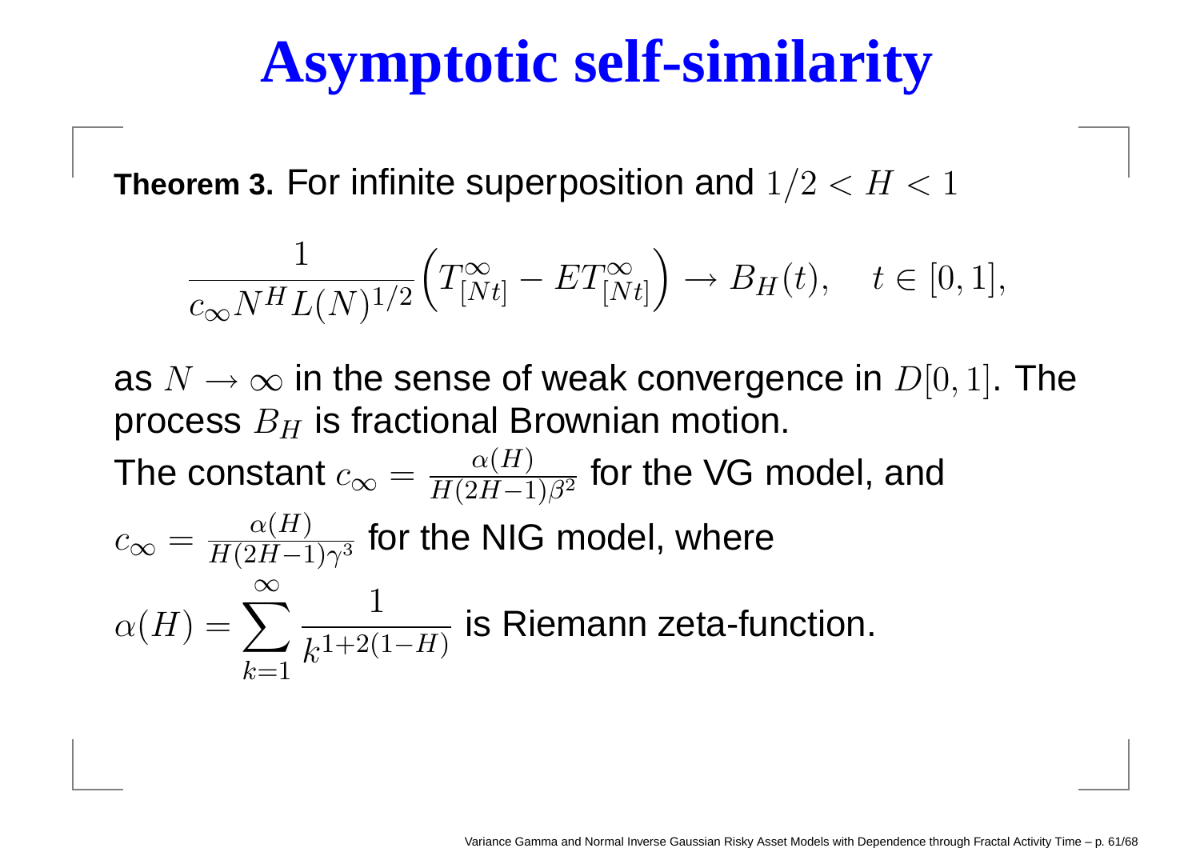# Asymptotic self-similarity

**Theorem 3.** For infinite superposition and $1/2 < H < 1$

$$\frac{1}{c_\infty N^H L(N)^{1/2}}\Big(T^\infty_{[Nt]} - ET^\infty_{[Nt]}\Big) \to B_H(t), \quad t \in [0,1],$$

as $N \to \infty$ in the sense of weak convergence in $D[0,1]$. The process $B_H$ is fractional Brownian motion.

The constant $c_\infty = \frac{\alpha(H)}{H(2H-1)\beta^2}$ for the VG model, and

$c_\infty = \frac{\alpha(H)}{H(2H-1)\gamma^3}$ for the NIG model, where

$\alpha(H) = \sum_{k=1}^{\infty} \frac{1}{k^{1+2(1-H)}}$ is Riemann zeta-function.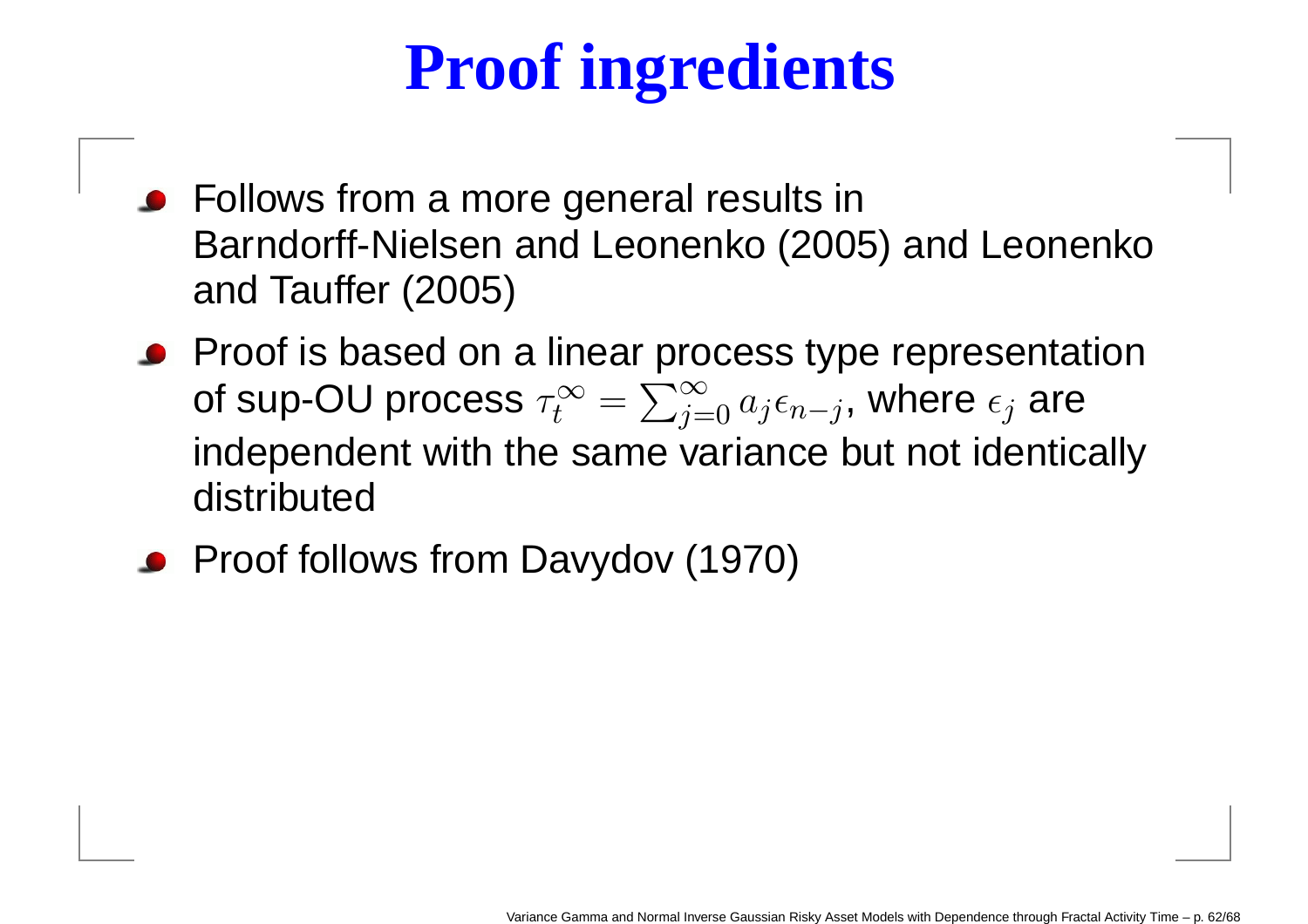# Proof ingredients

- Follows from a more general results in Barndorff-Nielsen and Leonenko (2005) and Leonenko and Tauffer (2005)
- Proof is based on a linear process type representation of sup-OU process $\tau_t^{\infty} = \sum_{j=0}^{\infty} a_j \epsilon_{n-j}$, where $\epsilon_j$ are independent with the same variance but not identically distributed
- Proof follows from Davydov (1970)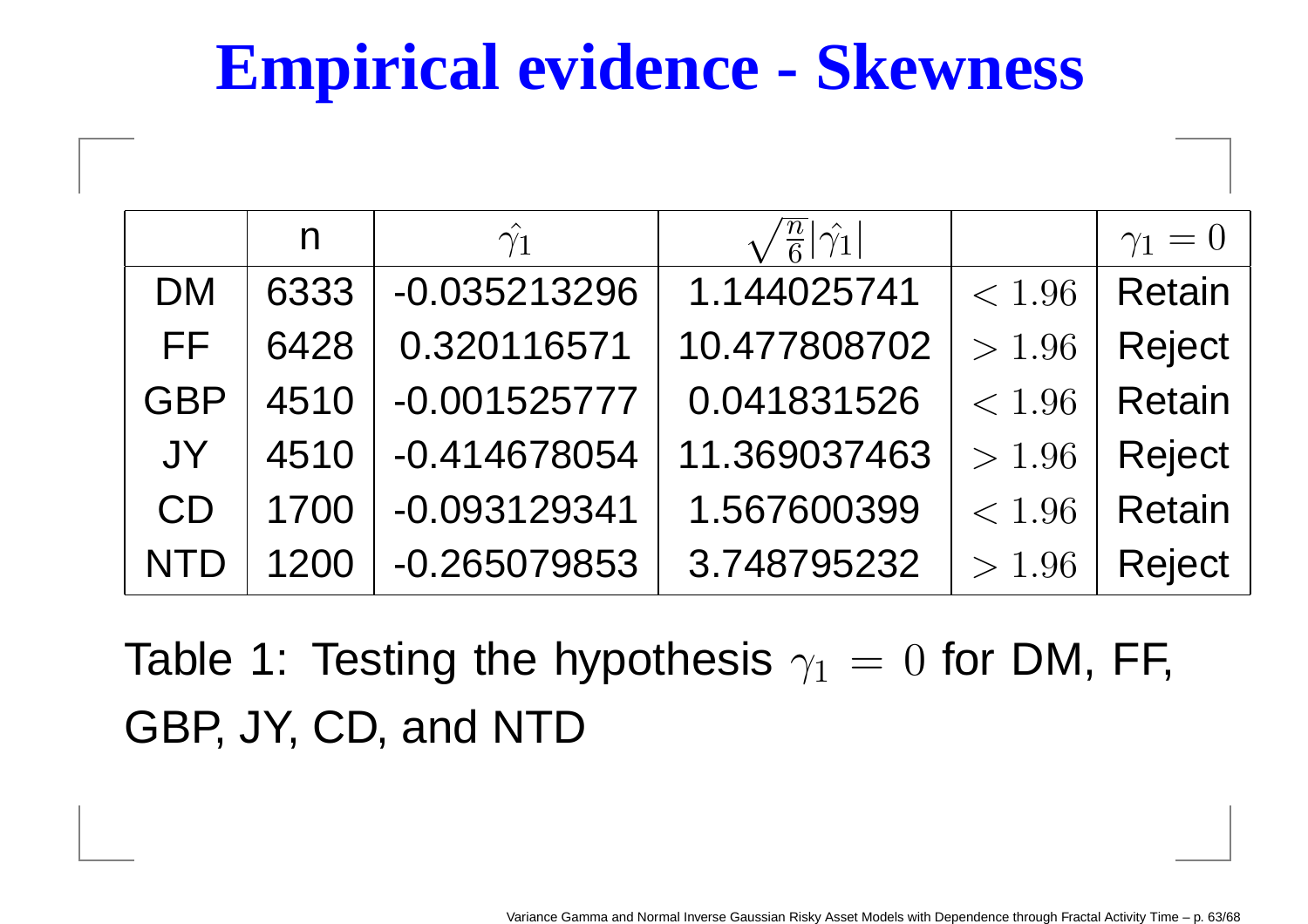# Empirical evidence - Skewness

| | n | $\hat{\gamma}_1$ | $\sqrt{\frac{n}{6}}\lvert\hat{\gamma}_1\rvert$ | | $\gamma_1 = 0$ |
|---|---|---|---|---|---|
| DM | 6333 | -0.035213296 | 1.144025741 | $< 1.96$ | Retain |
| FF | 6428 | 0.320116571 | 10.477808702 | $> 1.96$ | Reject |
| GBP | 4510 | -0.001525777 | 0.041831526 | $< 1.96$ | Retain |
| JY | 4510 | -0.414678054 | 11.369037463 | $> 1.96$ | Reject |
| CD | 1700 | -0.093129341 | 1.567600399 | $< 1.96$ | Retain |
| NTD | 1200 | -0.265079853 | 3.748795232 | $> 1.96$ | Reject |

Table 1: Testing the hypothesis $\gamma_1 = 0$ for DM, FF, GBP, JY, CD, and NTD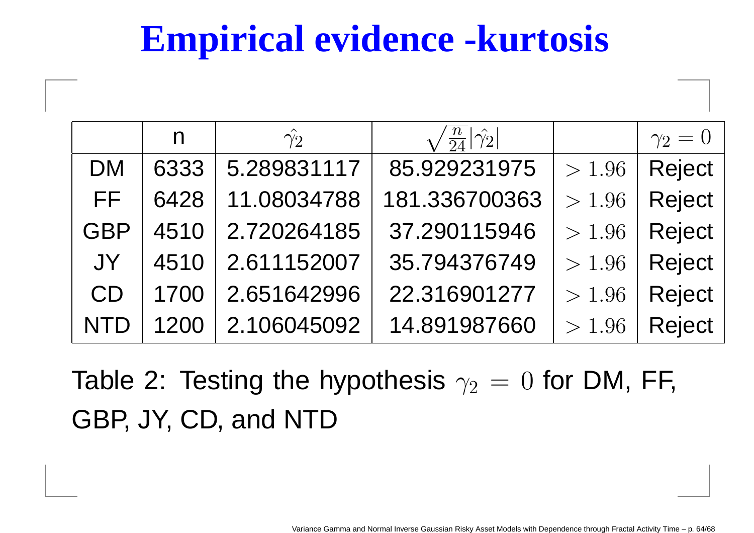# Empirical evidence -kurtosis

| | n | $\hat{\gamma_2}$ | $\sqrt{\frac{n}{24}}\lvert\hat{\gamma_2}\rvert$ | | $\gamma_2 = 0$ |
|---|---|---|---|---|---|
| DM | 6333 | 5.289831117 | 85.929231975 | $> 1.96$ | Reject |
| FF | 6428 | 11.08034788 | 181.336700363 | $> 1.96$ | Reject |
| GBP | 4510 | 2.720264185 | 37.290115946 | $> 1.96$ | Reject |
| JY | 4510 | 2.611152007 | 35.794376749 | $> 1.96$ | Reject |
| CD | 1700 | 2.651642996 | 22.316901277 | $> 1.96$ | Reject |
| NTD | 1200 | 2.106045092 | 14.891987660 | $> 1.96$ | Reject |

Table 2: Testing the hypothesis $\gamma_2 = 0$ for DM, FF, GBP, JY, CD, and NTD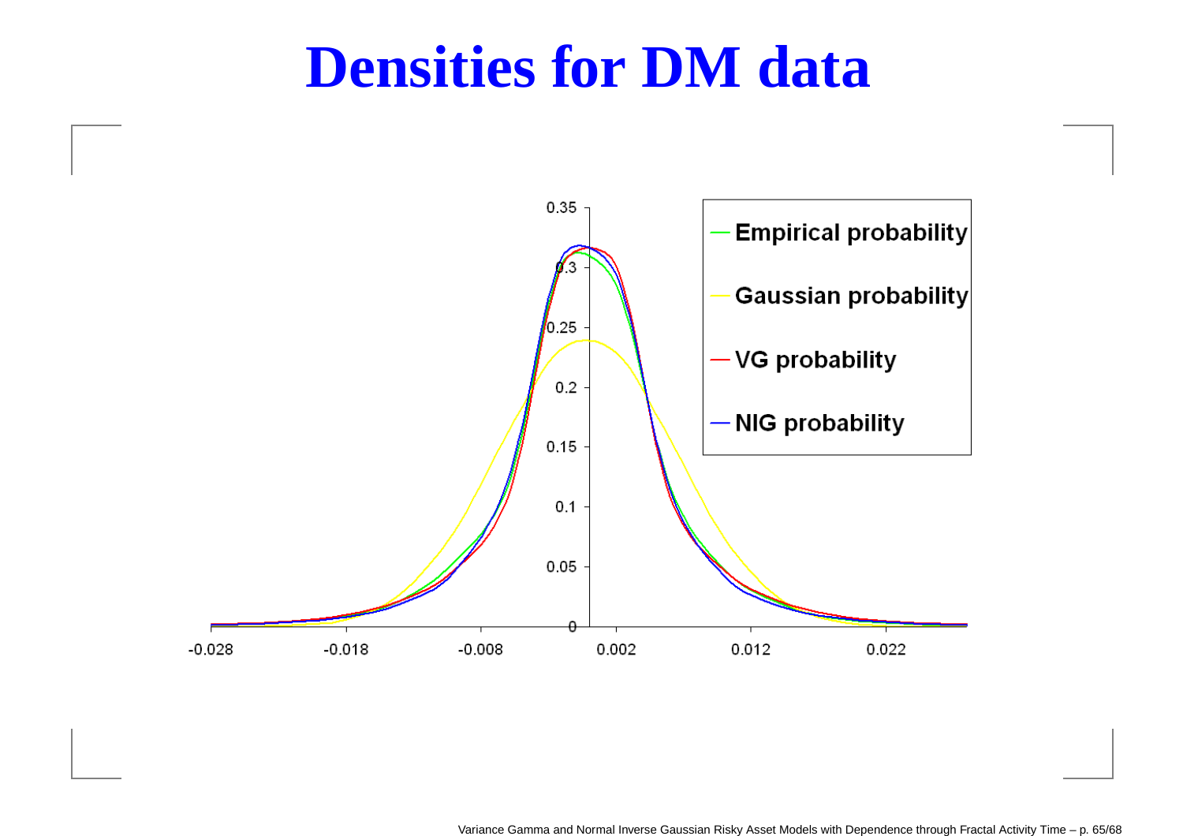# Densities for DM data

Empirical probability

Gaussian probability

VG probability

NIG probability

0.35

0.3

0.25

0.2

0.15

0.1

0.05

0

-0.028 -0.018 -0.008 0.002 0.012 0.022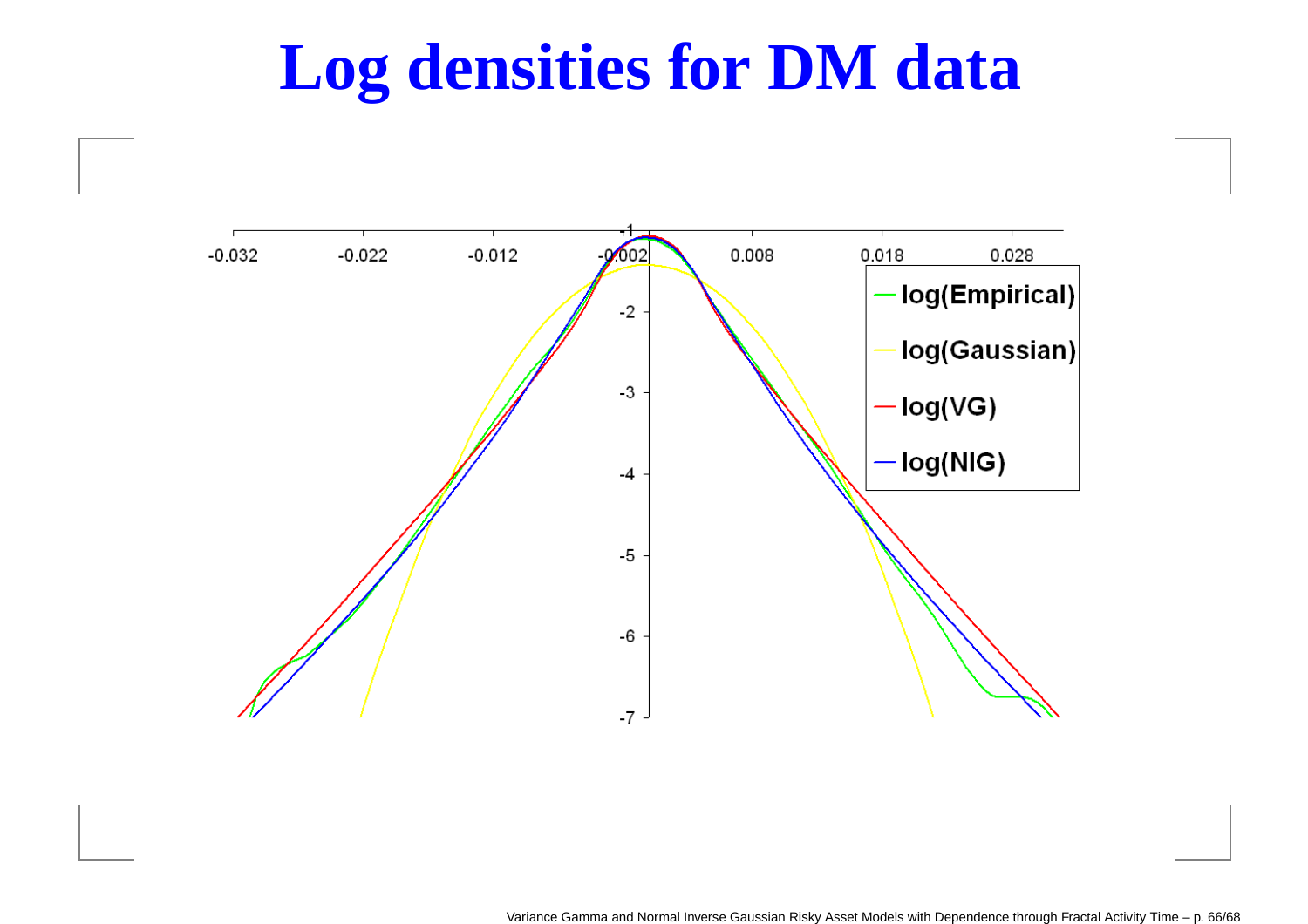# Log densities for DM data

| | -0.032 | -0.022 | -0.012 | -0.002 | 0.008 | 0.018 | 0.028 |
|---|---|---|---|---|---|---|---|

- log(Empirical)
- log(Gaussian)
- log(VG)
- log(NIG)

-1

-2

-3

-4

-5

-6

-7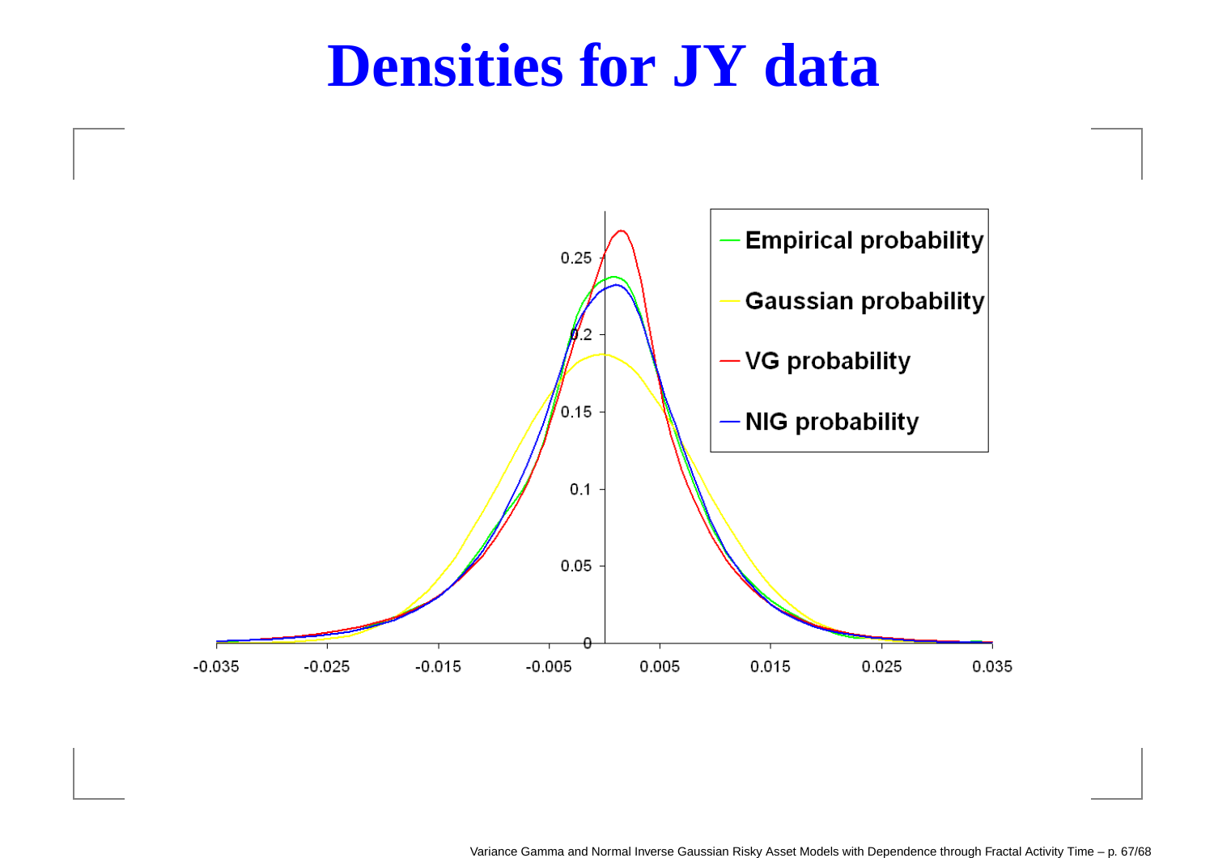# Densities for JY data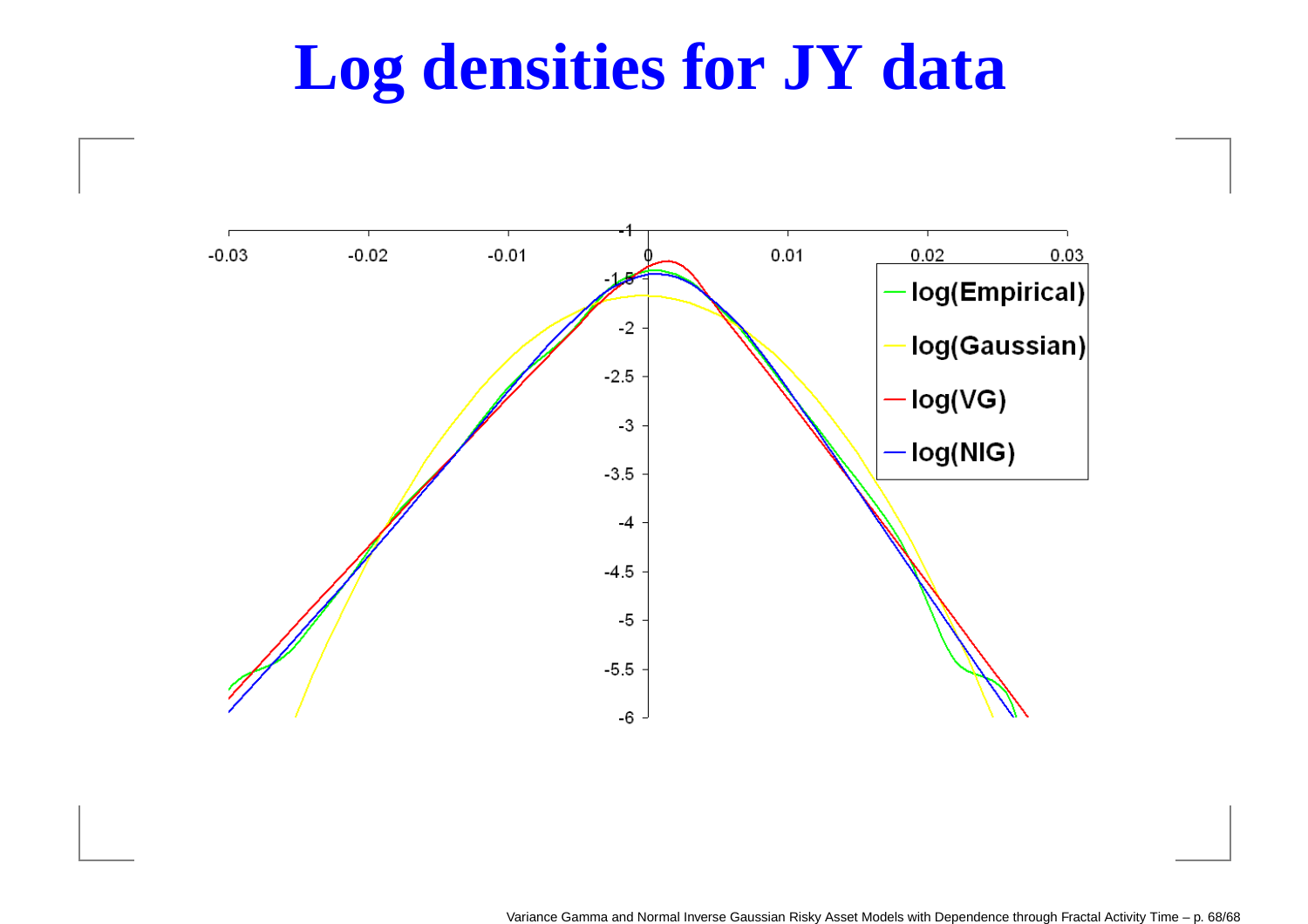# Log densities for JY data

-1

-0.03 -0.02 -0.01 0 0.01 0.02 0.03

-1.5

-2

-2.5

-3

-3.5

-4

-4.5

-5

-5.5

-6

log(Empirical)

log(Gaussian)

log(VG)

log(NIG)